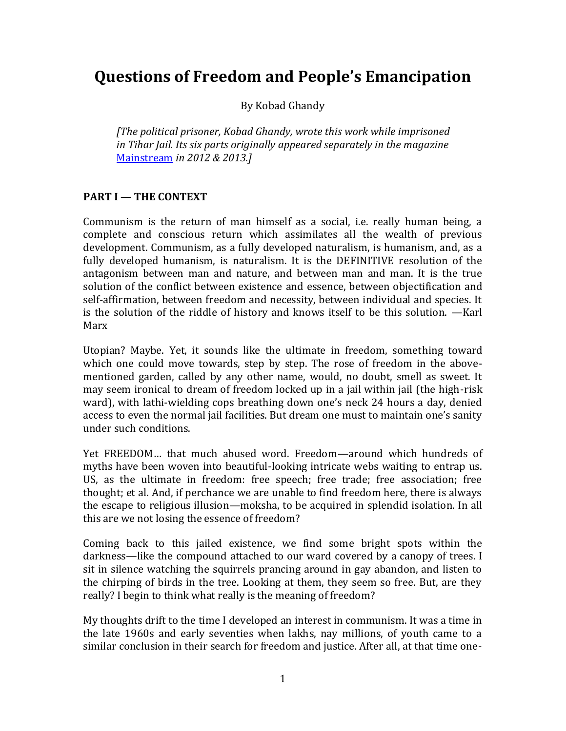# Questions of Freedom and People's Emancipation

By Kobad Ghandy

*[The political prisoner, Kobad Ghandy, wrote this work while imprisoned in Tihar Jail. Its six parts originally appeared separately in the magazine [Mainstream](Mainstream) in 2012 & 2013.]*

## PART I — THE CONTEXT

Communism is the return of man himself as a social, i.e. really human being, a complete and conscious return which assimilates all the wealth of previous development. Communism, as a fully developed naturalism, is humanism, and, as a fully developed humanism, is naturalism. It is the DEFINITIVE resolution of the antagonism between man and nature, and between man and man. It is the true solution of the conflict between existence and essence, between objectification and self-affirmation, between freedom and necessity, between individual and species. It is the solution of the riddle of history and knows itself to be this solution. —Karl Marx

Utopian? Maybe. Yet, it sounds like the ultimate in freedom, something toward which one could move towards, step by step. The rose of freedom in the above-mentioned garden, called by any other name, would, no doubt, smell as sweet. It may seem ironical to dream of freedom locked up in a jail within jail (the high-risk ward), with lathi-wielding cops breathing down one's neck 24 hours a day, denied access to even the normal jail facilities. But dream one must to maintain one's sanity under such conditions.

Yet FREEDOM… that much abused word. Freedom—around which hundreds of myths have been woven into beautiful-looking intricate webs waiting to entrap us. US, as the ultimate in freedom: free speech; free trade; free association; free thought; et al. And, if perchance we are unable to find freedom here, there is always the escape to religious illusion—moksha, to be acquired in splendid isolation. In all this are we not losing the essence of freedom?

Coming back to this jailed existence, we find some bright spots within the darkness—like the compound attached to our ward covered by a canopy of trees. I sit in silence watching the squirrels prancing around in gay abandon, and listen to the chirping of birds in the tree. Looking at them, they seem so free. But, are they really? I begin to think what really is the meaning of freedom?

My thoughts drift to the time I developed an interest in communism. It was a time in the late 1960s and early seventies when lakhs, nay millions, of youth came to a similar conclusion in their search for freedom and justice. After all, at that time one-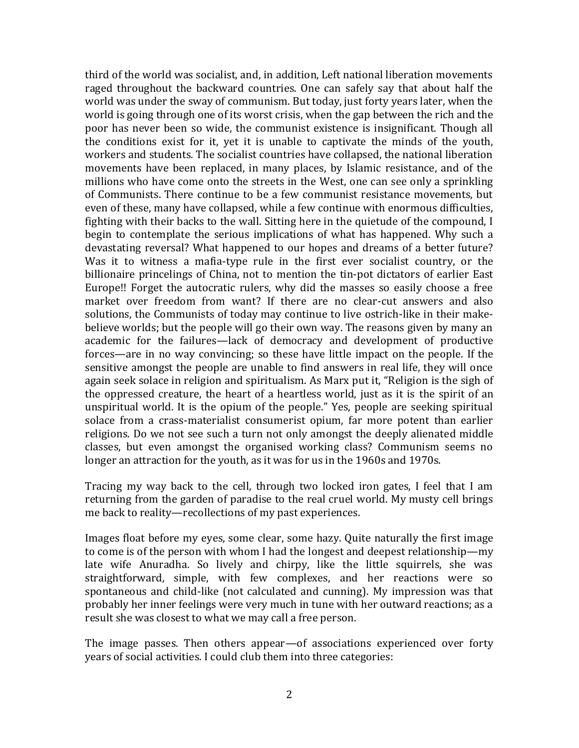third of the world was socialist, and, in addition, Left national liberation movements raged throughout the backward countries. One can safely say that about half the world was under the sway of communism. But today, just forty years later, when the world is going through one of its worst crisis, when the gap between the rich and the poor has never been so wide, the communist existence is insignificant. Though all the conditions exist for it, yet it is unable to captivate the minds of the youth, workers and students. The socialist countries have collapsed, the national liberation movements have been replaced, in many places, by Islamic resistance, and of the millions who have come onto the streets in the West, one can see only a sprinkling of Communists. There continue to be a few communist resistance movements, but even of these, many have collapsed, while a few continue with enormous difficulties, fighting with their backs to the wall. Sitting here in the quietude of the compound, I begin to contemplate the serious implications of what has happened. Why such a devastating reversal? What happened to our hopes and dreams of a better future? Was it to witness a mafia-type rule in the first ever socialist country, or the billionaire princelings of China, not to mention the tin-pot dictators of earlier East Europe!! Forget the autocratic rulers, why did the masses so easily choose a free market over freedom from want? If there are no clear-cut answers and also solutions, the Communists of today may continue to live ostrich-like in their make-believe worlds; but the people will go their own way. The reasons given by many an academic for the failures—lack of democracy and development of productive forces—are in no way convincing; so these have little impact on the people. If the sensitive amongst the people are unable to find answers in real life, they will once again seek solace in religion and spiritualism. As Marx put it, "Religion is the sigh of the oppressed creature, the heart of a heartless world, just as it is the spirit of an unspiritual world. It is the opium of the people." Yes, people are seeking spiritual solace from a crass-materialist consumerist opium, far more potent than earlier religions. Do we not see such a turn not only amongst the deeply alienated middle classes, but even amongst the organised working class? Communism seems no longer an attraction for the youth, as it was for us in the 1960s and 1970s.

Tracing my way back to the cell, through two locked iron gates, I feel that I am returning from the garden of paradise to the real cruel world. My musty cell brings me back to reality—recollections of my past experiences.

Images float before my eyes, some clear, some hazy. Quite naturally the first image to come is of the person with whom I had the longest and deepest relationship—my late wife Anuradha. So lively and chirpy, like the little squirrels, she was straightforward, simple, with few complexes, and her reactions were so spontaneous and child-like (not calculated and cunning). My impression was that probably her inner feelings were very much in tune with her outward reactions; as a result she was closest to what we may call a free person.

The image passes. Then others appear—of associations experienced over forty years of social activities. I could club them into three categories: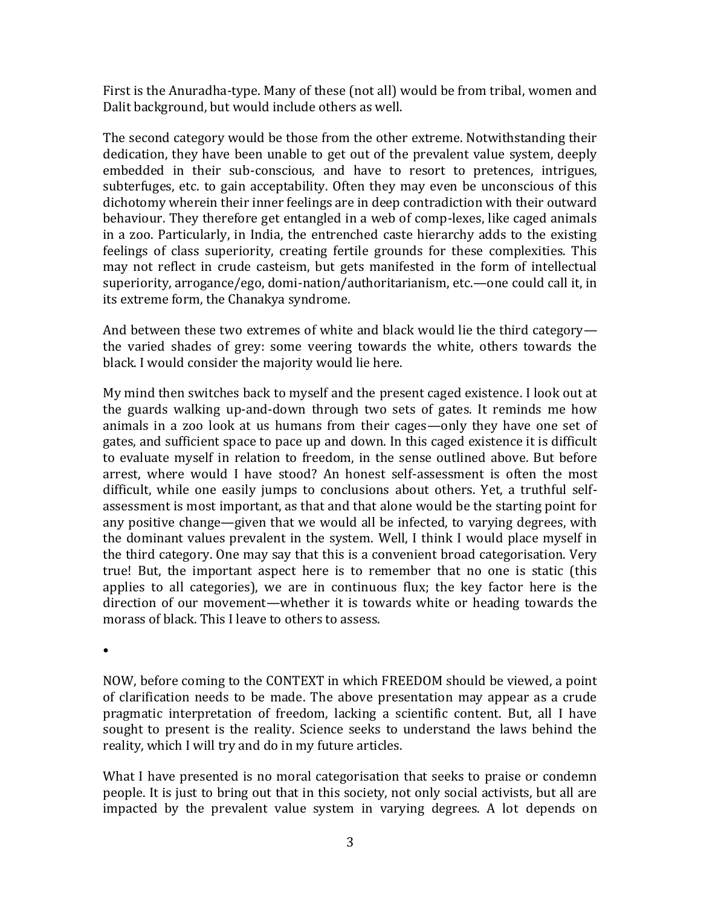First is the Anuradha-type. Many of these (not all) would be from tribal, women and Dalit background, but would include others as well.

The second category would be those from the other extreme. Notwithstanding their dedication, they have been unable to get out of the prevalent value system, deeply embedded in their sub-conscious, and have to resort to pretences, intrigues, subterfuges, etc. to gain acceptability. Often they may even be unconscious of this dichotomy wherein their inner feelings are in deep contradiction with their outward behaviour. They therefore get entangled in a web of comp-lexes, like caged animals in a zoo. Particularly, in India, the entrenched caste hierarchy adds to the existing feelings of class superiority, creating fertile grounds for these complexities. This may not reflect in crude casteism, but gets manifested in the form of intellectual superiority, arrogance/ego, domi-nation/authoritarianism, etc.—one could call it, in its extreme form, the Chanakya syndrome.

And between these two extremes of white and black would lie the third category—the varied shades of grey: some veering towards the white, others towards the black. I would consider the majority would lie here.

My mind then switches back to myself and the present caged existence. I look out at the guards walking up-and-down through two sets of gates. It reminds me how animals in a zoo look at us humans from their cages—only they have one set of gates, and sufficient space to pace up and down. In this caged existence it is difficult to evaluate myself in relation to freedom, in the sense outlined above. But before arrest, where would I have stood? An honest self-assessment is often the most difficult, while one easily jumps to conclusions about others. Yet, a truthful self-assessment is most important, as that and that alone would be the starting point for any positive change—given that we would all be infected, to varying degrees, with the dominant values prevalent in the system. Well, I think I would place myself in the third category. One may say that this is a convenient broad categorisation. Very true! But, the important aspect here is to remember that no one is static (this applies to all categories), we are in continuous flux; the key factor here is the direction of our movement—whether it is towards white or heading towards the morass of black. This I leave to others to assess.

•

NOW, before coming to the CONTEXT in which FREEDOM should be viewed, a point of clarification needs to be made. The above presentation may appear as a crude pragmatic interpretation of freedom, lacking a scientific content. But, all I have sought to present is the reality. Science seeks to understand the laws behind the reality, which I will try and do in my future articles.

What I have presented is no moral categorisation that seeks to praise or condemn people. It is just to bring out that in this society, not only social activists, but all are impacted by the prevalent value system in varying degrees. A lot depends on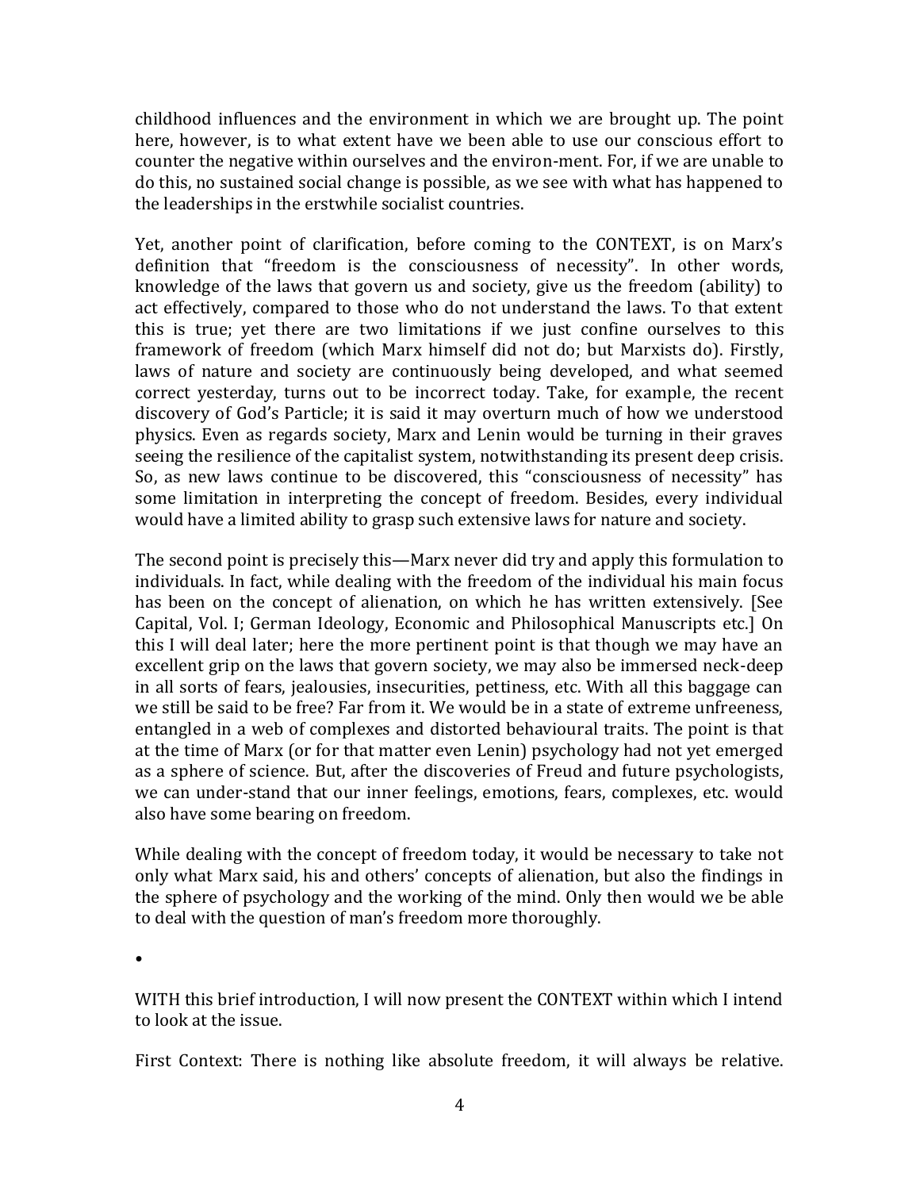childhood influences and the environment in which we are brought up. The point here, however, is to what extent have we been able to use our conscious effort to counter the negative within ourselves and the environ-ment. For, if we are unable to do this, no sustained social change is possible, as we see with what has happened to the leaderships in the erstwhile socialist countries.

Yet, another point of clarification, before coming to the CONTEXT, is on Marx's definition that "freedom is the consciousness of necessity". In other words, knowledge of the laws that govern us and society, give us the freedom (ability) to act effectively, compared to those who do not understand the laws. To that extent this is true; yet there are two limitations if we just confine ourselves to this framework of freedom (which Marx himself did not do; but Marxists do). Firstly, laws of nature and society are continuously being developed, and what seemed correct yesterday, turns out to be incorrect today. Take, for example, the recent discovery of God's Particle; it is said it may overturn much of how we understood physics. Even as regards society, Marx and Lenin would be turning in their graves seeing the resilience of the capitalist system, notwithstanding its present deep crisis. So, as new laws continue to be discovered, this "consciousness of necessity" has some limitation in interpreting the concept of freedom. Besides, every individual would have a limited ability to grasp such extensive laws for nature and society.

The second point is precisely this—Marx never did try and apply this formulation to individuals. In fact, while dealing with the freedom of the individual his main focus has been on the concept of alienation, on which he has written extensively. [See Capital, Vol. I; German Ideology, Economic and Philosophical Manuscripts etc.] On this I will deal later; here the more pertinent point is that though we may have an excellent grip on the laws that govern society, we may also be immersed neck-deep in all sorts of fears, jealousies, insecurities, pettiness, etc. With all this baggage can we still be said to be free? Far from it. We would be in a state of extreme unfreeness, entangled in a web of complexes and distorted behavioural traits. The point is that at the time of Marx (or for that matter even Lenin) psychology had not yet emerged as a sphere of science. But, after the discoveries of Freud and future psychologists, we can under-stand that our inner feelings, emotions, fears, complexes, etc. would also have some bearing on freedom.

While dealing with the concept of freedom today, it would be necessary to take not only what Marx said, his and others' concepts of alienation, but also the findings in the sphere of psychology and the working of the mind. Only then would we be able to deal with the question of man's freedom more thoroughly.

•

WITH this brief introduction, I will now present the CONTEXT within which I intend to look at the issue.

First Context: There is nothing like absolute freedom, it will always be relative.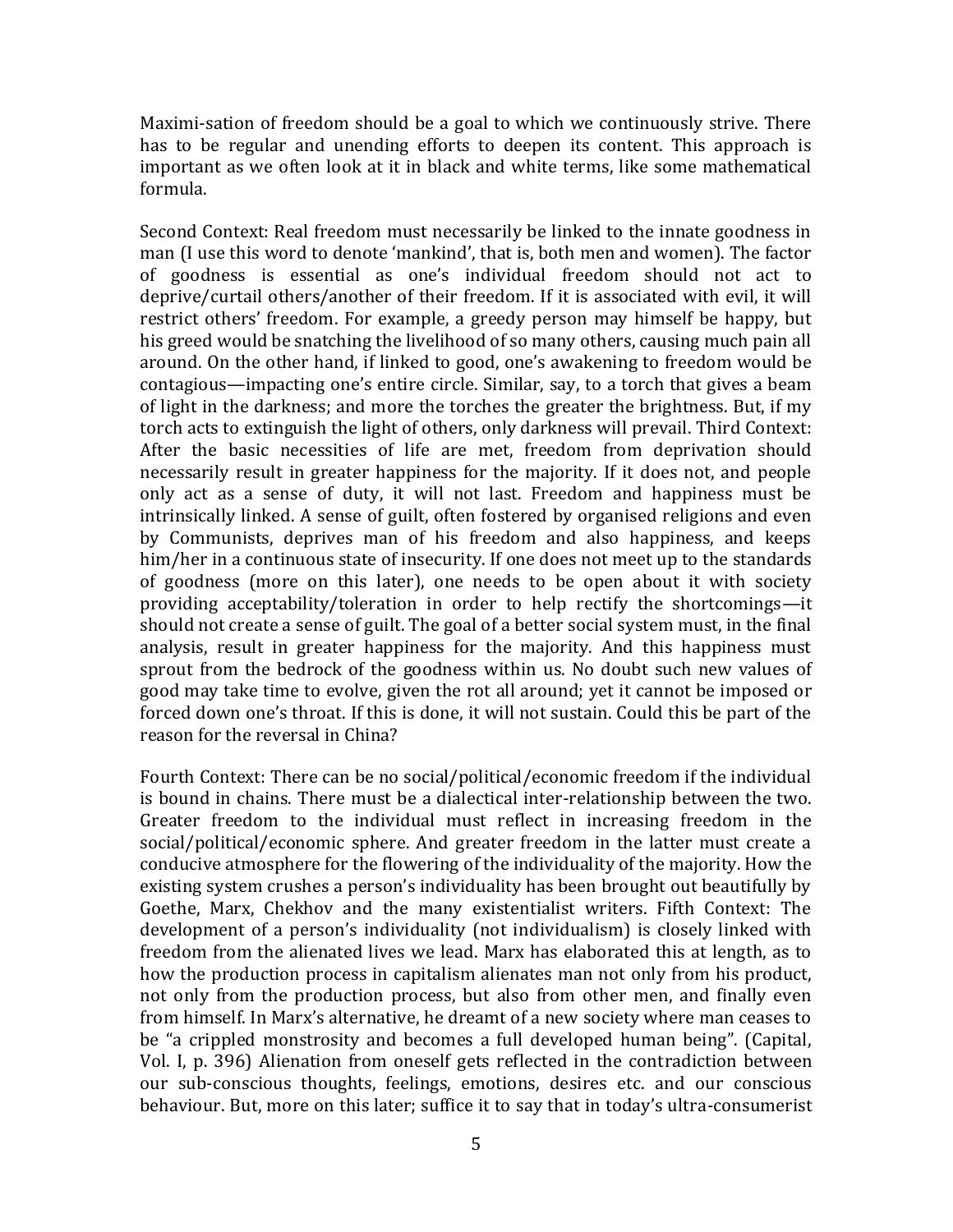Maximi-sation of freedom should be a goal to which we continuously strive. There has to be regular and unending efforts to deepen its content. This approach is important as we often look at it in black and white terms, like some mathematical formula.

Second Context: Real freedom must necessarily be linked to the innate goodness in man (I use this word to denote 'mankind', that is, both men and women). The factor of goodness is essential as one's individual freedom should not act to deprive/curtail others/another of their freedom. If it is associated with evil, it will restrict others' freedom. For example, a greedy person may himself be happy, but his greed would be snatching the livelihood of so many others, causing much pain all around. On the other hand, if linked to good, one's awakening to freedom would be contagious—impacting one's entire circle. Similar, say, to a torch that gives a beam of light in the darkness; and more the torches the greater the brightness. But, if my torch acts to extinguish the light of others, only darkness will prevail. Third Context: After the basic necessities of life are met, freedom from deprivation should necessarily result in greater happiness for the majority. If it does not, and people only act as a sense of duty, it will not last. Freedom and happiness must be intrinsically linked. A sense of guilt, often fostered by organised religions and even by Communists, deprives man of his freedom and also happiness, and keeps him/her in a continuous state of insecurity. If one does not meet up to the standards of goodness (more on this later), one needs to be open about it with society providing acceptability/toleration in order to help rectify the shortcomings—it should not create a sense of guilt. The goal of a better social system must, in the final analysis, result in greater happiness for the majority. And this happiness must sprout from the bedrock of the goodness within us. No doubt such new values of good may take time to evolve, given the rot all around; yet it cannot be imposed or forced down one's throat. If this is done, it will not sustain. Could this be part of the reason for the reversal in China?

Fourth Context: There can be no social/political/economic freedom if the individual is bound in chains. There must be a dialectical inter-relationship between the two. Greater freedom to the individual must reflect in increasing freedom in the social/political/economic sphere. And greater freedom in the latter must create a conducive atmosphere for the flowering of the individuality of the majority. How the existing system crushes a person's individuality has been brought out beautifully by Goethe, Marx, Chekhov and the many existentialist writers. Fifth Context: The development of a person's individuality (not individualism) is closely linked with freedom from the alienated lives we lead. Marx has elaborated this at length, as to how the production process in capitalism alienates man not only from his product, not only from the production process, but also from other men, and finally even from himself. In Marx's alternative, he dreamt of a new society where man ceases to be "a crippled monstrosity and becomes a full developed human being". (Capital, Vol. I, p. 396) Alienation from oneself gets reflected in the contradiction between our sub-conscious thoughts, feelings, emotions, desires etc. and our conscious behaviour. But, more on this later; suffice it to say that in today's ultra-consumerist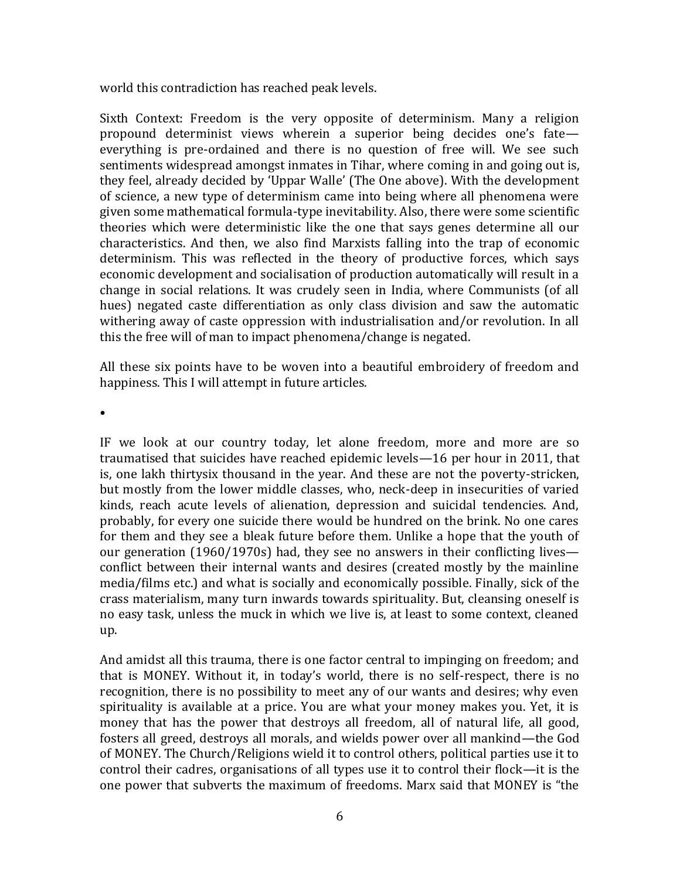world this contradiction has reached peak levels.

Sixth Context: Freedom is the very opposite of determinism. Many a religion propound determinist views wherein a superior being decides one's fate—everything is pre-ordained and there is no question of free will. We see such sentiments widespread amongst inmates in Tihar, where coming in and going out is, they feel, already decided by 'Uppar Walle' (The One above). With the development of science, a new type of determinism came into being where all phenomena were given some mathematical formula-type inevitability. Also, there were some scientific theories which were deterministic like the one that says genes determine all our characteristics. And then, we also find Marxists falling into the trap of economic determinism. This was reflected in the theory of productive forces, which says economic development and socialisation of production automatically will result in a change in social relations. It was crudely seen in India, where Communists (of all hues) negated caste differentiation as only class division and saw the automatic withering away of caste oppression with industrialisation and/or revolution. In all this the free will of man to impact phenomena/change is negated.

All these six points have to be woven into a beautiful embroidery of freedom and happiness. This I will attempt in future articles.

•

IF we look at our country today, let alone freedom, more and more are so traumatised that suicides have reached epidemic levels—16 per hour in 2011, that is, one lakh thirtysix thousand in the year. And these are not the poverty-stricken, but mostly from the lower middle classes, who, neck-deep in insecurities of varied kinds, reach acute levels of alienation, depression and suicidal tendencies. And, probably, for every one suicide there would be hundred on the brink. No one cares for them and they see a bleak future before them. Unlike a hope that the youth of our generation (1960/1970s) had, they see no answers in their conflicting lives—conflict between their internal wants and desires (created mostly by the mainline media/films etc.) and what is socially and economically possible. Finally, sick of the crass materialism, many turn inwards towards spirituality. But, cleansing oneself is no easy task, unless the muck in which we live is, at least to some context, cleaned up.

And amidst all this trauma, there is one factor central to impinging on freedom; and that is MONEY. Without it, in today's world, there is no self-respect, there is no recognition, there is no possibility to meet any of our wants and desires; why even spirituality is available at a price. You are what your money makes you. Yet, it is money that has the power that destroys all freedom, all of natural life, all good, fosters all greed, destroys all morals, and wields power over all mankind—the God of MONEY. The Church/Religions wield it to control others, political parties use it to control their cadres, organisations of all types use it to control their flock—it is the one power that subverts the maximum of freedoms. Marx said that MONEY is "the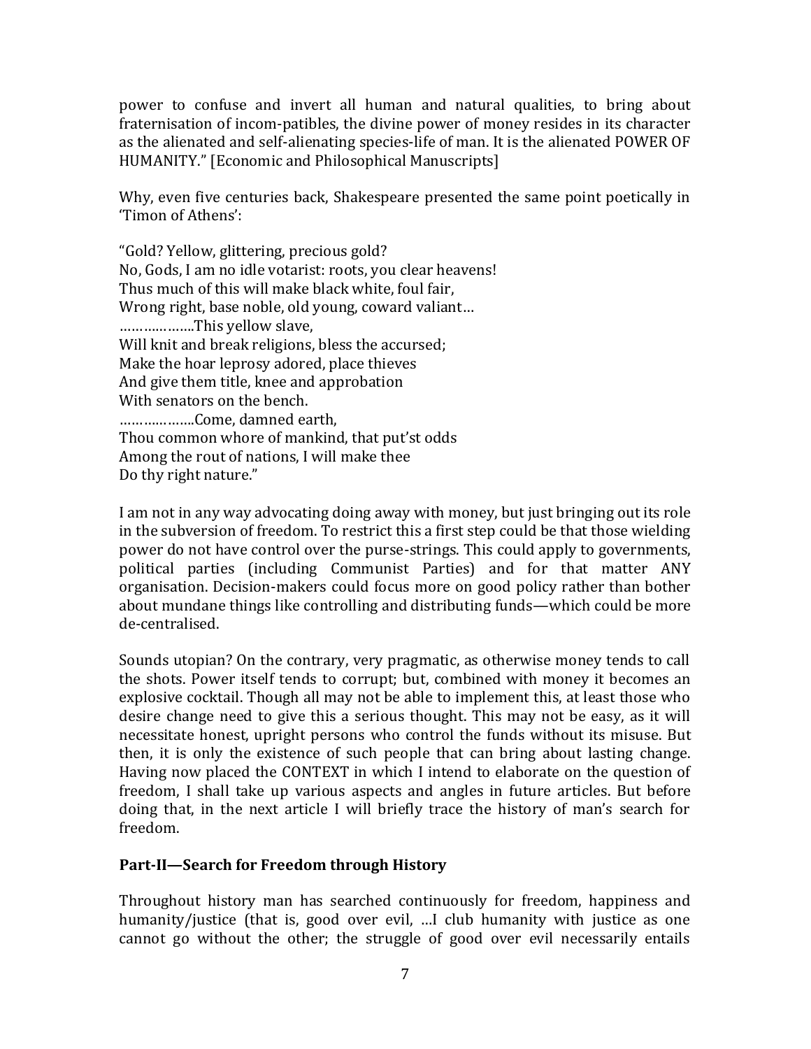power to confuse and invert all human and natural qualities, to bring about fraternisation of incom-patibles, the divine power of money resides in its character as the alienated and self-alienating species-life of man. It is the alienated POWER OF HUMANITY." [Economic and Philosophical Manuscripts]

Why, even five centuries back, Shakespeare presented the same point poetically in 'Timon of Athens':

"Gold? Yellow, glittering, precious gold?  
No, Gods, I am no idle votarist: roots, you clear heavens!  
Thus much of this will make black white, foul fair,  
Wrong right, base noble, old young, coward valiant…  
……………..This yellow slave,  
Will knit and break religions, bless the accursed;  
Make the hoar leprosy adored, place thieves  
And give them title, knee and approbation  
With senators on the bench.  
……………..Come, damned earth,  
Thou common whore of mankind, that put'st odds  
Among the rout of nations, I will make thee  
Do thy right nature."

I am not in any way advocating doing away with money, but just bringing out its role in the subversion of freedom. To restrict this a first step could be that those wielding power do not have control over the purse-strings. This could apply to governments, political parties (including Communist Parties) and for that matter ANY organisation. Decision-makers could focus more on good policy rather than bother about mundane things like controlling and distributing funds—which could be more de-centralised.

Sounds utopian? On the contrary, very pragmatic, as otherwise money tends to call the shots. Power itself tends to corrupt; but, combined with money it becomes an explosive cocktail. Though all may not be able to implement this, at least those who desire change need to give this a serious thought. This may not be easy, as it will necessitate honest, upright persons who control the funds without its misuse. But then, it is only the existence of such people that can bring about lasting change. Having now placed the CONTEXT in which I intend to elaborate on the question of freedom, I shall take up various aspects and angles in future articles. But before doing that, in the next article I will briefly trace the history of man's search for freedom.

## Part-II—Search for Freedom through History

Throughout history man has searched continuously for freedom, happiness and humanity/justice (that is, good over evil, …I club humanity with justice as one cannot go without the other; the struggle of good over evil necessarily entails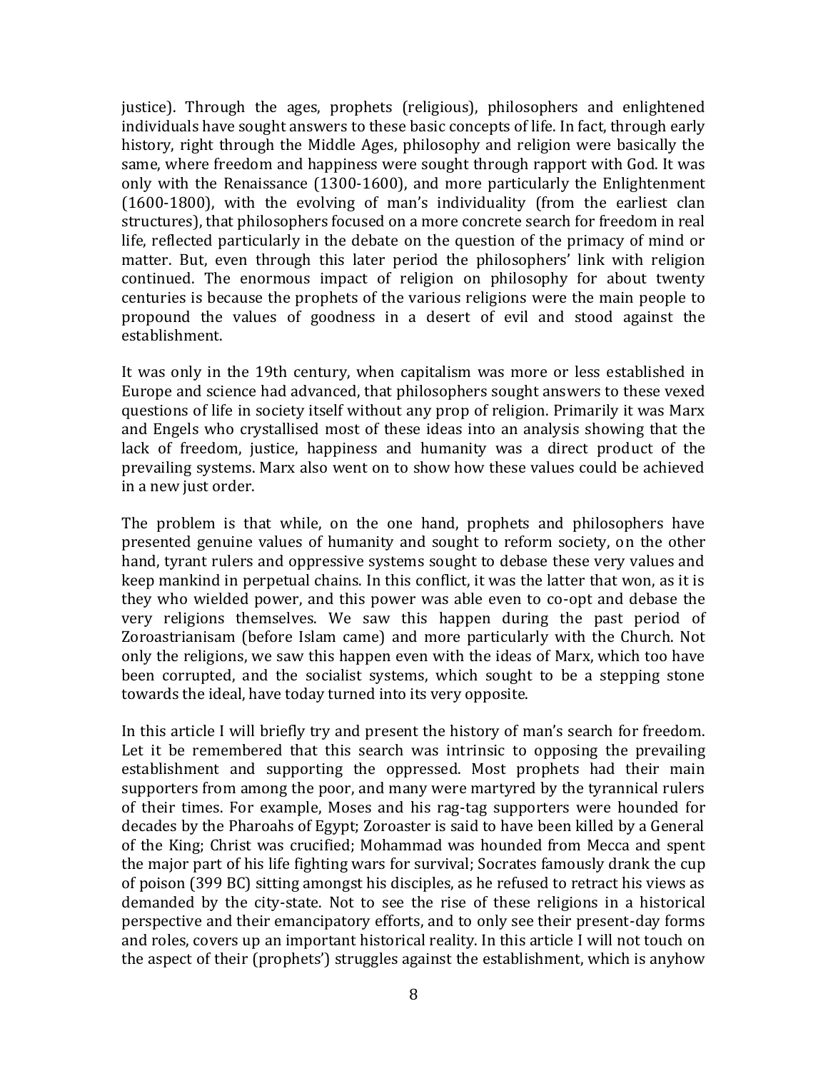justice). Through the ages, prophets (religious), philosophers and enlightened individuals have sought answers to these basic concepts of life. In fact, through early history, right through the Middle Ages, philosophy and religion were basically the same, where freedom and happiness were sought through rapport with God. It was only with the Renaissance (1300-1600), and more particularly the Enlightenment (1600-1800), with the evolving of man's individuality (from the earliest clan structures), that philosophers focused on a more concrete search for freedom in real life, reflected particularly in the debate on the question of the primacy of mind or matter. But, even through this later period the philosophers' link with religion continued. The enormous impact of religion on philosophy for about twenty centuries is because the prophets of the various religions were the main people to propound the values of goodness in a desert of evil and stood against the establishment.

It was only in the 19th century, when capitalism was more or less established in Europe and science had advanced, that philosophers sought answers to these vexed questions of life in society itself without any prop of religion. Primarily it was Marx and Engels who crystallised most of these ideas into an analysis showing that the lack of freedom, justice, happiness and humanity was a direct product of the prevailing systems. Marx also went on to show how these values could be achieved in a new just order.

The problem is that while, on the one hand, prophets and philosophers have presented genuine values of humanity and sought to reform society, on the other hand, tyrant rulers and oppressive systems sought to debase these very values and keep mankind in perpetual chains. In this conflict, it was the latter that won, as it is they who wielded power, and this power was able even to co-opt and debase the very religions themselves. We saw this happen during the past period of Zoroastrianisam (before Islam came) and more particularly with the Church. Not only the religions, we saw this happen even with the ideas of Marx, which too have been corrupted, and the socialist systems, which sought to be a stepping stone towards the ideal, have today turned into its very opposite.

In this article I will briefly try and present the history of man's search for freedom. Let it be remembered that this search was intrinsic to opposing the prevailing establishment and supporting the oppressed. Most prophets had their main supporters from among the poor, and many were martyred by the tyrannical rulers of their times. For example, Moses and his rag-tag supporters were hounded for decades by the Pharoahs of Egypt; Zoroaster is said to have been killed by a General of the King; Christ was crucified; Mohammad was hounded from Mecca and spent the major part of his life fighting wars for survival; Socrates famously drank the cup of poison (399 BC) sitting amongst his disciples, as he refused to retract his views as demanded by the city-state. Not to see the rise of these religions in a historical perspective and their emancipatory efforts, and to only see their present-day forms and roles, covers up an important historical reality. In this article I will not touch on the aspect of their (prophets') struggles against the establishment, which is anyhow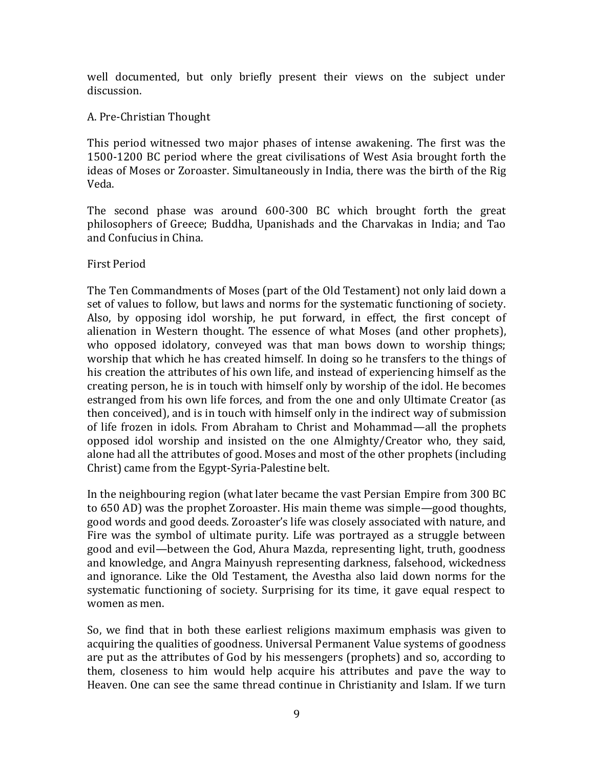well documented, but only briefly present their views on the subject under discussion.

## A. Pre-Christian Thought

This period witnessed two major phases of intense awakening. The first was the 1500-1200 BC period where the great civilisations of West Asia brought forth the ideas of Moses or Zoroaster. Simultaneously in India, there was the birth of the Rig Veda.

The second phase was around 600-300 BC which brought forth the great philosophers of Greece; Buddha, Upanishads and the Charvakas in India; and Tao and Confucius in China.

### First Period

The Ten Commandments of Moses (part of the Old Testament) not only laid down a set of values to follow, but laws and norms for the systematic functioning of society. Also, by opposing idol worship, he put forward, in effect, the first concept of alienation in Western thought. The essence of what Moses (and other prophets), who opposed idolatory, conveyed was that man bows down to worship things; worship that which he has created himself. In doing so he transfers to the things of his creation the attributes of his own life, and instead of experiencing himself as the creating person, he is in touch with himself only by worship of the idol. He becomes estranged from his own life forces, and from the one and only Ultimate Creator (as then conceived), and is in touch with himself only in the indirect way of submission of life frozen in idols. From Abraham to Christ and Mohammad—all the prophets opposed idol worship and insisted on the one Almighty/Creator who, they said, alone had all the attributes of good. Moses and most of the other prophets (including Christ) came from the Egypt-Syria-Palestine belt.

In the neighbouring region (what later became the vast Persian Empire from 300 BC to 650 AD) was the prophet Zoroaster. His main theme was simple—good thoughts, good words and good deeds. Zoroaster's life was closely associated with nature, and Fire was the symbol of ultimate purity. Life was portrayed as a struggle between good and evil—between the God, Ahura Mazda, representing light, truth, goodness and knowledge, and Angra Mainyush representing darkness, falsehood, wickedness and ignorance. Like the Old Testament, the Avestha also laid down norms for the systematic functioning of society. Surprising for its time, it gave equal respect to women as men.

So, we find that in both these earliest religions maximum emphasis was given to acquiring the qualities of goodness. Universal Permanent Value systems of goodness are put as the attributes of God by his messengers (prophets) and so, according to them, closeness to him would help acquire his attributes and pave the way to Heaven. One can see the same thread continue in Christianity and Islam. If we turn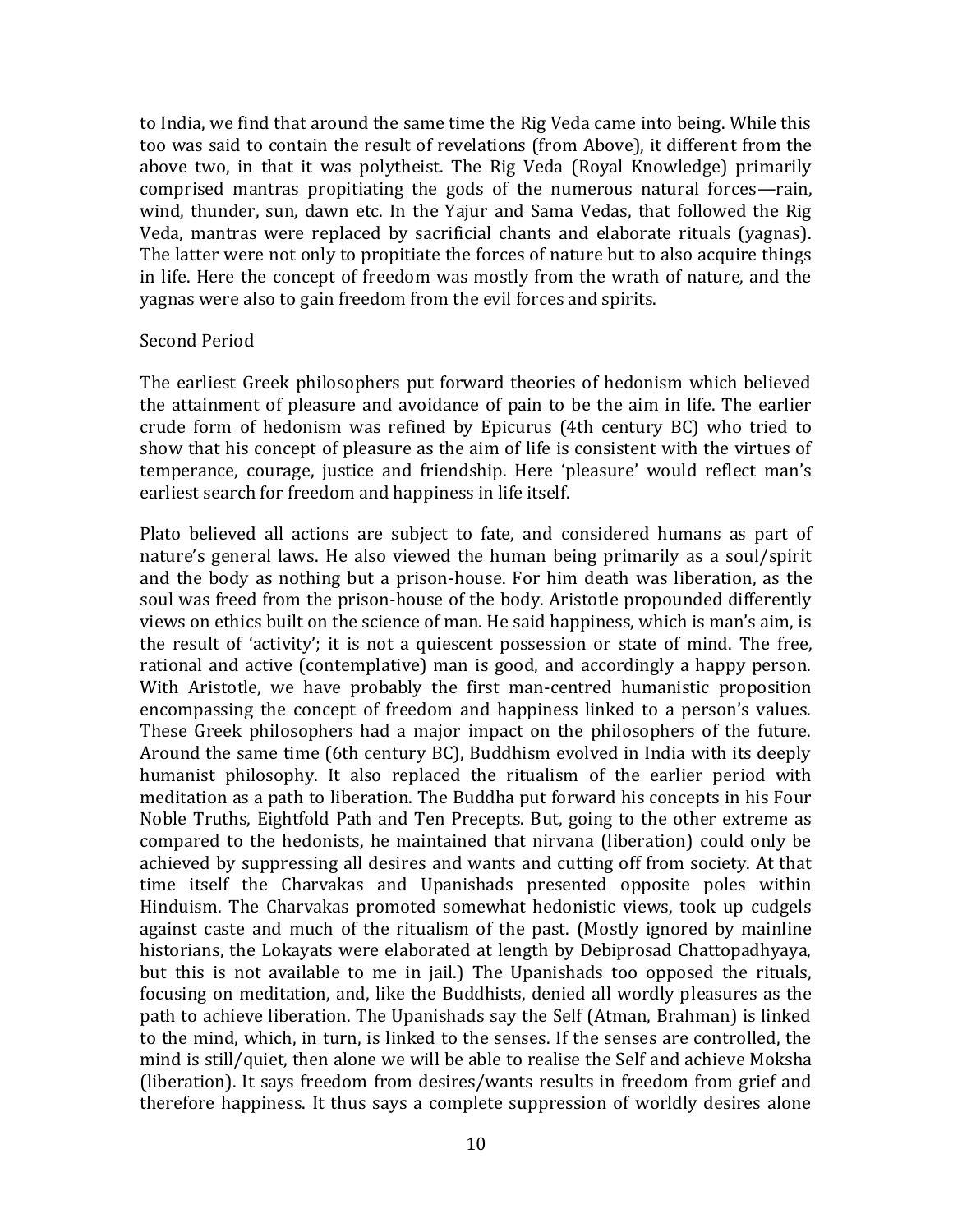to India, we find that around the same time the Rig Veda came into being. While this too was said to contain the result of revelations (from Above), it different from the above two, in that it was polytheist. The Rig Veda (Royal Knowledge) primarily comprised mantras propitiating the gods of the numerous natural forces—rain, wind, thunder, sun, dawn etc. In the Yajur and Sama Vedas, that followed the Rig Veda, mantras were replaced by sacrificial chants and elaborate rituals (yagnas). The latter were not only to propitiate the forces of nature but to also acquire things in life. Here the concept of freedom was mostly from the wrath of nature, and the yagnas were also to gain freedom from the evil forces and spirits.

## Second Period

The earliest Greek philosophers put forward theories of hedonism which believed the attainment of pleasure and avoidance of pain to be the aim in life. The earlier crude form of hedonism was refined by Epicurus (4th century BC) who tried to show that his concept of pleasure as the aim of life is consistent with the virtues of temperance, courage, justice and friendship. Here 'pleasure' would reflect man's earliest search for freedom and happiness in life itself.

Plato believed all actions are subject to fate, and considered humans as part of nature's general laws. He also viewed the human being primarily as a soul/spirit and the body as nothing but a prison-house. For him death was liberation, as the soul was freed from the prison-house of the body. Aristotle propounded differently views on ethics built on the science of man. He said happiness, which is man's aim, is the result of 'activity'; it is not a quiescent possession or state of mind. The free, rational and active (contemplative) man is good, and accordingly a happy person. With Aristotle, we have probably the first man-centred humanistic proposition encompassing the concept of freedom and happiness linked to a person's values. These Greek philosophers had a major impact on the philosophers of the future. Around the same time (6th century BC), Buddhism evolved in India with its deeply humanist philosophy. It also replaced the ritualism of the earlier period with meditation as a path to liberation. The Buddha put forward his concepts in his Four Noble Truths, Eightfold Path and Ten Precepts. But, going to the other extreme as compared to the hedonists, he maintained that nirvana (liberation) could only be achieved by suppressing all desires and wants and cutting off from society. At that time itself the Charvakas and Upanishads presented opposite poles within Hinduism. The Charvakas promoted somewhat hedonistic views, took up cudgels against caste and much of the ritualism of the past. (Mostly ignored by mainline historians, the Lokayats were elaborated at length by Debiprosad Chattopadhyaya, but this is not available to me in jail.) The Upanishads too opposed the rituals, focusing on meditation, and, like the Buddhists, denied all wordly pleasures as the path to achieve liberation. The Upanishads say the Self (Atman, Brahman) is linked to the mind, which, in turn, is linked to the senses. If the senses are controlled, the mind is still/quiet, then alone we will be able to realise the Self and achieve Moksha (liberation). It says freedom from desires/wants results in freedom from grief and therefore happiness. It thus says a complete suppression of worldly desires alone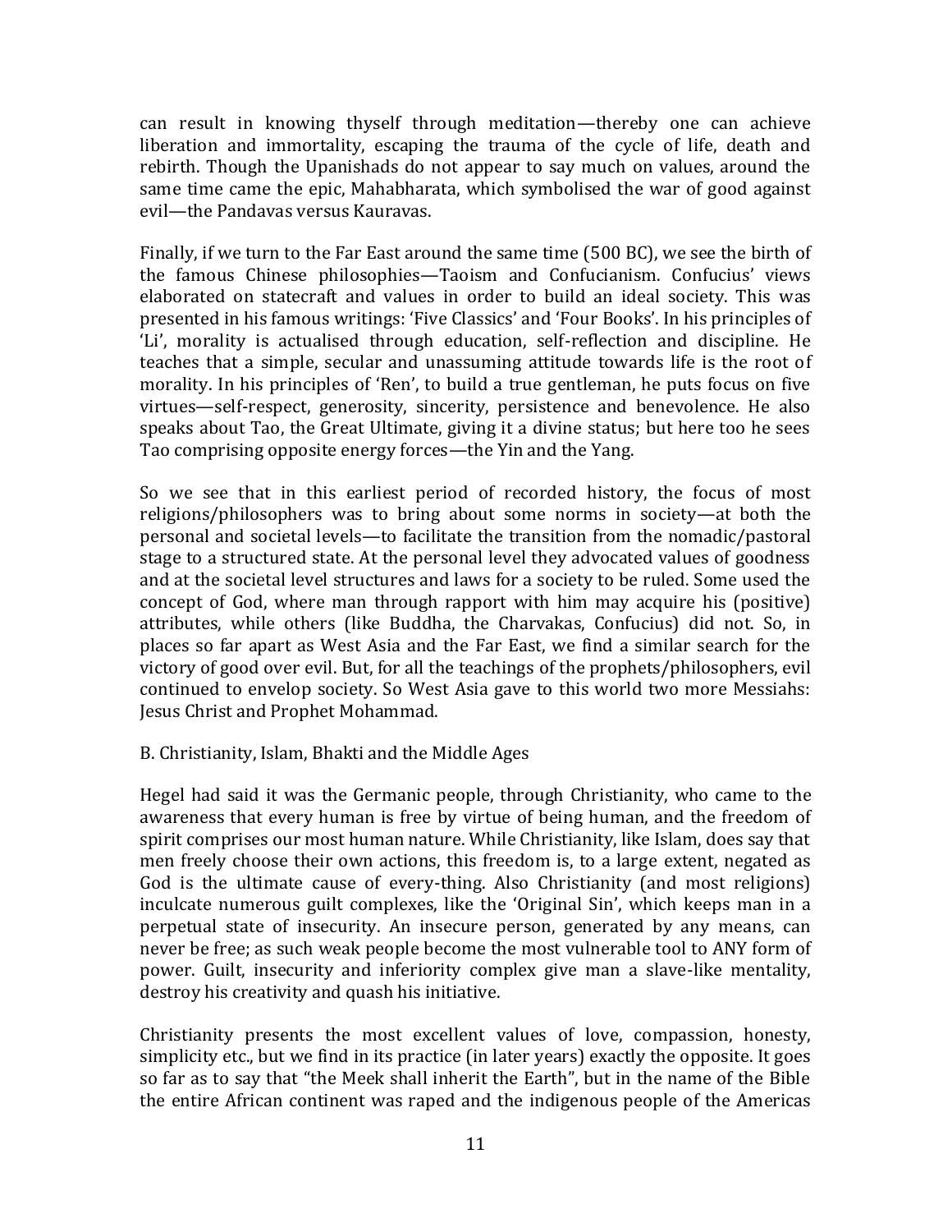can result in knowing thyself through meditation—thereby one can achieve liberation and immortality, escaping the trauma of the cycle of life, death and rebirth. Though the Upanishads do not appear to say much on values, around the same time came the epic, Mahabharata, which symbolised the war of good against evil—the Pandavas versus Kauravas.

Finally, if we turn to the Far East around the same time (500 BC), we see the birth of the famous Chinese philosophies—Taoism and Confucianism. Confucius' views elaborated on statecraft and values in order to build an ideal society. This was presented in his famous writings: 'Five Classics' and 'Four Books'. In his principles of 'Li', morality is actualised through education, self-reflection and discipline. He teaches that a simple, secular and unassuming attitude towards life is the root of morality. In his principles of 'Ren', to build a true gentleman, he puts focus on five virtues—self-respect, generosity, sincerity, persistence and benevolence. He also speaks about Tao, the Great Ultimate, giving it a divine status; but here too he sees Tao comprising opposite energy forces—the Yin and the Yang.

So we see that in this earliest period of recorded history, the focus of most religions/philosophers was to bring about some norms in society—at both the personal and societal levels—to facilitate the transition from the nomadic/pastoral stage to a structured state. At the personal level they advocated values of goodness and at the societal level structures and laws for a society to be ruled. Some used the concept of God, where man through rapport with him may acquire his (positive) attributes, while others (like Buddha, the Charvakas, Confucius) did not. So, in places so far apart as West Asia and the Far East, we find a similar search for the victory of good over evil. But, for all the teachings of the prophets/philosophers, evil continued to envelop society. So West Asia gave to this world two more Messiahs: Jesus Christ and Prophet Mohammad.

B. Christianity, Islam, Bhakti and the Middle Ages

Hegel had said it was the Germanic people, through Christianity, who came to the awareness that every human is free by virtue of being human, and the freedom of spirit comprises our most human nature. While Christianity, like Islam, does say that men freely choose their own actions, this freedom is, to a large extent, negated as God is the ultimate cause of every-thing. Also Christianity (and most religions) inculcate numerous guilt complexes, like the 'Original Sin', which keeps man in a perpetual state of insecurity. An insecure person, generated by any means, can never be free; as such weak people become the most vulnerable tool to ANY form of power. Guilt, insecurity and inferiority complex give man a slave-like mentality, destroy his creativity and quash his initiative.

Christianity presents the most excellent values of love, compassion, honesty, simplicity etc., but we find in its practice (in later years) exactly the opposite. It goes so far as to say that "the Meek shall inherit the Earth", but in the name of the Bible the entire African continent was raped and the indigenous people of the Americas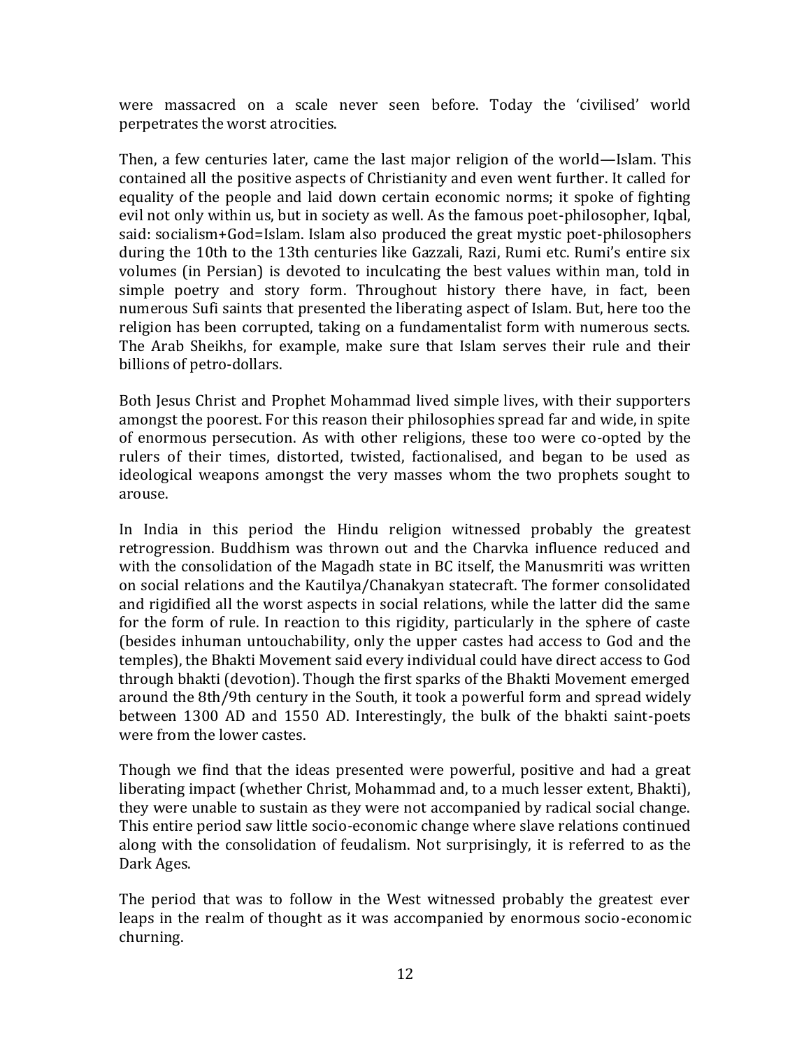were massacred on a scale never seen before. Today the 'civilised' world perpetrates the worst atrocities.

Then, a few centuries later, came the last major religion of the world—Islam. This contained all the positive aspects of Christianity and even went further. It called for equality of the people and laid down certain economic norms; it spoke of fighting evil not only within us, but in society as well. As the famous poet-philosopher, Iqbal, said: socialism+God=Islam. Islam also produced the great mystic poet-philosophers during the 10th to the 13th centuries like Gazzali, Razi, Rumi etc. Rumi's entire six volumes (in Persian) is devoted to inculcating the best values within man, told in simple poetry and story form. Throughout history there have, in fact, been numerous Sufi saints that presented the liberating aspect of Islam. But, here too the religion has been corrupted, taking on a fundamentalist form with numerous sects. The Arab Sheikhs, for example, make sure that Islam serves their rule and their billions of petro-dollars.

Both Jesus Christ and Prophet Mohammad lived simple lives, with their supporters amongst the poorest. For this reason their philosophies spread far and wide, in spite of enormous persecution. As with other religions, these too were co-opted by the rulers of their times, distorted, twisted, factionalised, and began to be used as ideological weapons amongst the very masses whom the two prophets sought to arouse.

In India in this period the Hindu religion witnessed probably the greatest retrogression. Buddhism was thrown out and the Charvka influence reduced and with the consolidation of the Magadh state in BC itself, the Manusmriti was written on social relations and the Kautilya/Chanakyan statecraft. The former consolidated and rigidified all the worst aspects in social relations, while the latter did the same for the form of rule. In reaction to this rigidity, particularly in the sphere of caste (besides inhuman untouchability, only the upper castes had access to God and the temples), the Bhakti Movement said every individual could have direct access to God through bhakti (devotion). Though the first sparks of the Bhakti Movement emerged around the 8th/9th century in the South, it took a powerful form and spread widely between 1300 AD and 1550 AD. Interestingly, the bulk of the bhakti saint-poets were from the lower castes.

Though we find that the ideas presented were powerful, positive and had a great liberating impact (whether Christ, Mohammad and, to a much lesser extent, Bhakti), they were unable to sustain as they were not accompanied by radical social change. This entire period saw little socio-economic change where slave relations continued along with the consolidation of feudalism. Not surprisingly, it is referred to as the Dark Ages.

The period that was to follow in the West witnessed probably the greatest ever leaps in the realm of thought as it was accompanied by enormous socio-economic churning.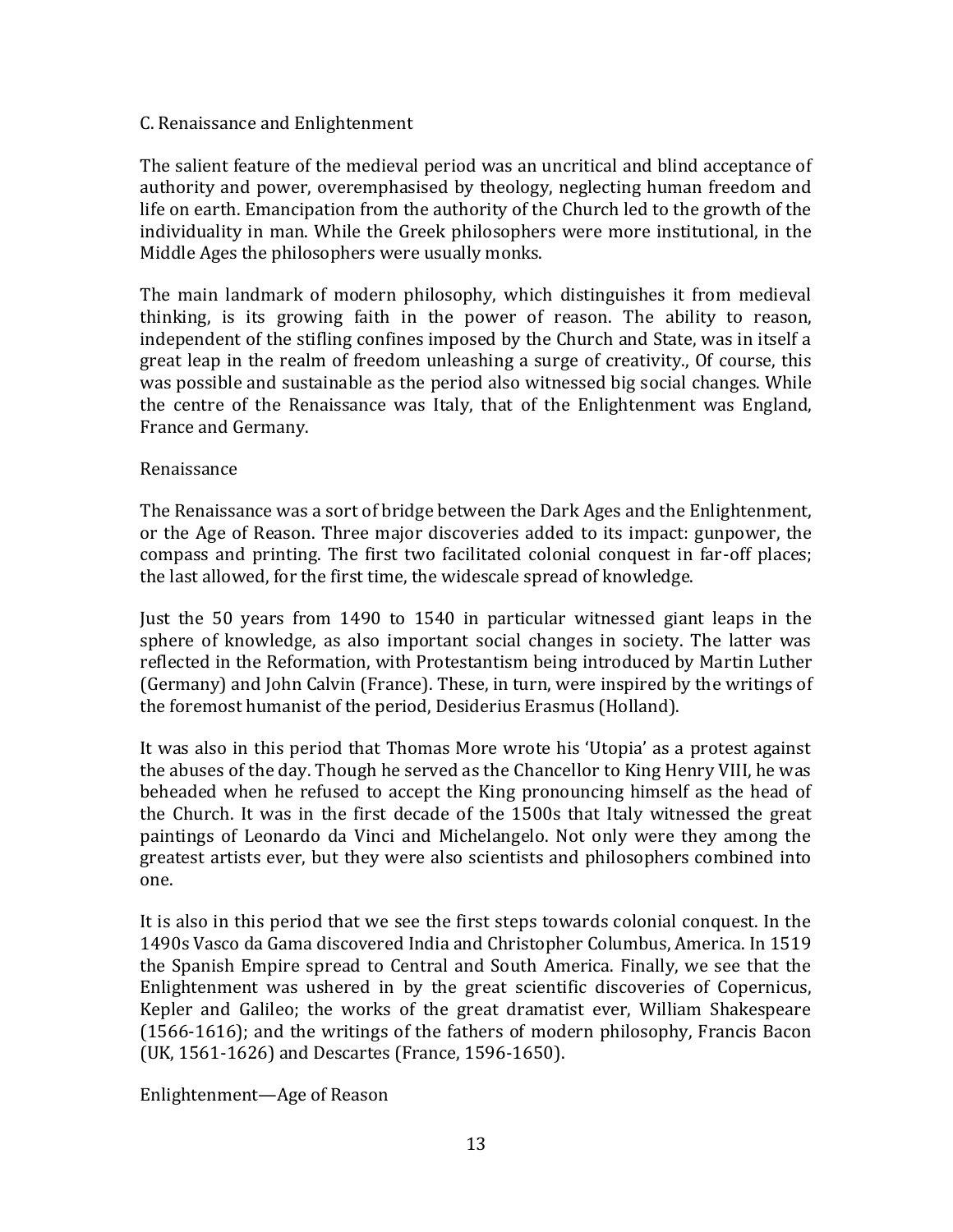## C. Renaissance and Enlightenment

The salient feature of the medieval period was an uncritical and blind acceptance of authority and power, overemphasised by theology, neglecting human freedom and life on earth. Emancipation from the authority of the Church led to the growth of the individuality in man. While the Greek philosophers were more institutional, in the Middle Ages the philosophers were usually monks.

The main landmark of modern philosophy, which distinguishes it from medieval thinking, is its growing faith in the power of reason. The ability to reason, independent of the stifling confines imposed by the Church and State, was in itself a great leap in the realm of freedom unleashing a surge of creativity., Of course, this was possible and sustainable as the period also witnessed big social changes. While the centre of the Renaissance was Italy, that of the Enlightenment was England, France and Germany.

### Renaissance

The Renaissance was a sort of bridge between the Dark Ages and the Enlightenment, or the Age of Reason. Three major discoveries added to its impact: gunpower, the compass and printing. The first two facilitated colonial conquest in far-off places; the last allowed, for the first time, the widescale spread of knowledge.

Just the 50 years from 1490 to 1540 in particular witnessed giant leaps in the sphere of knowledge, as also important social changes in society. The latter was reflected in the Reformation, with Protestantism being introduced by Martin Luther (Germany) and John Calvin (France). These, in turn, were inspired by the writings of the foremost humanist of the period, Desiderius Erasmus (Holland).

It was also in this period that Thomas More wrote his 'Utopia' as a protest against the abuses of the day. Though he served as the Chancellor to King Henry VIII, he was beheaded when he refused to accept the King pronouncing himself as the head of the Church. It was in the first decade of the 1500s that Italy witnessed the great paintings of Leonardo da Vinci and Michelangelo. Not only were they among the greatest artists ever, but they were also scientists and philosophers combined into one.

It is also in this period that we see the first steps towards colonial conquest. In the 1490s Vasco da Gama discovered India and Christopher Columbus, America. In 1519 the Spanish Empire spread to Central and South America. Finally, we see that the Enlightenment was ushered in by the great scientific discoveries of Copernicus, Kepler and Galileo; the works of the great dramatist ever, William Shakespeare (1566-1616); and the writings of the fathers of modern philosophy, Francis Bacon (UK, 1561-1626) and Descartes (France, 1596-1650).

### Enlightenment—Age of Reason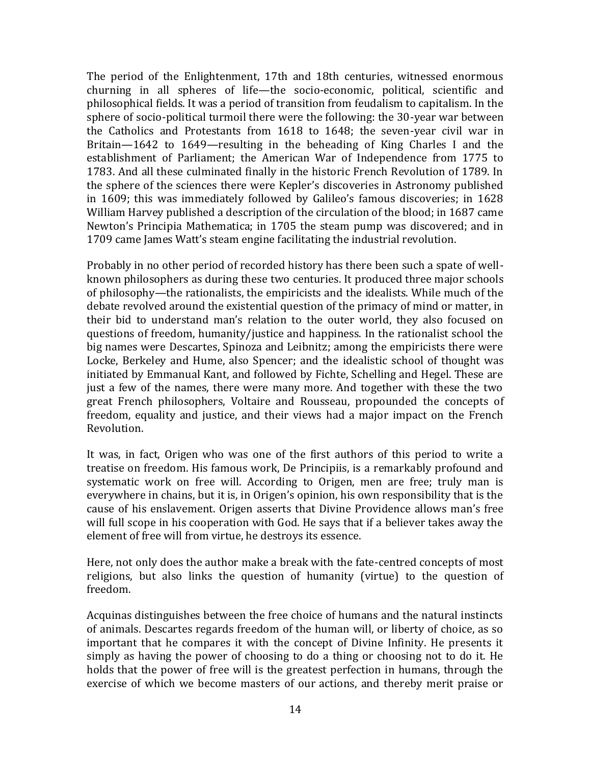The period of the Enlightenment, 17th and 18th centuries, witnessed enormous churning in all spheres of life—the socio-economic, political, scientific and philosophical fields. It was a period of transition from feudalism to capitalism. In the sphere of socio-political turmoil there were the following: the 30-year war between the Catholics and Protestants from 1618 to 1648; the seven-year civil war in Britain—1642 to 1649—resulting in the beheading of King Charles I and the establishment of Parliament; the American War of Independence from 1775 to 1783. And all these culminated finally in the historic French Revolution of 1789. In the sphere of the sciences there were Kepler's discoveries in Astronomy published in 1609; this was immediately followed by Galileo's famous discoveries; in 1628 William Harvey published a description of the circulation of the blood; in 1687 came Newton's Principia Mathematica; in 1705 the steam pump was discovered; and in 1709 came James Watt's steam engine facilitating the industrial revolution.

Probably in no other period of recorded history has there been such a spate of well-known philosophers as during these two centuries. It produced three major schools of philosophy—the rationalists, the empiricists and the idealists. While much of the debate revolved around the existential question of the primacy of mind or matter, in their bid to understand man's relation to the outer world, they also focused on questions of freedom, humanity/justice and happiness. In the rationalist school the big names were Descartes, Spinoza and Leibnitz; among the empiricists there were Locke, Berkeley and Hume, also Spencer; and the idealistic school of thought was initiated by Emmanual Kant, and followed by Fichte, Schelling and Hegel. These are just a few of the names, there were many more. And together with these the two great French philosophers, Voltaire and Rousseau, propounded the concepts of freedom, equality and justice, and their views had a major impact on the French Revolution.

It was, in fact, Origen who was one of the first authors of this period to write a treatise on freedom. His famous work, De Principiis, is a remarkably profound and systematic work on free will. According to Origen, men are free; truly man is everywhere in chains, but it is, in Origen's opinion, his own responsibility that is the cause of his enslavement. Origen asserts that Divine Providence allows man's free will full scope in his cooperation with God. He says that if a believer takes away the element of free will from virtue, he destroys its essence.

Here, not only does the author make a break with the fate-centred concepts of most religions, but also links the question of humanity (virtue) to the question of freedom.

Acquinas distinguishes between the free choice of humans and the natural instincts of animals. Descartes regards freedom of the human will, or liberty of choice, as so important that he compares it with the concept of Divine Infinity. He presents it simply as having the power of choosing to do a thing or choosing not to do it. He holds that the power of free will is the greatest perfection in humans, through the exercise of which we become masters of our actions, and thereby merit praise or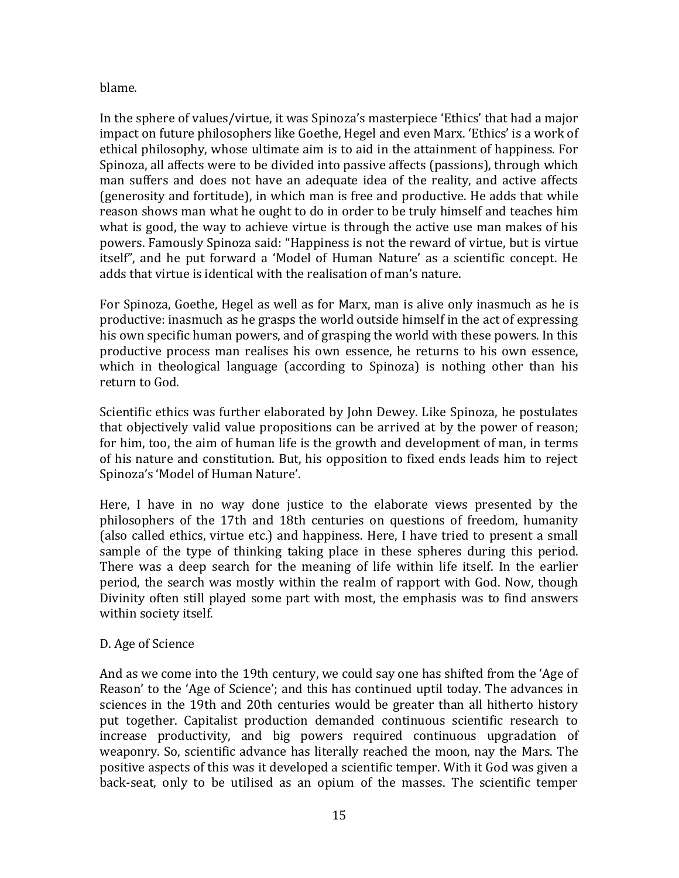blame.

In the sphere of values/virtue, it was Spinoza's masterpiece 'Ethics' that had a major impact on future philosophers like Goethe, Hegel and even Marx. 'Ethics' is a work of ethical philosophy, whose ultimate aim is to aid in the attainment of happiness. For Spinoza, all affects were to be divided into passive affects (passions), through which man suffers and does not have an adequate idea of the reality, and active affects (generosity and fortitude), in which man is free and productive. He adds that while reason shows man what he ought to do in order to be truly himself and teaches him what is good, the way to achieve virtue is through the active use man makes of his powers. Famously Spinoza said: "Happiness is not the reward of virtue, but is virtue itself", and he put forward a 'Model of Human Nature' as a scientific concept. He adds that virtue is identical with the realisation of man's nature.

For Spinoza, Goethe, Hegel as well as for Marx, man is alive only inasmuch as he is productive: inasmuch as he grasps the world outside himself in the act of expressing his own specific human powers, and of grasping the world with these powers. In this productive process man realises his own essence, he returns to his own essence, which in theological language (according to Spinoza) is nothing other than his return to God.

Scientific ethics was further elaborated by John Dewey. Like Spinoza, he postulates that objectively valid value propositions can be arrived at by the power of reason; for him, too, the aim of human life is the growth and development of man, in terms of his nature and constitution. But, his opposition to fixed ends leads him to reject Spinoza's 'Model of Human Nature'.

Here, I have in no way done justice to the elaborate views presented by the philosophers of the 17th and 18th centuries on questions of freedom, humanity (also called ethics, virtue etc.) and happiness. Here, I have tried to present a small sample of the type of thinking taking place in these spheres during this period. There was a deep search for the meaning of life within life itself. In the earlier period, the search was mostly within the realm of rapport with God. Now, though Divinity often still played some part with most, the emphasis was to find answers within society itself.

### D. Age of Science

And as we come into the 19th century, we could say one has shifted from the 'Age of Reason' to the 'Age of Science'; and this has continued uptil today. The advances in sciences in the 19th and 20th centuries would be greater than all hitherto history put together. Capitalist production demanded continuous scientific research to increase productivity, and big powers required continuous upgradation of weaponry. So, scientific advance has literally reached the moon, nay the Mars. The positive aspects of this was it developed a scientific temper. With it God was given a back-seat, only to be utilised as an opium of the masses. The scientific temper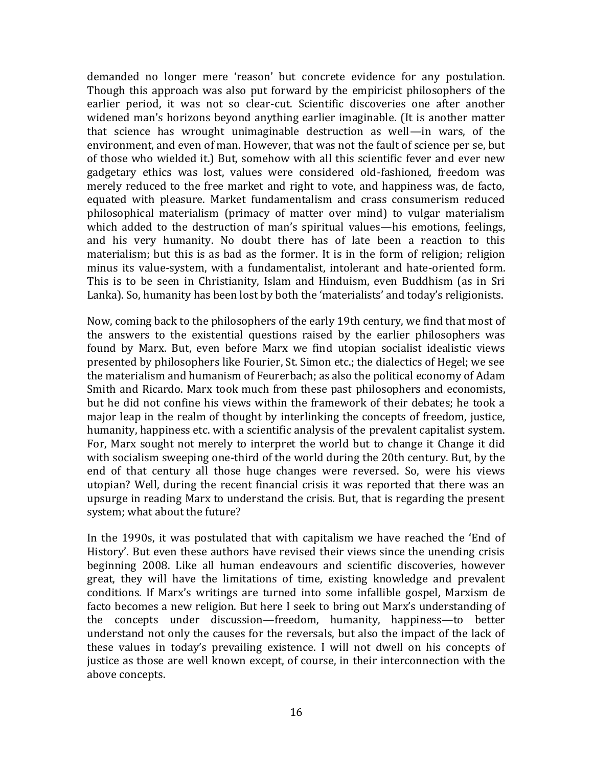demanded no longer mere 'reason' but concrete evidence for any postulation. Though this approach was also put forward by the empiricist philosophers of the earlier period, it was not so clear-cut. Scientific discoveries one after another widened man's horizons beyond anything earlier imaginable. (It is another matter that science has wrought unimaginable destruction as well—in wars, of the environment, and even of man. However, that was not the fault of science per se, but of those who wielded it.) But, somehow with all this scientific fever and ever new gadgetary ethics was lost, values were considered old-fashioned, freedom was merely reduced to the free market and right to vote, and happiness was, de facto, equated with pleasure. Market fundamentalism and crass consumerism reduced philosophical materialism (primacy of matter over mind) to vulgar materialism which added to the destruction of man's spiritual values—his emotions, feelings, and his very humanity. No doubt there has of late been a reaction to this materialism; but this is as bad as the former. It is in the form of religion; religion minus its value-system, with a fundamentalist, intolerant and hate-oriented form. This is to be seen in Christianity, Islam and Hinduism, even Buddhism (as in Sri Lanka). So, humanity has been lost by both the 'materialists' and today's religionists.

Now, coming back to the philosophers of the early 19th century, we find that most of the answers to the existential questions raised by the earlier philosophers was found by Marx. But, even before Marx we find utopian socialist idealistic views presented by philosophers like Fourier, St. Simon etc.; the dialectics of Hegel; we see the materialism and humanism of Feurerbach; as also the political economy of Adam Smith and Ricardo. Marx took much from these past philosophers and economists, but he did not confine his views within the framework of their debates; he took a major leap in the realm of thought by interlinking the concepts of freedom, justice, humanity, happiness etc. with a scientific analysis of the prevalent capitalist system. For, Marx sought not merely to interpret the world but to change it Change it did with socialism sweeping one-third of the world during the 20th century. But, by the end of that century all those huge changes were reversed. So, were his views utopian? Well, during the recent financial crisis it was reported that there was an upsurge in reading Marx to understand the crisis. But, that is regarding the present system; what about the future?

In the 1990s, it was postulated that with capitalism we have reached the 'End of History'. But even these authors have revised their views since the unending crisis beginning 2008. Like all human endeavours and scientific discoveries, however great, they will have the limitations of time, existing knowledge and prevalent conditions. If Marx's writings are turned into some infallible gospel, Marxism de facto becomes a new religion. But here I seek to bring out Marx's understanding of the concepts under discussion—freedom, humanity, happiness—to better understand not only the causes for the reversals, but also the impact of the lack of these values in today's prevailing existence. I will not dwell on his concepts of justice as those are well known except, of course, in their interconnection with the above concepts.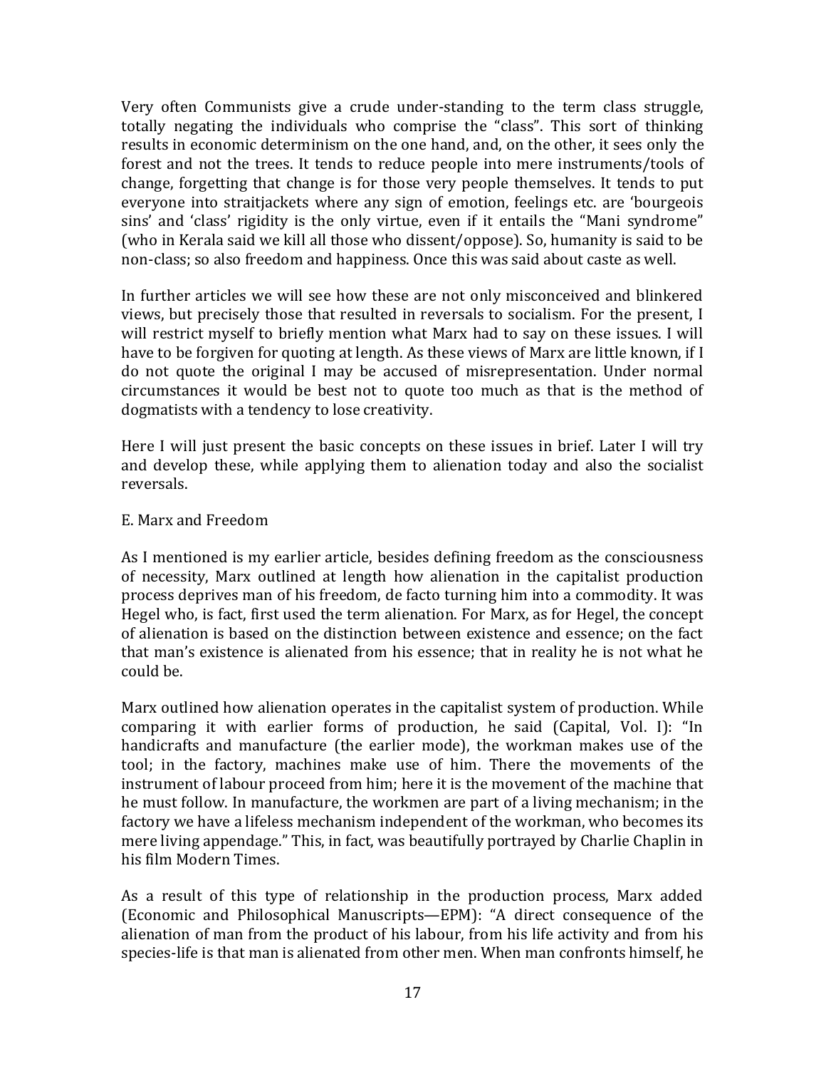Very often Communists give a crude under-standing to the term class struggle, totally negating the individuals who comprise the "class". This sort of thinking results in economic determinism on the one hand, and, on the other, it sees only the forest and not the trees. It tends to reduce people into mere instruments/tools of change, forgetting that change is for those very people themselves. It tends to put everyone into straitjackets where any sign of emotion, feelings etc. are 'bourgeois sins' and 'class' rigidity is the only virtue, even if it entails the "Mani syndrome" (who in Kerala said we kill all those who dissent/oppose). So, humanity is said to be non-class; so also freedom and happiness. Once this was said about caste as well.

In further articles we will see how these are not only misconceived and blinkered views, but precisely those that resulted in reversals to socialism. For the present, I will restrict myself to briefly mention what Marx had to say on these issues. I will have to be forgiven for quoting at length. As these views of Marx are little known, if I do not quote the original I may be accused of misrepresentation. Under normal circumstances it would be best not to quote too much as that is the method of dogmatists with a tendency to lose creativity.

Here I will just present the basic concepts on these issues in brief. Later I will try and develop these, while applying them to alienation today and also the socialist reversals.

E. Marx and Freedom

As I mentioned is my earlier article, besides defining freedom as the consciousness of necessity, Marx outlined at length how alienation in the capitalist production process deprives man of his freedom, de facto turning him into a commodity. It was Hegel who, is fact, first used the term alienation. For Marx, as for Hegel, the concept of alienation is based on the distinction between existence and essence; on the fact that man's existence is alienated from his essence; that in reality he is not what he could be.

Marx outlined how alienation operates in the capitalist system of production. While comparing it with earlier forms of production, he said (Capital, Vol. I): "In handicrafts and manufacture (the earlier mode), the workman makes use of the tool; in the factory, machines make use of him. There the movements of the instrument of labour proceed from him; here it is the movement of the machine that he must follow. In manufacture, the workmen are part of a living mechanism; in the factory we have a lifeless mechanism independent of the workman, who becomes its mere living appendage." This, in fact, was beautifully portrayed by Charlie Chaplin in his film Modern Times.

As a result of this type of relationship in the production process, Marx added (Economic and Philosophical Manuscripts—EPM): "A direct consequence of the alienation of man from the product of his labour, from his life activity and from his species-life is that man is alienated from other men. When man confronts himself, he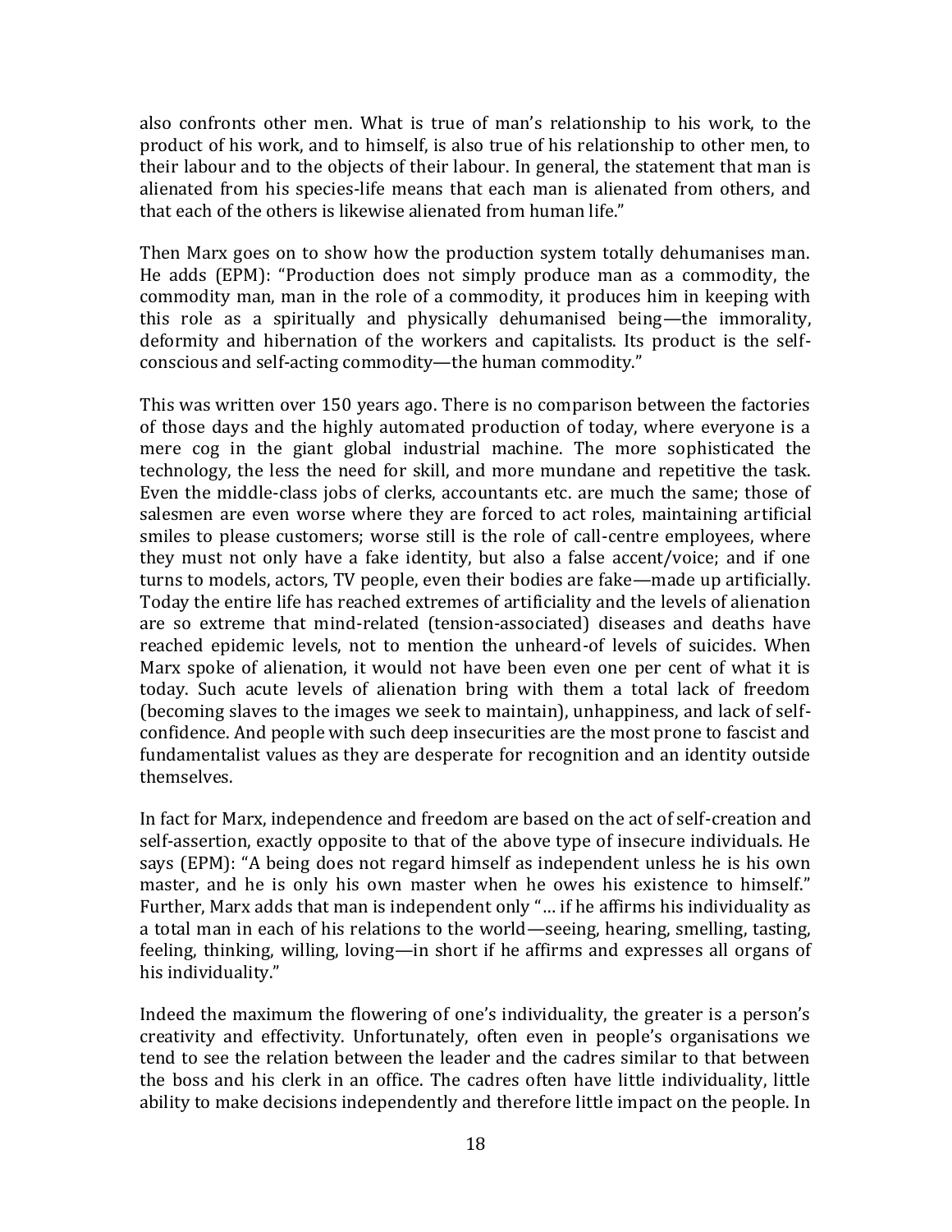also confronts other men. What is true of man's relationship to his work, to the product of his work, and to himself, is also true of his relationship to other men, to their labour and to the objects of their labour. In general, the statement that man is alienated from his species-life means that each man is alienated from others, and that each of the others is likewise alienated from human life."

Then Marx goes on to show how the production system totally dehumanises man. He adds (EPM): "Production does not simply produce man as a commodity, the commodity man, man in the role of a commodity, it produces him in keeping with this role as a spiritually and physically dehumanised being—the immorality, deformity and hibernation of the workers and capitalists. Its product is the self-conscious and self-acting commodity—the human commodity."

This was written over 150 years ago. There is no comparison between the factories of those days and the highly automated production of today, where everyone is a mere cog in the giant global industrial machine. The more sophisticated the technology, the less the need for skill, and more mundane and repetitive the task. Even the middle-class jobs of clerks, accountants etc. are much the same; those of salesmen are even worse where they are forced to act roles, maintaining artificial smiles to please customers; worse still is the role of call-centre employees, where they must not only have a fake identity, but also a false accent/voice; and if one turns to models, actors, TV people, even their bodies are fake—made up artificially. Today the entire life has reached extremes of artificiality and the levels of alienation are so extreme that mind-related (tension-associated) diseases and deaths have reached epidemic levels, not to mention the unheard-of levels of suicides. When Marx spoke of alienation, it would not have been even one per cent of what it is today. Such acute levels of alienation bring with them a total lack of freedom (becoming slaves to the images we seek to maintain), unhappiness, and lack of self-confidence. And people with such deep insecurities are the most prone to fascist and fundamentalist values as they are desperate for recognition and an identity outside themselves.

In fact for Marx, independence and freedom are based on the act of self-creation and self-assertion, exactly opposite to that of the above type of insecure individuals. He says (EPM): "A being does not regard himself as independent unless he is his own master, and he is only his own master when he owes his existence to himself." Further, Marx adds that man is independent only "… if he affirms his individuality as a total man in each of his relations to the world—seeing, hearing, smelling, tasting, feeling, thinking, willing, loving—in short if he affirms and expresses all organs of his individuality."

Indeed the maximum the flowering of one's individuality, the greater is a person's creativity and effectivity. Unfortunately, often even in people's organisations we tend to see the relation between the leader and the cadres similar to that between the boss and his clerk in an office. The cadres often have little individuality, little ability to make decisions independently and therefore little impact on the people. In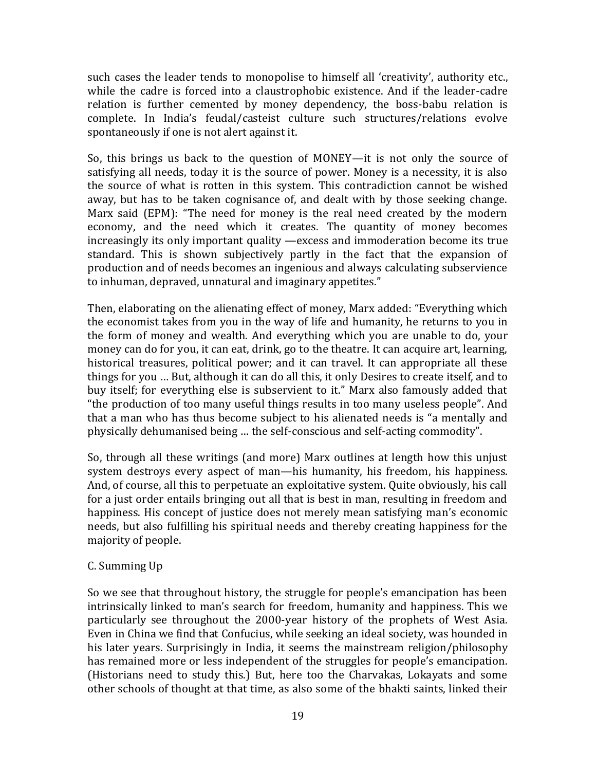such cases the leader tends to monopolise to himself all 'creativity', authority etc., while the cadre is forced into a claustrophobic existence. And if the leader-cadre relation is further cemented by money dependency, the boss-babu relation is complete. In India's feudal/casteist culture such structures/relations evolve spontaneously if one is not alert against it.

So, this brings us back to the question of MONEY—it is not only the source of satisfying all needs, today it is the source of power. Money is a necessity, it is also the source of what is rotten in this system. This contradiction cannot be wished away, but has to be taken cognisance of, and dealt with by those seeking change. Marx said (EPM): "The need for money is the real need created by the modern economy, and the need which it creates. The quantity of money becomes increasingly its only important quality —excess and immoderation become its true standard. This is shown subjectively partly in the fact that the expansion of production and of needs becomes an ingenious and always calculating subservience to inhuman, depraved, unnatural and imaginary appetites."

Then, elaborating on the alienating effect of money, Marx added: "Everything which the economist takes from you in the way of life and humanity, he returns to you in the form of money and wealth. And everything which you are unable to do, your money can do for you, it can eat, drink, go to the theatre. It can acquire art, learning, historical treasures, political power; and it can travel. It can appropriate all these things for you … But, although it can do all this, it only Desires to create itself, and to buy itself; for everything else is subservient to it." Marx also famously added that "the production of too many useful things results in too many useless people". And that a man who has thus become subject to his alienated needs is "a mentally and physically dehumanised being … the self-conscious and self-acting commodity".

So, through all these writings (and more) Marx outlines at length how this unjust system destroys every aspect of man—his humanity, his freedom, his happiness. And, of course, all this to perpetuate an exploitative system. Quite obviously, his call for a just order entails bringing out all that is best in man, resulting in freedom and happiness. His concept of justice does not merely mean satisfying man's economic needs, but also fulfilling his spiritual needs and thereby creating happiness for the majority of people.

## C. Summing Up

So we see that throughout history, the struggle for people's emancipation has been intrinsically linked to man's search for freedom, humanity and happiness. This we particularly see throughout the 2000-year history of the prophets of West Asia. Even in China we find that Confucius, while seeking an ideal society, was hounded in his later years. Surprisingly in India, it seems the mainstream religion/philosophy has remained more or less independent of the struggles for people's emancipation. (Historians need to study this.) But, here too the Charvakas, Lokayats and some other schools of thought at that time, as also some of the bhakti saints, linked their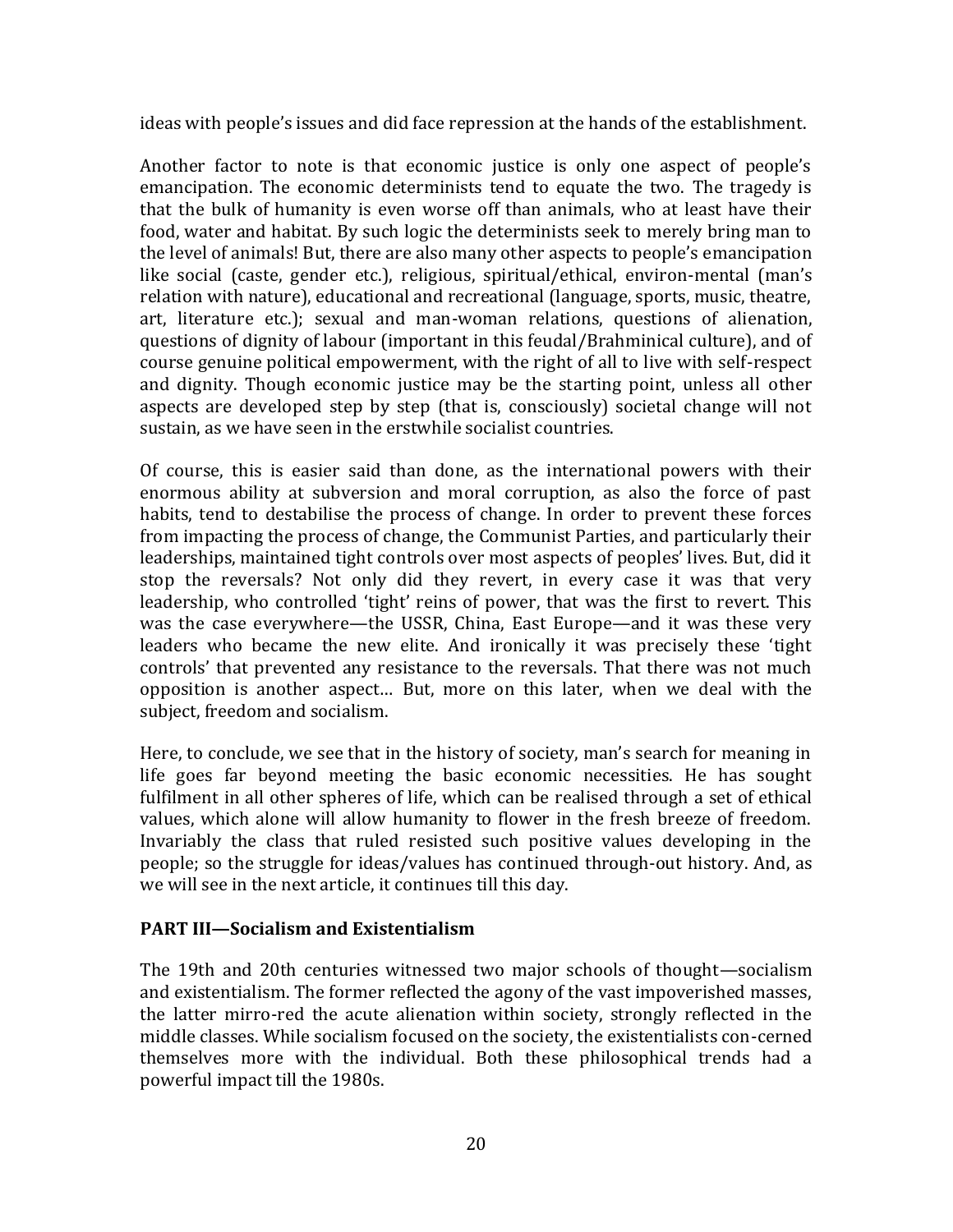ideas with people's issues and did face repression at the hands of the establishment.

Another factor to note is that economic justice is only one aspect of people's emancipation. The economic determinists tend to equate the two. The tragedy is that the bulk of humanity is even worse off than animals, who at least have their food, water and habitat. By such logic the determinists seek to merely bring man to the level of animals! But, there are also many other aspects to people's emancipation like social (caste, gender etc.), religious, spiritual/ethical, environ-mental (man's relation with nature), educational and recreational (language, sports, music, theatre, art, literature etc.); sexual and man-woman relations, questions of alienation, questions of dignity of labour (important in this feudal/Brahminical culture), and of course genuine political empowerment, with the right of all to live with self-respect and dignity. Though economic justice may be the starting point, unless all other aspects are developed step by step (that is, consciously) societal change will not sustain, as we have seen in the erstwhile socialist countries.

Of course, this is easier said than done, as the international powers with their enormous ability at subversion and moral corruption, as also the force of past habits, tend to destabilise the process of change. In order to prevent these forces from impacting the process of change, the Communist Parties, and particularly their leaderships, maintained tight controls over most aspects of peoples' lives. But, did it stop the reversals? Not only did they revert, in every case it was that very leadership, who controlled 'tight' reins of power, that was the first to revert. This was the case everywhere—the USSR, China, East Europe—and it was these very leaders who became the new elite. And ironically it was precisely these 'tight controls' that prevented any resistance to the reversals. That there was not much opposition is another aspect… But, more on this later, when we deal with the subject, freedom and socialism.

Here, to conclude, we see that in the history of society, man's search for meaning in life goes far beyond meeting the basic economic necessities. He has sought fulfilment in all other spheres of life, which can be realised through a set of ethical values, which alone will allow humanity to flower in the fresh breeze of freedom. Invariably the class that ruled resisted such positive values developing in the people; so the struggle for ideas/values has continued through-out history. And, as we will see in the next article, it continues till this day.

## PART III—Socialism and Existentialism

The 19th and 20th centuries witnessed two major schools of thought—socialism and existentialism. The former reflected the agony of the vast impoverished masses, the latter mirro-red the acute alienation within society, strongly reflected in the middle classes. While socialism focused on the society, the existentialists con-cerned themselves more with the individual. Both these philosophical trends had a powerful impact till the 1980s.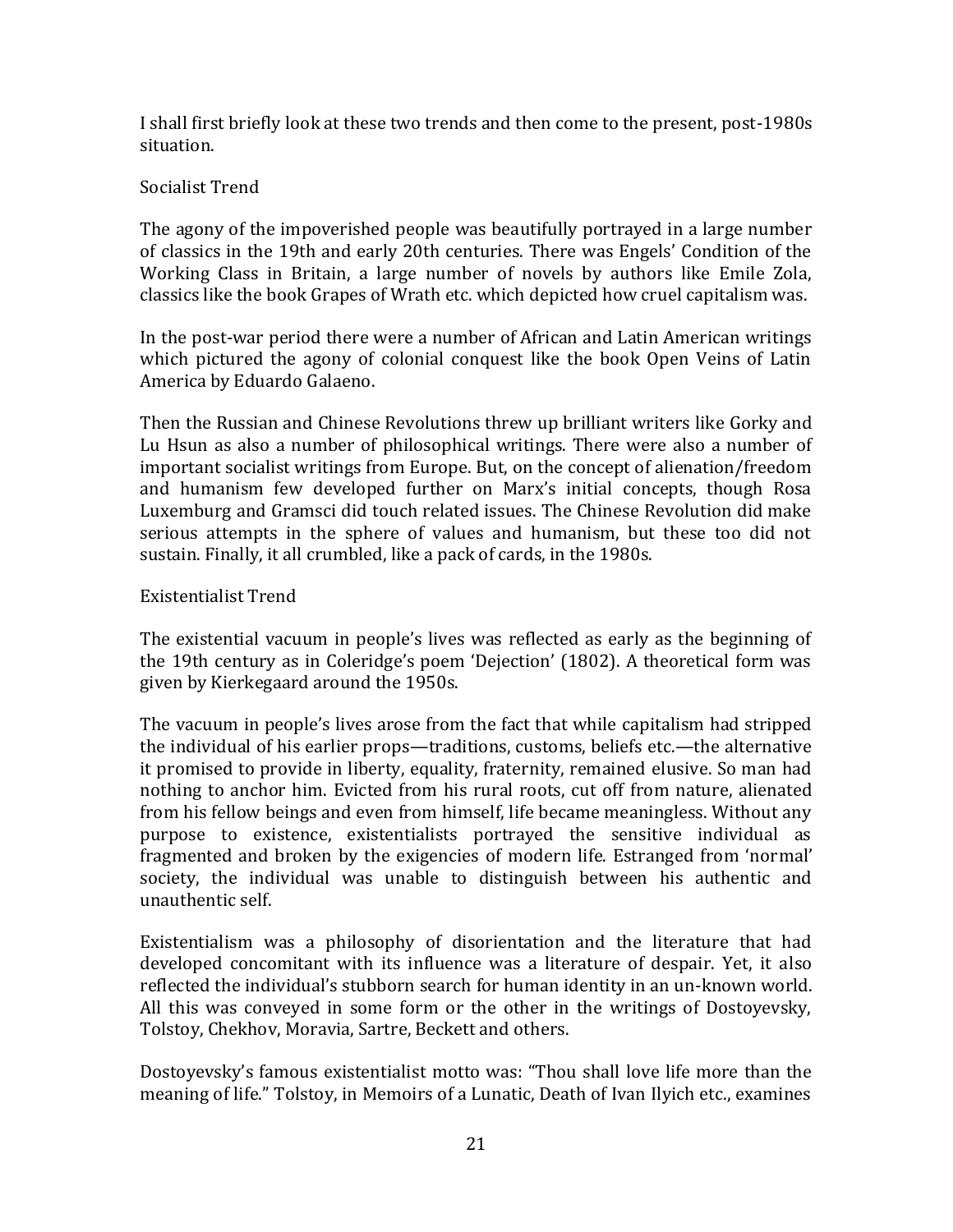I shall first briefly look at these two trends and then come to the present, post-1980s situation.

## Socialist Trend

The agony of the impoverished people was beautifully portrayed in a large number of classics in the 19th and early 20th centuries. There was Engels' Condition of the Working Class in Britain, a large number of novels by authors like Emile Zola, classics like the book Grapes of Wrath etc. which depicted how cruel capitalism was.

In the post-war period there were a number of African and Latin American writings which pictured the agony of colonial conquest like the book Open Veins of Latin America by Eduardo Galaeno.

Then the Russian and Chinese Revolutions threw up brilliant writers like Gorky and Lu Hsun as also a number of philosophical writings. There were also a number of important socialist writings from Europe. But, on the concept of alienation/freedom and humanism few developed further on Marx's initial concepts, though Rosa Luxemburg and Gramsci did touch related issues. The Chinese Revolution did make serious attempts in the sphere of values and humanism, but these too did not sustain. Finally, it all crumbled, like a pack of cards, in the 1980s.

## Existentialist Trend

The existential vacuum in people's lives was reflected as early as the beginning of the 19th century as in Coleridge's poem 'Dejection' (1802). A theoretical form was given by Kierkegaard around the 1950s.

The vacuum in people's lives arose from the fact that while capitalism had stripped the individual of his earlier props—traditions, customs, beliefs etc.—the alternative it promised to provide in liberty, equality, fraternity, remained elusive. So man had nothing to anchor him. Evicted from his rural roots, cut off from nature, alienated from his fellow beings and even from himself, life became meaningless. Without any purpose to existence, existentialists portrayed the sensitive individual as fragmented and broken by the exigencies of modern life. Estranged from 'normal' society, the individual was unable to distinguish between his authentic and unauthentic self.

Existentialism was a philosophy of disorientation and the literature that had developed concomitant with its influence was a literature of despair. Yet, it also reflected the individual's stubborn search for human identity in an un-known world. All this was conveyed in some form or the other in the writings of Dostoyevsky, Tolstoy, Chekhov, Moravia, Sartre, Beckett and others.

Dostoyevsky's famous existentialist motto was: "Thou shall love life more than the meaning of life." Tolstoy, in Memoirs of a Lunatic, Death of Ivan Ilyich etc., examines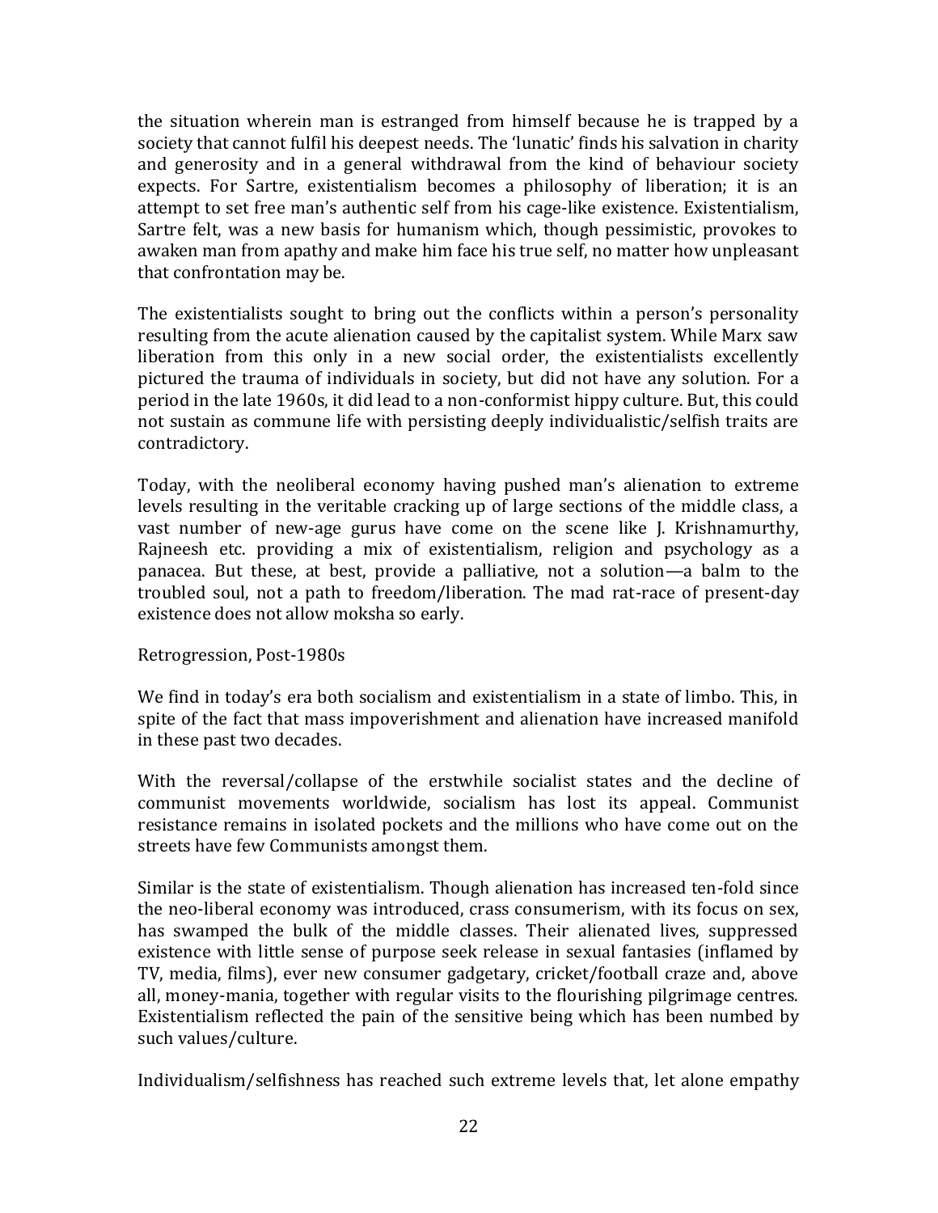the situation wherein man is estranged from himself because he is trapped by a society that cannot fulfil his deepest needs. The 'lunatic' finds his salvation in charity and generosity and in a general withdrawal from the kind of behaviour society expects. For Sartre, existentialism becomes a philosophy of liberation; it is an attempt to set free man's authentic self from his cage-like existence. Existentialism, Sartre felt, was a new basis for humanism which, though pessimistic, provokes to awaken man from apathy and make him face his true self, no matter how unpleasant that confrontation may be.

The existentialists sought to bring out the conflicts within a person's personality resulting from the acute alienation caused by the capitalist system. While Marx saw liberation from this only in a new social order, the existentialists excellently pictured the trauma of individuals in society, but did not have any solution. For a period in the late 1960s, it did lead to a non-conformist hippy culture. But, this could not sustain as commune life with persisting deeply individualistic/selfish traits are contradictory.

Today, with the neoliberal economy having pushed man's alienation to extreme levels resulting in the veritable cracking up of large sections of the middle class, a vast number of new-age gurus have come on the scene like J. Krishnamurthy, Rajneesh etc. providing a mix of existentialism, religion and psychology as a panacea. But these, at best, provide a palliative, not a solution—a balm to the troubled soul, not a path to freedom/liberation. The mad rat-race of present-day existence does not allow moksha so early.

## Retrogression, Post-1980s

We find in today's era both socialism and existentialism in a state of limbo. This, in spite of the fact that mass impoverishment and alienation have increased manifold in these past two decades.

With the reversal/collapse of the erstwhile socialist states and the decline of communist movements worldwide, socialism has lost its appeal. Communist resistance remains in isolated pockets and the millions who have come out on the streets have few Communists amongst them.

Similar is the state of existentialism. Though alienation has increased ten-fold since the neo-liberal economy was introduced, crass consumerism, with its focus on sex, has swamped the bulk of the middle classes. Their alienated lives, suppressed existence with little sense of purpose seek release in sexual fantasies (inflamed by TV, media, films), ever new consumer gadgetary, cricket/football craze and, above all, money-mania, together with regular visits to the flourishing pilgrimage centres. Existentialism reflected the pain of the sensitive being which has been numbed by such values/culture.

Individualism/selfishness has reached such extreme levels that, let alone empathy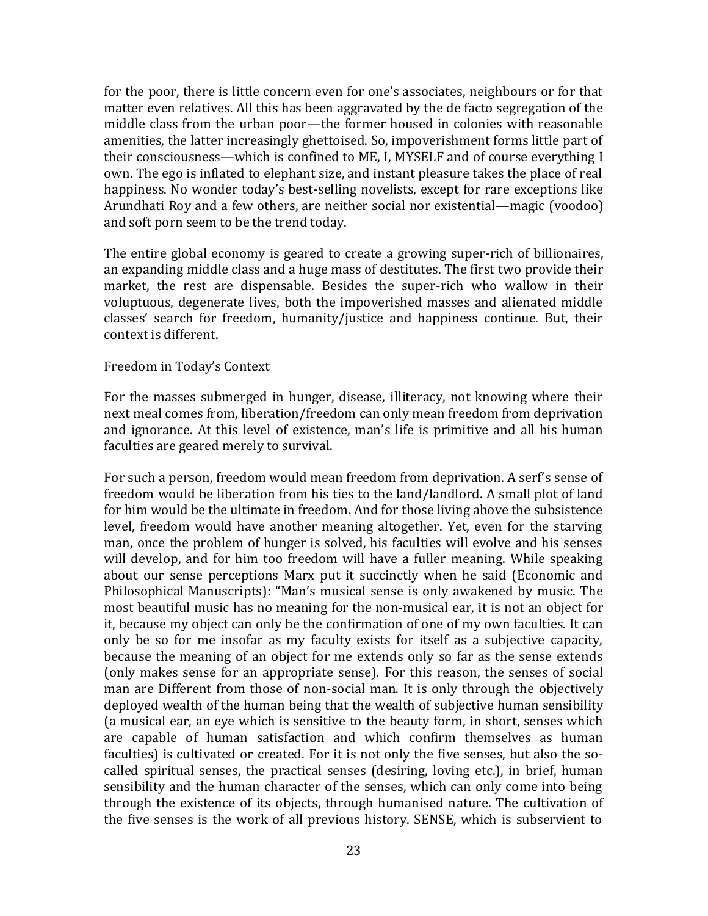for the poor, there is little concern even for one's associates, neighbours or for that matter even relatives. All this has been aggravated by the de facto segregation of the middle class from the urban poor—the former housed in colonies with reasonable amenities, the latter increasingly ghettoised. So, impoverishment forms little part of their consciousness—which is confined to ME, I, MYSELF and of course everything I own. The ego is inflated to elephant size, and instant pleasure takes the place of real happiness. No wonder today's best-selling novelists, except for rare exceptions like Arundhati Roy and a few others, are neither social nor existential—magic (voodoo) and soft porn seem to be the trend today.

The entire global economy is geared to create a growing super-rich of billionaires, an expanding middle class and a huge mass of destitutes. The first two provide their market, the rest are dispensable. Besides the super-rich who wallow in their voluptuous, degenerate lives, both the impoverished masses and alienated middle classes' search for freedom, humanity/justice and happiness continue. But, their context is different.

## Freedom in Today's Context

For the masses submerged in hunger, disease, illiteracy, not knowing where their next meal comes from, liberation/freedom can only mean freedom from deprivation and ignorance. At this level of existence, man's life is primitive and all his human faculties are geared merely to survival.

For such a person, freedom would mean freedom from deprivation. A serf's sense of freedom would be liberation from his ties to the land/landlord. A small plot of land for him would be the ultimate in freedom. And for those living above the subsistence level, freedom would have another meaning altogether. Yet, even for the starving man, once the problem of hunger is solved, his faculties will evolve and his senses will develop, and for him too freedom will have a fuller meaning. While speaking about our sense perceptions Marx put it succinctly when he said (Economic and Philosophical Manuscripts): "Man's musical sense is only awakened by music. The most beautiful music has no meaning for the non-musical ear, it is not an object for it, because my object can only be the confirmation of one of my own faculties. It can only be so for me insofar as my faculty exists for itself as a subjective capacity, because the meaning of an object for me extends only so far as the sense extends (only makes sense for an appropriate sense). For this reason, the senses of social man are Different from those of non-social man. It is only through the objectively deployed wealth of the human being that the wealth of subjective human sensibility (a musical ear, an eye which is sensitive to the beauty form, in short, senses which are capable of human satisfaction and which confirm themselves as human faculties) is cultivated or created. For it is not only the five senses, but also the so-called spiritual senses, the practical senses (desiring, loving etc.), in brief, human sensibility and the human character of the senses, which can only come into being through the existence of its objects, through humanised nature. The cultivation of the five senses is the work of all previous history. SENSE, which is subservient to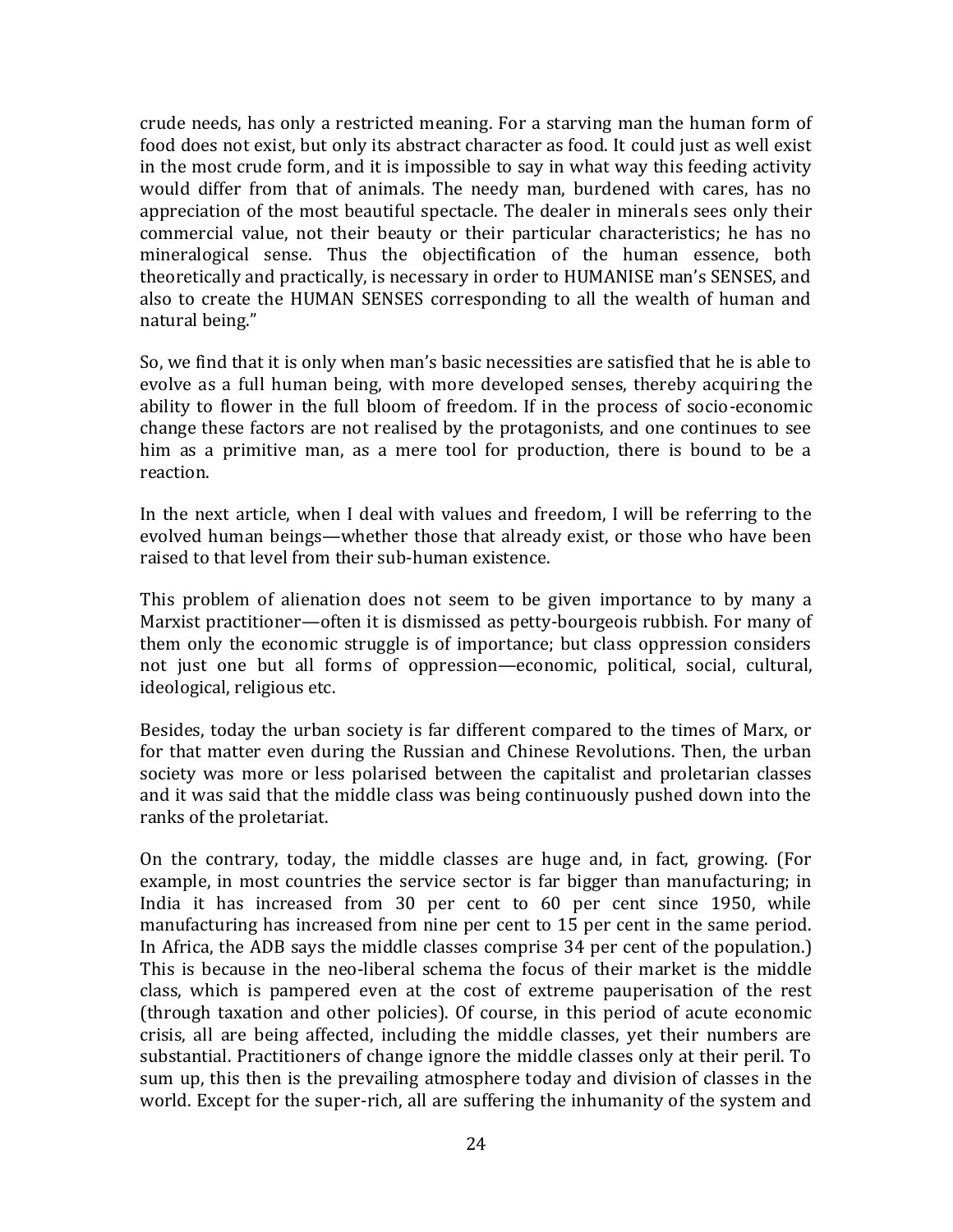crude needs, has only a restricted meaning. For a starving man the human form of food does not exist, but only its abstract character as food. It could just as well exist in the most crude form, and it is impossible to say in what way this feeding activity would differ from that of animals. The needy man, burdened with cares, has no appreciation of the most beautiful spectacle. The dealer in minerals sees only their commercial value, not their beauty or their particular characteristics; he has no mineralogical sense. Thus the objectification of the human essence, both theoretically and practically, is necessary in order to HUMANISE man's SENSES, and also to create the HUMAN SENSES corresponding to all the wealth of human and natural being."

So, we find that it is only when man's basic necessities are satisfied that he is able to evolve as a full human being, with more developed senses, thereby acquiring the ability to flower in the full bloom of freedom. If in the process of socio-economic change these factors are not realised by the protagonists, and one continues to see him as a primitive man, as a mere tool for production, there is bound to be a reaction.

In the next article, when I deal with values and freedom, I will be referring to the evolved human beings—whether those that already exist, or those who have been raised to that level from their sub-human existence.

This problem of alienation does not seem to be given importance to by many a Marxist practitioner—often it is dismissed as petty-bourgeois rubbish. For many of them only the economic struggle is of importance; but class oppression considers not just one but all forms of oppression—economic, political, social, cultural, ideological, religious etc.

Besides, today the urban society is far different compared to the times of Marx, or for that matter even during the Russian and Chinese Revolutions. Then, the urban society was more or less polarised between the capitalist and proletarian classes and it was said that the middle class was being continuously pushed down into the ranks of the proletariat.

On the contrary, today, the middle classes are huge and, in fact, growing. (For example, in most countries the service sector is far bigger than manufacturing; in India it has increased from 30 per cent to 60 per cent since 1950, while manufacturing has increased from nine per cent to 15 per cent in the same period. In Africa, the ADB says the middle classes comprise 34 per cent of the population.) This is because in the neo-liberal schema the focus of their market is the middle class, which is pampered even at the cost of extreme pauperisation of the rest (through taxation and other policies). Of course, in this period of acute economic crisis, all are being affected, including the middle classes, yet their numbers are substantial. Practitioners of change ignore the middle classes only at their peril. To sum up, this then is the prevailing atmosphere today and division of classes in the world. Except for the super-rich, all are suffering the inhumanity of the system and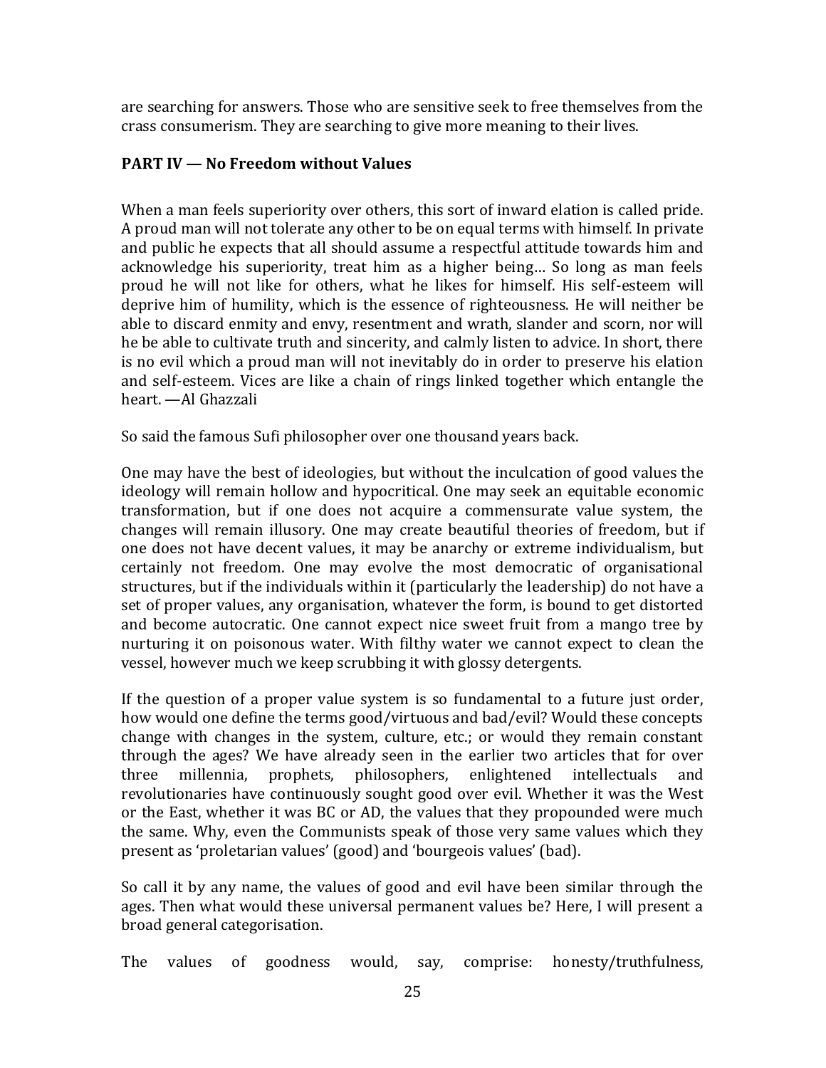are searching for answers. Those who are sensitive seek to free themselves from the crass consumerism. They are searching to give more meaning to their lives.

## PART IV — No Freedom without Values

When a man feels superiority over others, this sort of inward elation is called pride. A proud man will not tolerate any other to be on equal terms with himself. In private and public he expects that all should assume a respectful attitude towards him and acknowledge his superiority, treat him as a higher being… So long as man feels proud he will not like for others, what he likes for himself. His self-esteem will deprive him of humility, which is the essence of righteousness. He will neither be able to discard enmity and envy, resentment and wrath, slander and scorn, nor will he be able to cultivate truth and sincerity, and calmly listen to advice. In short, there is no evil which a proud man will not inevitably do in order to preserve his elation and self-esteem. Vices are like a chain of rings linked together which entangle the heart. —Al Ghazzali

So said the famous Sufi philosopher over one thousand years back.

One may have the best of ideologies, but without the inculcation of good values the ideology will remain hollow and hypocritical. One may seek an equitable economic transformation, but if one does not acquire a commensurate value system, the changes will remain illusory. One may create beautiful theories of freedom, but if one does not have decent values, it may be anarchy or extreme individualism, but certainly not freedom. One may evolve the most democratic of organisational structures, but if the individuals within it (particularly the leadership) do not have a set of proper values, any organisation, whatever the form, is bound to get distorted and become autocratic. One cannot expect nice sweet fruit from a mango tree by nurturing it on poisonous water. With filthy water we cannot expect to clean the vessel, however much we keep scrubbing it with glossy detergents.

If the question of a proper value system is so fundamental to a future just order, how would one define the terms good/virtuous and bad/evil? Would these concepts change with changes in the system, culture, etc.; or would they remain constant through the ages? We have already seen in the earlier two articles that for over three millennia, prophets, philosophers, enlightened intellectuals and revolutionaries have continuously sought good over evil. Whether it was the West or the East, whether it was BC or AD, the values that they propounded were much the same. Why, even the Communists speak of those very same values which they present as 'proletarian values' (good) and 'bourgeois values' (bad).

So call it by any name, the values of good and evil have been similar through the ages. Then what would these universal permanent values be? Here, I will present a broad general categorisation.

The values of goodness would, say, comprise: honesty/truthfulness,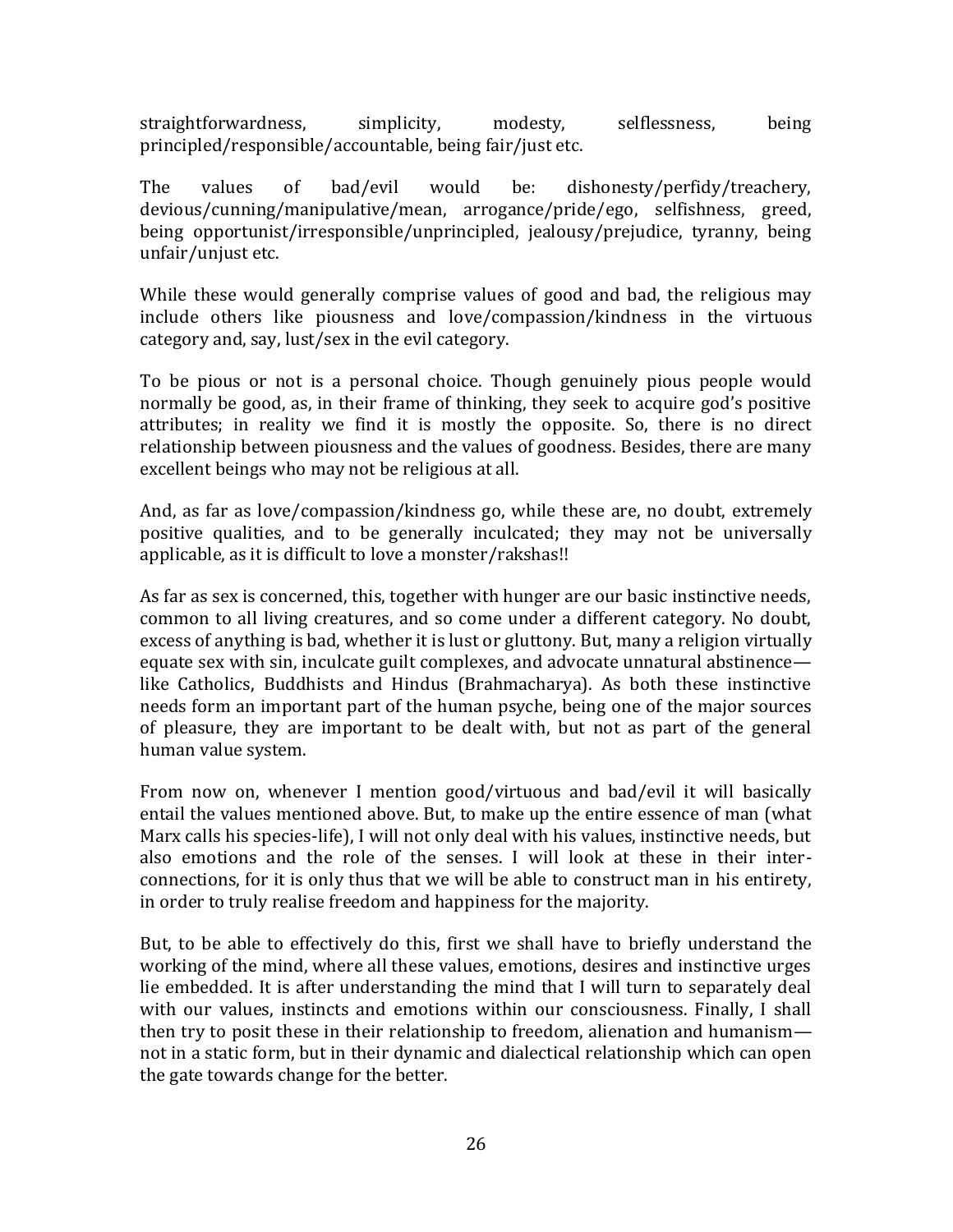straightforwardness, simplicity, modesty, selflessness, being principled/responsible/accountable, being fair/just etc.

The values of bad/evil would be: dishonesty/perfidy/treachery, devious/cunning/manipulative/mean, arrogance/pride/ego, selfishness, greed, being opportunist/irresponsible/unprincipled, jealousy/prejudice, tyranny, being unfair/unjust etc.

While these would generally comprise values of good and bad, the religious may include others like piousness and love/compassion/kindness in the virtuous category and, say, lust/sex in the evil category.

To be pious or not is a personal choice. Though genuinely pious people would normally be good, as, in their frame of thinking, they seek to acquire god's positive attributes; in reality we find it is mostly the opposite. So, there is no direct relationship between piousness and the values of goodness. Besides, there are many excellent beings who may not be religious at all.

And, as far as love/compassion/kindness go, while these are, no doubt, extremely positive qualities, and to be generally inculcated; they may not be universally applicable, as it is difficult to love a monster/rakshas!!

As far as sex is concerned, this, together with hunger are our basic instinctive needs, common to all living creatures, and so come under a different category. No doubt, excess of anything is bad, whether it is lust or gluttony. But, many a religion virtually equate sex with sin, inculcate guilt complexes, and advocate unnatural abstinence—like Catholics, Buddhists and Hindus (Brahmacharya). As both these instinctive needs form an important part of the human psyche, being one of the major sources of pleasure, they are important to be dealt with, but not as part of the general human value system.

From now on, whenever I mention good/virtuous and bad/evil it will basically entail the values mentioned above. But, to make up the entire essence of man (what Marx calls his species-life), I will not only deal with his values, instinctive needs, but also emotions and the role of the senses. I will look at these in their inter-connections, for it is only thus that we will be able to construct man in his entirety, in order to truly realise freedom and happiness for the majority.

But, to be able to effectively do this, first we shall have to briefly understand the working of the mind, where all these values, emotions, desires and instinctive urges lie embedded. It is after understanding the mind that I will turn to separately deal with our values, instincts and emotions within our consciousness. Finally, I shall then try to posit these in their relationship to freedom, alienation and humanism—not in a static form, but in their dynamic and dialectical relationship which can open the gate towards change for the better.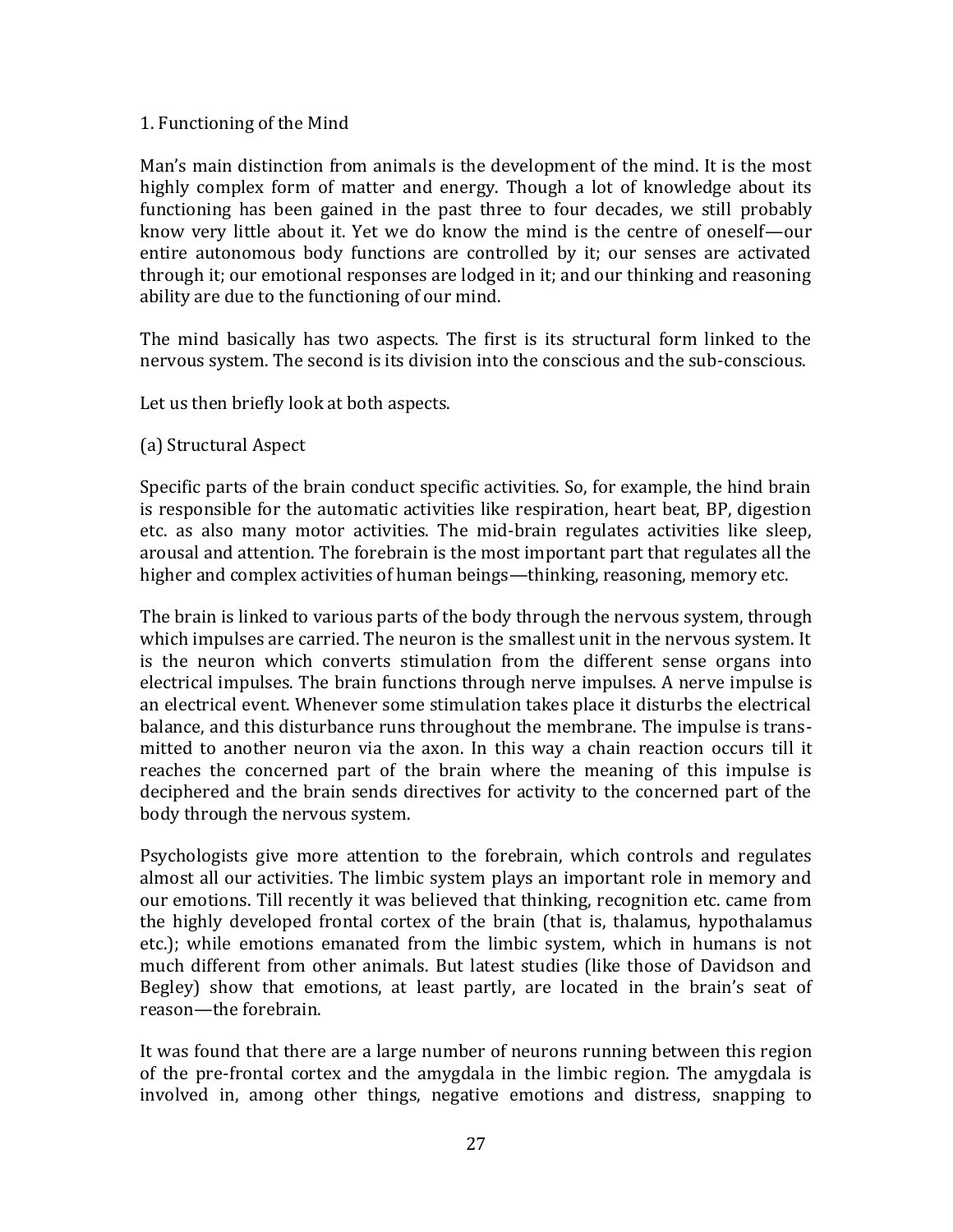## 1. Functioning of the Mind

Man's main distinction from animals is the development of the mind. It is the most highly complex form of matter and energy. Though a lot of knowledge about its functioning has been gained in the past three to four decades, we still probably know very little about it. Yet we do know the mind is the centre of oneself—our entire autonomous body functions are controlled by it; our senses are activated through it; our emotional responses are lodged in it; and our thinking and reasoning ability are due to the functioning of our mind.

The mind basically has two aspects. The first is its structural form linked to the nervous system. The second is its division into the conscious and the sub-conscious.

Let us then briefly look at both aspects.

### (a) Structural Aspect

Specific parts of the brain conduct specific activities. So, for example, the hind brain is responsible for the automatic activities like respiration, heart beat, BP, digestion etc. as also many motor activities. The mid-brain regulates activities like sleep, arousal and attention. The forebrain is the most important part that regulates all the higher and complex activities of human beings—thinking, reasoning, memory etc.

The brain is linked to various parts of the body through the nervous system, through which impulses are carried. The neuron is the smallest unit in the nervous system. It is the neuron which converts stimulation from the different sense organs into electrical impulses. The brain functions through nerve impulses. A nerve impulse is an electrical event. Whenever some stimulation takes place it disturbs the electrical balance, and this disturbance runs throughout the membrane. The impulse is transmitted to another neuron via the axon. In this way a chain reaction occurs till it reaches the concerned part of the brain where the meaning of this impulse is deciphered and the brain sends directives for activity to the concerned part of the body through the nervous system.

Psychologists give more attention to the forebrain, which controls and regulates almost all our activities. The limbic system plays an important role in memory and our emotions. Till recently it was believed that thinking, recognition etc. came from the highly developed frontal cortex of the brain (that is, thalamus, hypothalamus etc.); while emotions emanated from the limbic system, which in humans is not much different from other animals. But latest studies (like those of Davidson and Begley) show that emotions, at least partly, are located in the brain's seat of reason—the forebrain.

It was found that there are a large number of neurons running between this region of the pre-frontal cortex and the amygdala in the limbic region. The amygdala is involved in, among other things, negative emotions and distress, snapping to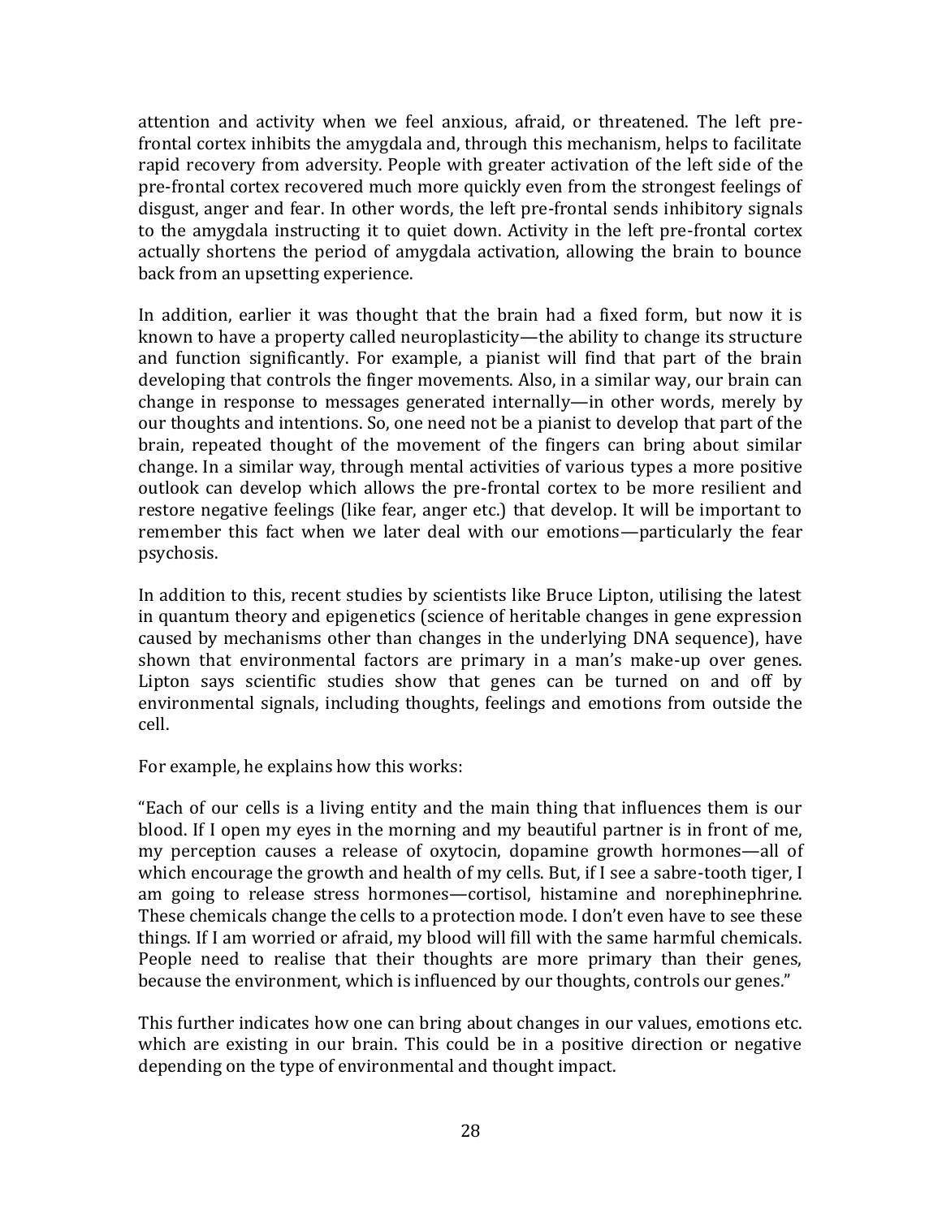attention and activity when we feel anxious, afraid, or threatened. The left pre-frontal cortex inhibits the amygdala and, through this mechanism, helps to facilitate rapid recovery from adversity. People with greater activation of the left side of the pre-frontal cortex recovered much more quickly even from the strongest feelings of disgust, anger and fear. In other words, the left pre-frontal sends inhibitory signals to the amygdala instructing it to quiet down. Activity in the left pre-frontal cortex actually shortens the period of amygdala activation, allowing the brain to bounce back from an upsetting experience.

In addition, earlier it was thought that the brain had a fixed form, but now it is known to have a property called neuroplasticity—the ability to change its structure and function significantly. For example, a pianist will find that part of the brain developing that controls the finger movements. Also, in a similar way, our brain can change in response to messages generated internally—in other words, merely by our thoughts and intentions. So, one need not be a pianist to develop that part of the brain, repeated thought of the movement of the fingers can bring about similar change. In a similar way, through mental activities of various types a more positive outlook can develop which allows the pre-frontal cortex to be more resilient and restore negative feelings (like fear, anger etc.) that develop. It will be important to remember this fact when we later deal with our emotions—particularly the fear psychosis.

In addition to this, recent studies by scientists like Bruce Lipton, utilising the latest in quantum theory and epigenetics (science of heritable changes in gene expression caused by mechanisms other than changes in the underlying DNA sequence), have shown that environmental factors are primary in a man's make-up over genes. Lipton says scientific studies show that genes can be turned on and off by environmental signals, including thoughts, feelings and emotions from outside the cell.

For example, he explains how this works:

"Each of our cells is a living entity and the main thing that influences them is our blood. If I open my eyes in the morning and my beautiful partner is in front of me, my perception causes a release of oxytocin, dopamine growth hormones—all of which encourage the growth and health of my cells. But, if I see a sabre-tooth tiger, I am going to release stress hormones—cortisol, histamine and norephinephrine. These chemicals change the cells to a protection mode. I don't even have to see these things. If I am worried or afraid, my blood will fill with the same harmful chemicals. People need to realise that their thoughts are more primary than their genes, because the environment, which is influenced by our thoughts, controls our genes."

This further indicates how one can bring about changes in our values, emotions etc. which are existing in our brain. This could be in a positive direction or negative depending on the type of environmental and thought impact.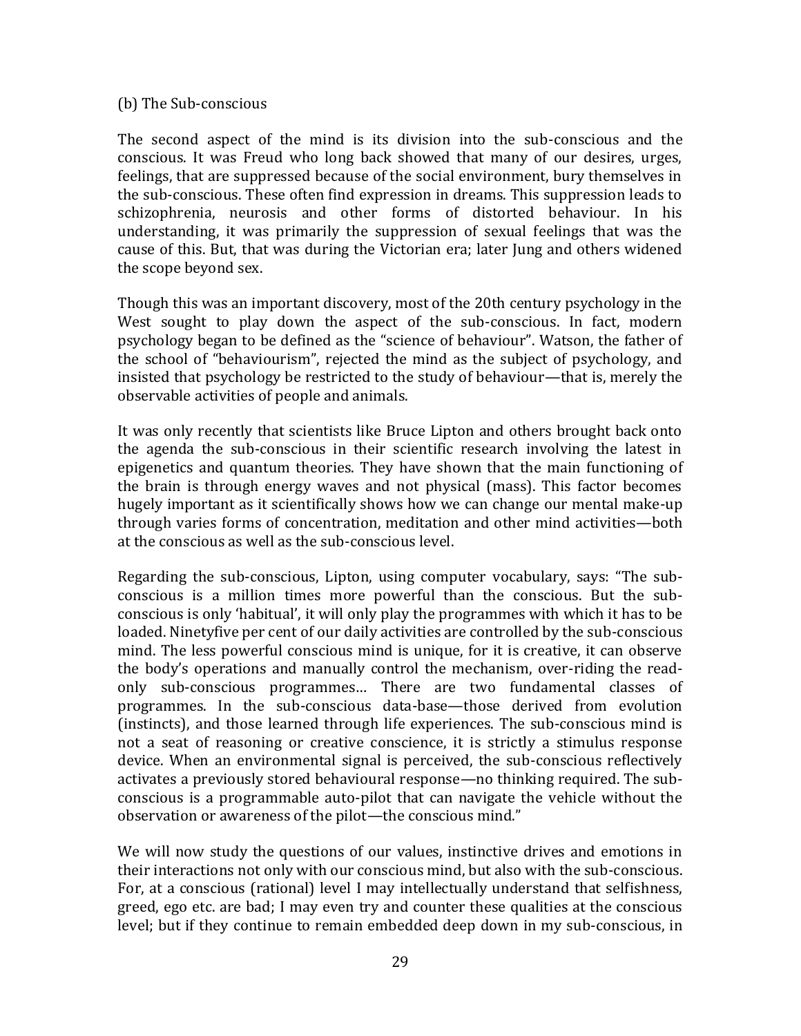### (b) The Sub-conscious

The second aspect of the mind is its division into the sub-conscious and the conscious. It was Freud who long back showed that many of our desires, urges, feelings, that are suppressed because of the social environment, bury themselves in the sub-conscious. These often find expression in dreams. This suppression leads to schizophrenia, neurosis and other forms of distorted behaviour. In his understanding, it was primarily the suppression of sexual feelings that was the cause of this. But, that was during the Victorian era; later Jung and others widened the scope beyond sex.

Though this was an important discovery, most of the 20th century psychology in the West sought to play down the aspect of the sub-conscious. In fact, modern psychology began to be defined as the "science of behaviour". Watson, the father of the school of "behaviourism", rejected the mind as the subject of psychology, and insisted that psychology be restricted to the study of behaviour—that is, merely the observable activities of people and animals.

It was only recently that scientists like Bruce Lipton and others brought back onto the agenda the sub-conscious in their scientific research involving the latest in epigenetics and quantum theories. They have shown that the main functioning of the brain is through energy waves and not physical (mass). This factor becomes hugely important as it scientifically shows how we can change our mental make-up through varies forms of concentration, meditation and other mind activities—both at the conscious as well as the sub-conscious level.

Regarding the sub-conscious, Lipton, using computer vocabulary, says: "The sub-conscious is a million times more powerful than the conscious. But the sub-conscious is only 'habitual', it will only play the programmes with which it has to be loaded. Ninetyfive per cent of our daily activities are controlled by the sub-conscious mind. The less powerful conscious mind is unique, for it is creative, it can observe the body's operations and manually control the mechanism, over-riding the read-only sub-conscious programmes… There are two fundamental classes of programmes. In the sub-conscious data-base—those derived from evolution (instincts), and those learned through life experiences. The sub-conscious mind is not a seat of reasoning or creative conscience, it is strictly a stimulus response device. When an environmental signal is perceived, the sub-conscious reflectively activates a previously stored behavioural response—no thinking required. The sub-conscious is a programmable auto-pilot that can navigate the vehicle without the observation or awareness of the pilot—the conscious mind."

We will now study the questions of our values, instinctive drives and emotions in their interactions not only with our conscious mind, but also with the sub-conscious. For, at a conscious (rational) level I may intellectually understand that selfishness, greed, ego etc. are bad; I may even try and counter these qualities at the conscious level; but if they continue to remain embedded deep down in my sub-conscious, in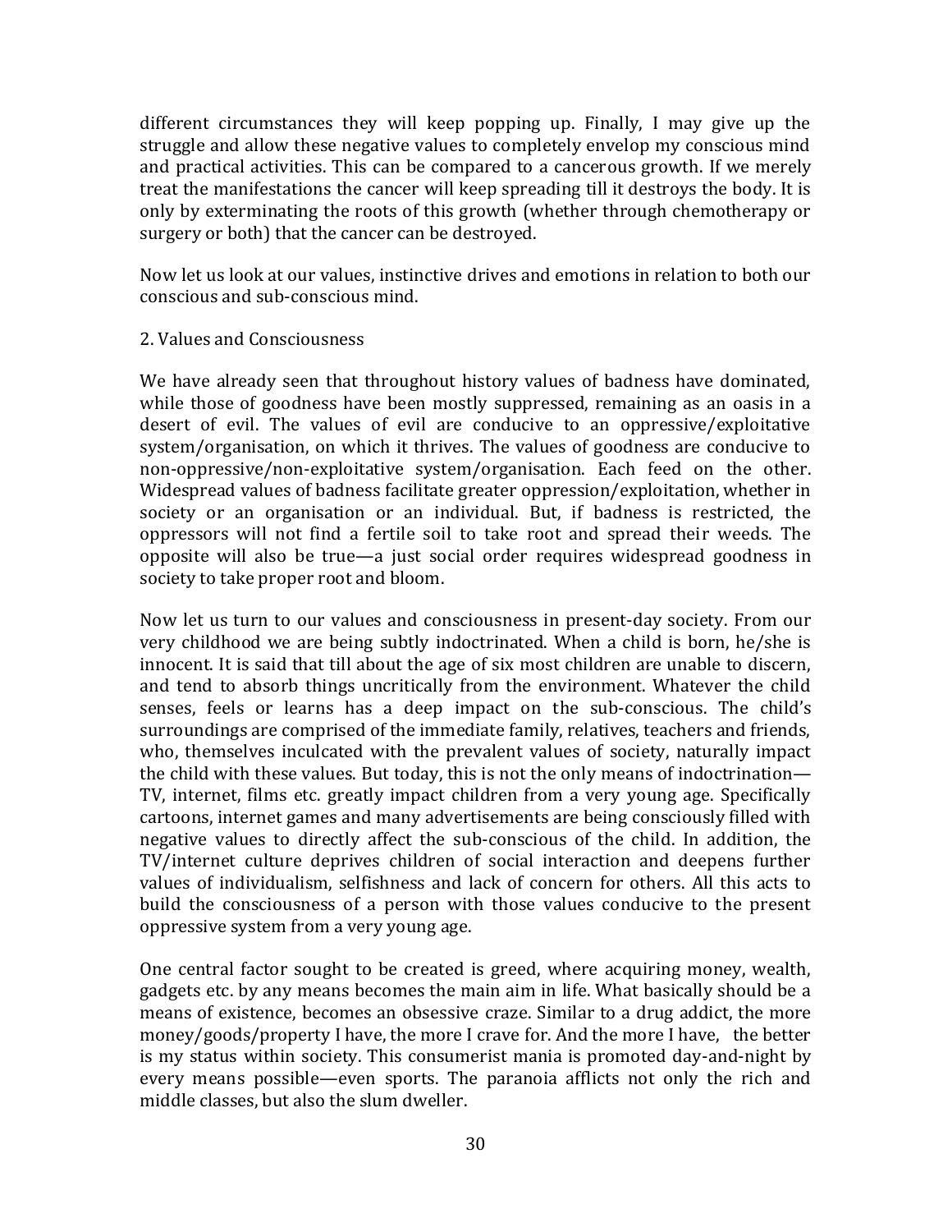different circumstances they will keep popping up. Finally, I may give up the struggle and allow these negative values to completely envelop my conscious mind and practical activities. This can be compared to a cancerous growth. If we merely treat the manifestations the cancer will keep spreading till it destroys the body. It is only by exterminating the roots of this growth (whether through chemotherapy or surgery or both) that the cancer can be destroyed.

Now let us look at our values, instinctive drives and emotions in relation to both our conscious and sub-conscious mind.

## 2. Values and Consciousness

We have already seen that throughout history values of badness have dominated, while those of goodness have been mostly suppressed, remaining as an oasis in a desert of evil. The values of evil are conducive to an oppressive/exploitative system/organisation, on which it thrives. The values of goodness are conducive to non-oppressive/non-exploitative system/organisation. Each feed on the other. Widespread values of badness facilitate greater oppression/exploitation, whether in society or an organisation or an individual. But, if badness is restricted, the oppressors will not find a fertile soil to take root and spread their weeds. The opposite will also be true—a just social order requires widespread goodness in society to take proper root and bloom.

Now let us turn to our values and consciousness in present-day society. From our very childhood we are being subtly indoctrinated. When a child is born, he/she is innocent. It is said that till about the age of six most children are unable to discern, and tend to absorb things uncritically from the environment. Whatever the child senses, feels or learns has a deep impact on the sub-conscious. The child's surroundings are comprised of the immediate family, relatives, teachers and friends, who, themselves inculcated with the prevalent values of society, naturally impact the child with these values. But today, this is not the only means of indoctrination—TV, internet, films etc. greatly impact children from a very young age. Specifically cartoons, internet games and many advertisements are being consciously filled with negative values to directly affect the sub-conscious of the child. In addition, the TV/internet culture deprives children of social interaction and deepens further values of individualism, selfishness and lack of concern for others. All this acts to build the consciousness of a person with those values conducive to the present oppressive system from a very young age.

One central factor sought to be created is greed, where acquiring money, wealth, gadgets etc. by any means becomes the main aim in life. What basically should be a means of existence, becomes an obsessive craze. Similar to a drug addict, the more money/goods/property I have, the more I crave for. And the more I have, the better is my status within society. This consumerist mania is promoted day-and-night by every means possible—even sports. The paranoia afflicts not only the rich and middle classes, but also the slum dweller.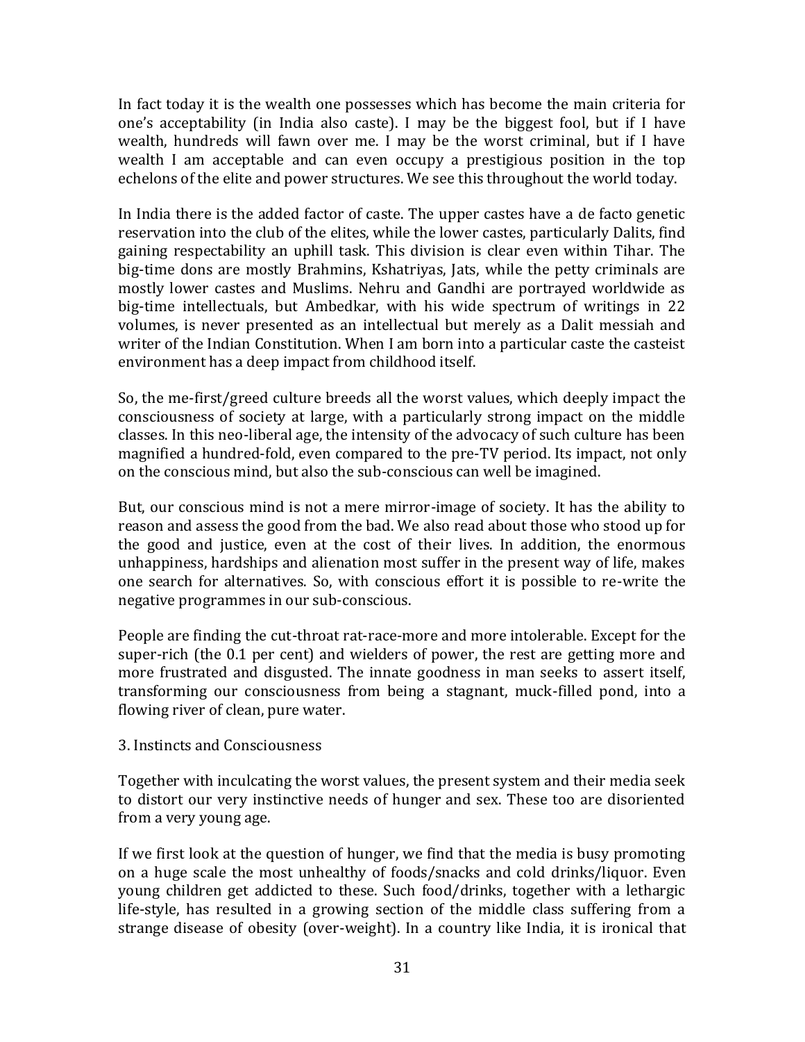In fact today it is the wealth one possesses which has become the main criteria for one's acceptability (in India also caste). I may be the biggest fool, but if I have wealth, hundreds will fawn over me. I may be the worst criminal, but if I have wealth I am acceptable and can even occupy a prestigious position in the top echelons of the elite and power structures. We see this throughout the world today.

In India there is the added factor of caste. The upper castes have a de facto genetic reservation into the club of the elites, while the lower castes, particularly Dalits, find gaining respectability an uphill task. This division is clear even within Tihar. The big-time dons are mostly Brahmins, Kshatriyas, Jats, while the petty criminals are mostly lower castes and Muslims. Nehru and Gandhi are portrayed worldwide as big-time intellectuals, but Ambedkar, with his wide spectrum of writings in 22 volumes, is never presented as an intellectual but merely as a Dalit messiah and writer of the Indian Constitution. When I am born into a particular caste the casteist environment has a deep impact from childhood itself.

So, the me-first/greed culture breeds all the worst values, which deeply impact the consciousness of society at large, with a particularly strong impact on the middle classes. In this neo-liberal age, the intensity of the advocacy of such culture has been magnified a hundred-fold, even compared to the pre-TV period. Its impact, not only on the conscious mind, but also the sub-conscious can well be imagined.

But, our conscious mind is not a mere mirror-image of society. It has the ability to reason and assess the good from the bad. We also read about those who stood up for the good and justice, even at the cost of their lives. In addition, the enormous unhappiness, hardships and alienation most suffer in the present way of life, makes one search for alternatives. So, with conscious effort it is possible to re-write the negative programmes in our sub-conscious.

People are finding the cut-throat rat-race-more and more intolerable. Except for the super-rich (the 0.1 per cent) and wielders of power, the rest are getting more and more frustrated and disgusted. The innate goodness in man seeks to assert itself, transforming our consciousness from being a stagnant, muck-filled pond, into a flowing river of clean, pure water.

## 3. Instincts and Consciousness

Together with inculcating the worst values, the present system and their media seek to distort our very instinctive needs of hunger and sex. These too are disoriented from a very young age.

If we first look at the question of hunger, we find that the media is busy promoting on a huge scale the most unhealthy of foods/snacks and cold drinks/liquor. Even young children get addicted to these. Such food/drinks, together with a lethargic life-style, has resulted in a growing section of the middle class suffering from a strange disease of obesity (over-weight). In a country like India, it is ironical that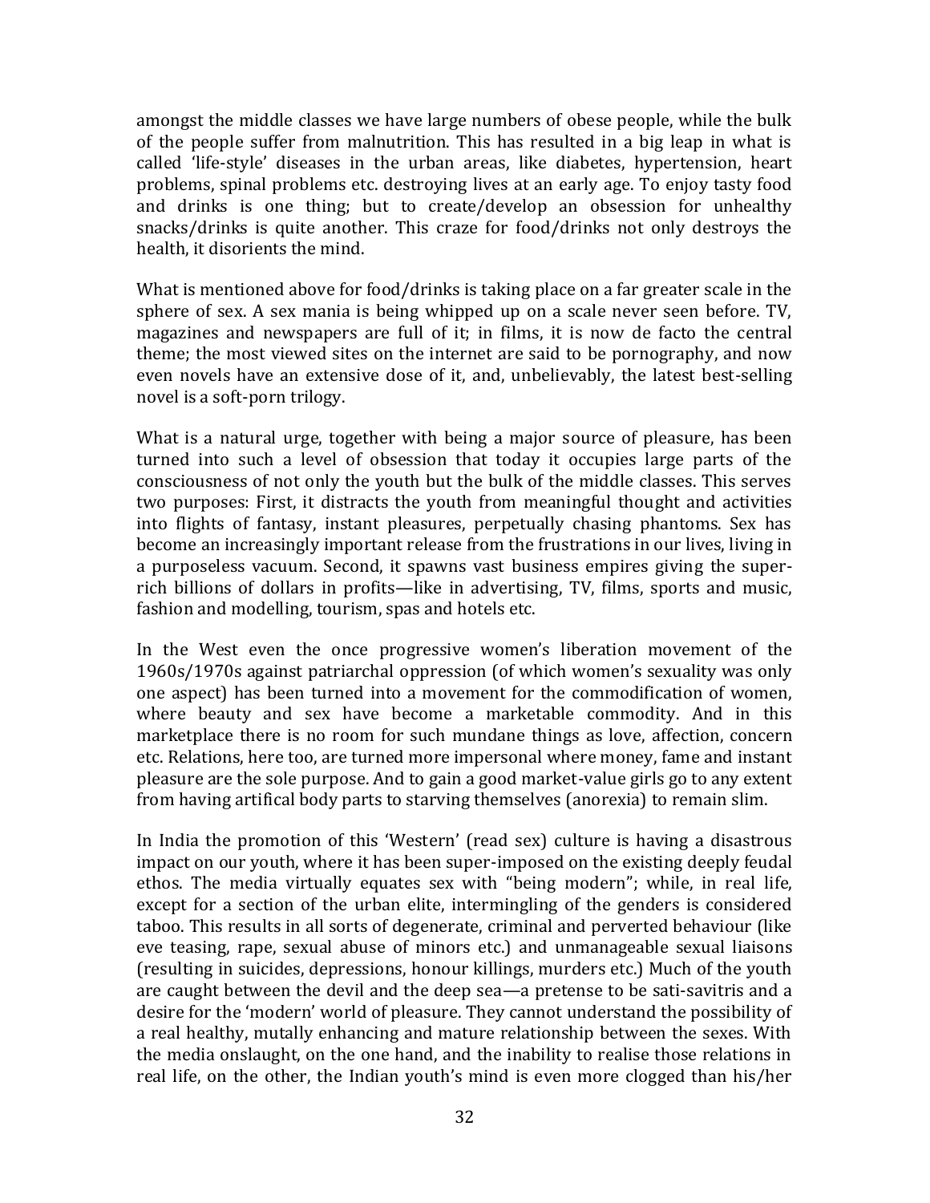amongst the middle classes we have large numbers of obese people, while the bulk of the people suffer from malnutrition. This has resulted in a big leap in what is called 'life-style' diseases in the urban areas, like diabetes, hypertension, heart problems, spinal problems etc. destroying lives at an early age. To enjoy tasty food and drinks is one thing; but to create/develop an obsession for unhealthy snacks/drinks is quite another. This craze for food/drinks not only destroys the health, it disorients the mind.

What is mentioned above for food/drinks is taking place on a far greater scale in the sphere of sex. A sex mania is being whipped up on a scale never seen before. TV, magazines and newspapers are full of it; in films, it is now de facto the central theme; the most viewed sites on the internet are said to be pornography, and now even novels have an extensive dose of it, and, unbelievably, the latest best-selling novel is a soft-porn trilogy.

What is a natural urge, together with being a major source of pleasure, has been turned into such a level of obsession that today it occupies large parts of the consciousness of not only the youth but the bulk of the middle classes. This serves two purposes: First, it distracts the youth from meaningful thought and activities into flights of fantasy, instant pleasures, perpetually chasing phantoms. Sex has become an increasingly important release from the frustrations in our lives, living in a purposeless vacuum. Second, it spawns vast business empires giving the super-rich billions of dollars in profits—like in advertising, TV, films, sports and music, fashion and modelling, tourism, spas and hotels etc.

In the West even the once progressive women's liberation movement of the 1960s/1970s against patriarchal oppression (of which women's sexuality was only one aspect) has been turned into a movement for the commodification of women, where beauty and sex have become a marketable commodity. And in this marketplace there is no room for such mundane things as love, affection, concern etc. Relations, here too, are turned more impersonal where money, fame and instant pleasure are the sole purpose. And to gain a good market-value girls go to any extent from having artifical body parts to starving themselves (anorexia) to remain slim.

In India the promotion of this 'Western' (read sex) culture is having a disastrous impact on our youth, where it has been super-imposed on the existing deeply feudal ethos. The media virtually equates sex with "being modern"; while, in real life, except for a section of the urban elite, intermingling of the genders is considered taboo. This results in all sorts of degenerate, criminal and perverted behaviour (like eve teasing, rape, sexual abuse of minors etc.) and unmanageable sexual liaisons (resulting in suicides, depressions, honour killings, murders etc.) Much of the youth are caught between the devil and the deep sea—a pretense to be sati-savitris and a desire for the 'modern' world of pleasure. They cannot understand the possibility of a real healthy, mutally enhancing and mature relationship between the sexes. With the media onslaught, on the one hand, and the inability to realise those relations in real life, on the other, the Indian youth's mind is even more clogged than his/her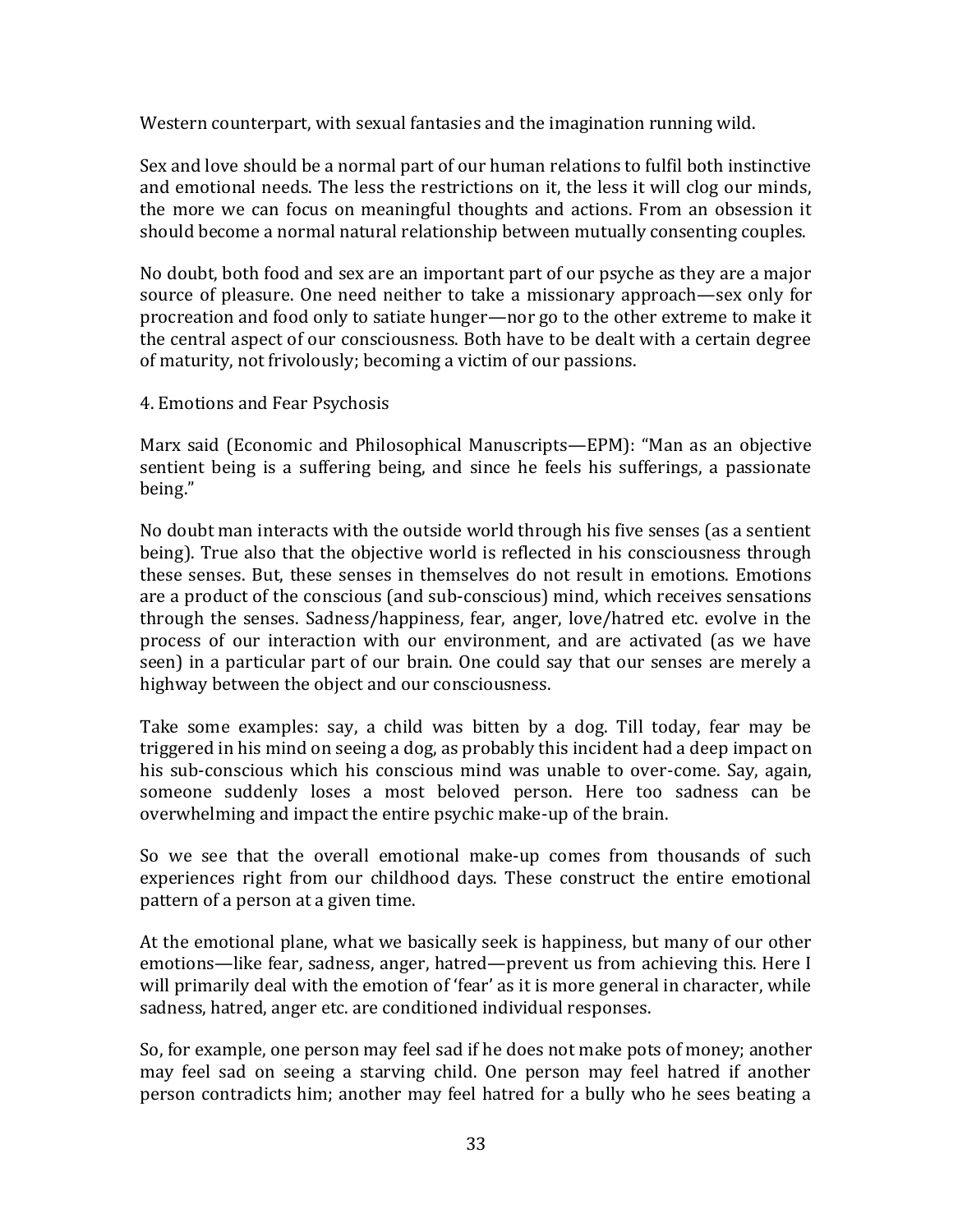Western counterpart, with sexual fantasies and the imagination running wild.

Sex and love should be a normal part of our human relations to fulfil both instinctive and emotional needs. The less the restrictions on it, the less it will clog our minds, the more we can focus on meaningful thoughts and actions. From an obsession it should become a normal natural relationship between mutually consenting couples.

No doubt, both food and sex are an important part of our psyche as they are a major source of pleasure. One need neither to take a missionary approach—sex only for procreation and food only to satiate hunger—nor go to the other extreme to make it the central aspect of our consciousness. Both have to be dealt with a certain degree of maturity, not frivolously; becoming a victim of our passions.

## 4. Emotions and Fear Psychosis

Marx said (Economic and Philosophical Manuscripts—EPM): "Man as an objective sentient being is a suffering being, and since he feels his sufferings, a passionate being."

No doubt man interacts with the outside world through his five senses (as a sentient being). True also that the objective world is reflected in his consciousness through these senses. But, these senses in themselves do not result in emotions. Emotions are a product of the conscious (and sub-conscious) mind, which receives sensations through the senses. Sadness/happiness, fear, anger, love/hatred etc. evolve in the process of our interaction with our environment, and are activated (as we have seen) in a particular part of our brain. One could say that our senses are merely a highway between the object and our consciousness.

Take some examples: say, a child was bitten by a dog. Till today, fear may be triggered in his mind on seeing a dog, as probably this incident had a deep impact on his sub-conscious which his conscious mind was unable to over-come. Say, again, someone suddenly loses a most beloved person. Here too sadness can be overwhelming and impact the entire psychic make-up of the brain.

So we see that the overall emotional make-up comes from thousands of such experiences right from our childhood days. These construct the entire emotional pattern of a person at a given time.

At the emotional plane, what we basically seek is happiness, but many of our other emotions—like fear, sadness, anger, hatred—prevent us from achieving this. Here I will primarily deal with the emotion of 'fear' as it is more general in character, while sadness, hatred, anger etc. are conditioned individual responses.

So, for example, one person may feel sad if he does not make pots of money; another may feel sad on seeing a starving child. One person may feel hatred if another person contradicts him; another may feel hatred for a bully who he sees beating a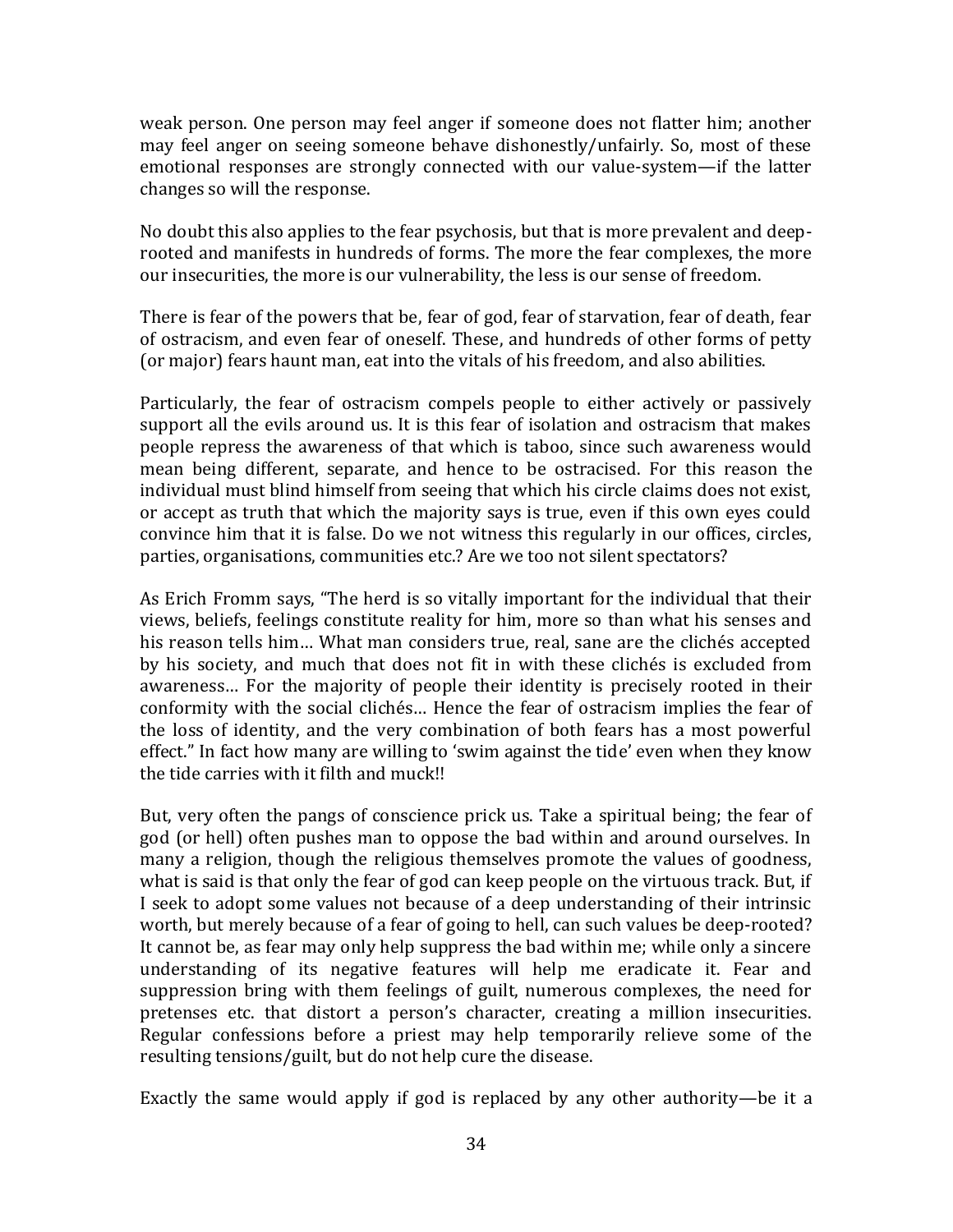weak person. One person may feel anger if someone does not flatter him; another may feel anger on seeing someone behave dishonestly/unfairly. So, most of these emotional responses are strongly connected with our value-system—if the latter changes so will the response.

No doubt this also applies to the fear psychosis, but that is more prevalent and deep-rooted and manifests in hundreds of forms. The more the fear complexes, the more our insecurities, the more is our vulnerability, the less is our sense of freedom.

There is fear of the powers that be, fear of god, fear of starvation, fear of death, fear of ostracism, and even fear of oneself. These, and hundreds of other forms of petty (or major) fears haunt man, eat into the vitals of his freedom, and also abilities.

Particularly, the fear of ostracism compels people to either actively or passively support all the evils around us. It is this fear of isolation and ostracism that makes people repress the awareness of that which is taboo, since such awareness would mean being different, separate, and hence to be ostracised. For this reason the individual must blind himself from seeing that which his circle claims does not exist, or accept as truth that which the majority says is true, even if this own eyes could convince him that it is false. Do we not witness this regularly in our offices, circles, parties, organisations, communities etc.? Are we too not silent spectators?

As Erich Fromm says, "The herd is so vitally important for the individual that their views, beliefs, feelings constitute reality for him, more so than what his senses and his reason tells him… What man considers true, real, sane are the clichés accepted by his society, and much that does not fit in with these clichés is excluded from awareness… For the majority of people their identity is precisely rooted in their conformity with the social clichés… Hence the fear of ostracism implies the fear of the loss of identity, and the very combination of both fears has a most powerful effect." In fact how many are willing to 'swim against the tide' even when they know the tide carries with it filth and muck!!

But, very often the pangs of conscience prick us. Take a spiritual being; the fear of god (or hell) often pushes man to oppose the bad within and around ourselves. In many a religion, though the religious themselves promote the values of goodness, what is said is that only the fear of god can keep people on the virtuous track. But, if I seek to adopt some values not because of a deep understanding of their intrinsic worth, but merely because of a fear of going to hell, can such values be deep-rooted? It cannot be, as fear may only help suppress the bad within me; while only a sincere understanding of its negative features will help me eradicate it. Fear and suppression bring with them feelings of guilt, numerous complexes, the need for pretenses etc. that distort a person's character, creating a million insecurities. Regular confessions before a priest may help temporarily relieve some of the resulting tensions/guilt, but do not help cure the disease.

Exactly the same would apply if god is replaced by any other authority—be it a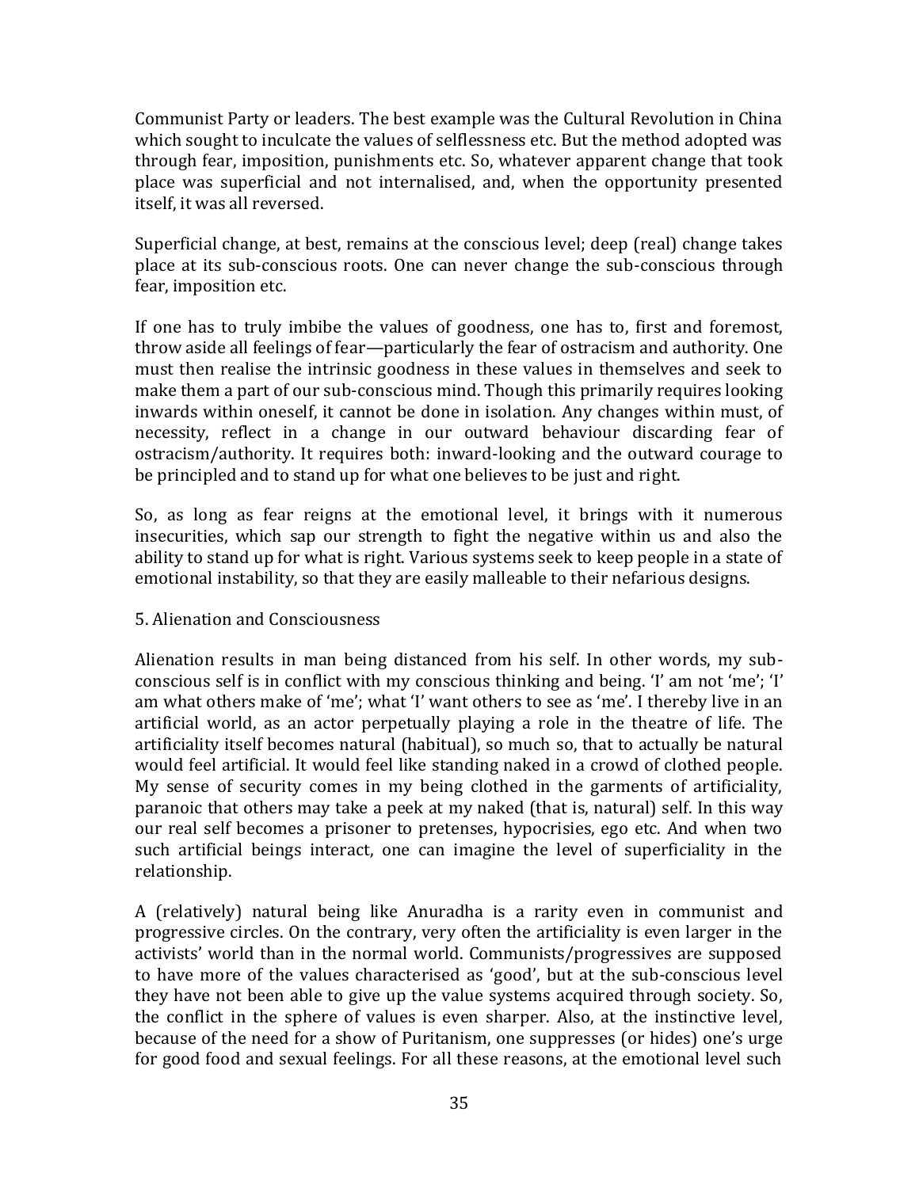Communist Party or leaders. The best example was the Cultural Revolution in China which sought to inculcate the values of selflessness etc. But the method adopted was through fear, imposition, punishments etc. So, whatever apparent change that took place was superficial and not internalised, and, when the opportunity presented itself, it was all reversed.

Superficial change, at best, remains at the conscious level; deep (real) change takes place at its sub-conscious roots. One can never change the sub-conscious through fear, imposition etc.

If one has to truly imbibe the values of goodness, one has to, first and foremost, throw aside all feelings of fear—particularly the fear of ostracism and authority. One must then realise the intrinsic goodness in these values in themselves and seek to make them a part of our sub-conscious mind. Though this primarily requires looking inwards within oneself, it cannot be done in isolation. Any changes within must, of necessity, reflect in a change in our outward behaviour discarding fear of ostracism/authority. It requires both: inward-looking and the outward courage to be principled and to stand up for what one believes to be just and right.

So, as long as fear reigns at the emotional level, it brings with it numerous insecurities, which sap our strength to fight the negative within us and also the ability to stand up for what is right. Various systems seek to keep people in a state of emotional instability, so that they are easily malleable to their nefarious designs.

## 5. Alienation and Consciousness

Alienation results in man being distanced from his self. In other words, my sub-conscious self is in conflict with my conscious thinking and being. 'I' am not 'me'; 'I' am what others make of 'me'; what 'I' want others to see as 'me'. I thereby live in an artificial world, as an actor perpetually playing a role in the theatre of life. The artificiality itself becomes natural (habitual), so much so, that to actually be natural would feel artificial. It would feel like standing naked in a crowd of clothed people. My sense of security comes in my being clothed in the garments of artificiality, paranoic that others may take a peek at my naked (that is, natural) self. In this way our real self becomes a prisoner to pretenses, hypocrisies, ego etc. And when two such artificial beings interact, one can imagine the level of superficiality in the relationship.

A (relatively) natural being like Anuradha is a rarity even in communist and progressive circles. On the contrary, very often the artificiality is even larger in the activists' world than in the normal world. Communists/progressives are supposed to have more of the values characterised as 'good', but at the sub-conscious level they have not been able to give up the value systems acquired through society. So, the conflict in the sphere of values is even sharper. Also, at the instinctive level, because of the need for a show of Puritanism, one suppresses (or hides) one's urge for good food and sexual feelings. For all these reasons, at the emotional level such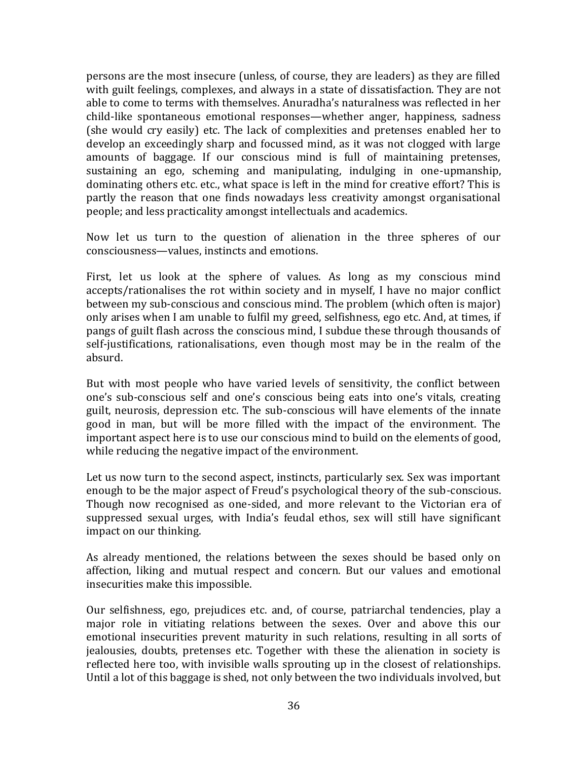persons are the most insecure (unless, of course, they are leaders) as they are filled with guilt feelings, complexes, and always in a state of dissatisfaction. They are not able to come to terms with themselves. Anuradha's naturalness was reflected in her child-like spontaneous emotional responses—whether anger, happiness, sadness (she would cry easily) etc. The lack of complexities and pretenses enabled her to develop an exceedingly sharp and focussed mind, as it was not clogged with large amounts of baggage. If our conscious mind is full of maintaining pretenses, sustaining an ego, scheming and manipulating, indulging in one-upmanship, dominating others etc. etc., what space is left in the mind for creative effort? This is partly the reason that one finds nowadays less creativity amongst organisational people; and less practicality amongst intellectuals and academics.

Now let us turn to the question of alienation in the three spheres of our consciousness—values, instincts and emotions.

First, let us look at the sphere of values. As long as my conscious mind accepts/rationalises the rot within society and in myself, I have no major conflict between my sub-conscious and conscious mind. The problem (which often is major) only arises when I am unable to fulfil my greed, selfishness, ego etc. And, at times, if pangs of guilt flash across the conscious mind, I subdue these through thousands of self-justifications, rationalisations, even though most may be in the realm of the absurd.

But with most people who have varied levels of sensitivity, the conflict between one's sub-conscious self and one's conscious being eats into one's vitals, creating guilt, neurosis, depression etc. The sub-conscious will have elements of the innate good in man, but will be more filled with the impact of the environment. The important aspect here is to use our conscious mind to build on the elements of good, while reducing the negative impact of the environment.

Let us now turn to the second aspect, instincts, particularly sex. Sex was important enough to be the major aspect of Freud's psychological theory of the sub-conscious. Though now recognised as one-sided, and more relevant to the Victorian era of suppressed sexual urges, with India's feudal ethos, sex will still have significant impact on our thinking.

As already mentioned, the relations between the sexes should be based only on affection, liking and mutual respect and concern. But our values and emotional insecurities make this impossible.

Our selfishness, ego, prejudices etc. and, of course, patriarchal tendencies, play a major role in vitiating relations between the sexes. Over and above this our emotional insecurities prevent maturity in such relations, resulting in all sorts of jealousies, doubts, pretenses etc. Together with these the alienation in society is reflected here too, with invisible walls sprouting up in the closest of relationships. Until a lot of this baggage is shed, not only between the two individuals involved, but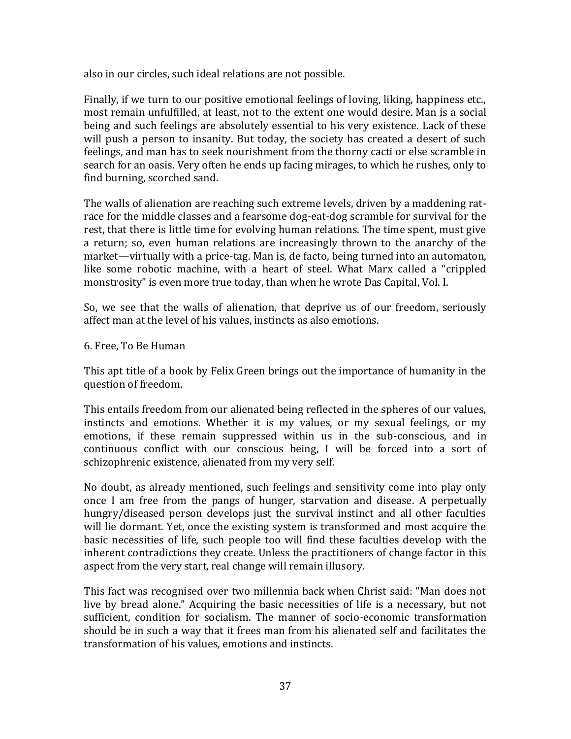also in our circles, such ideal relations are not possible.

Finally, if we turn to our positive emotional feelings of loving, liking, happiness etc., most remain unfulfilled, at least, not to the extent one would desire. Man is a social being and such feelings are absolutely essential to his very existence. Lack of these will push a person to insanity. But today, the society has created a desert of such feelings, and man has to seek nourishment from the thorny cacti or else scramble in search for an oasis. Very often he ends up facing mirages, to which he rushes, only to find burning, scorched sand.

The walls of alienation are reaching such extreme levels, driven by a maddening rat-race for the middle classes and a fearsome dog-eat-dog scramble for survival for the rest, that there is little time for evolving human relations. The time spent, must give a return; so, even human relations are increasingly thrown to the anarchy of the market—virtually with a price-tag. Man is, de facto, being turned into an automaton, like some robotic machine, with a heart of steel. What Marx called a "crippled monstrosity" is even more true today, than when he wrote Das Capital, Vol. I.

So, we see that the walls of alienation, that deprive us of our freedom, seriously affect man at the level of his values, instincts as also emotions.

## 6. Free, To Be Human

This apt title of a book by Felix Green brings out the importance of humanity in the question of freedom.

This entails freedom from our alienated being reflected in the spheres of our values, instincts and emotions. Whether it is my values, or my sexual feelings, or my emotions, if these remain suppressed within us in the sub-conscious, and in continuous conflict with our conscious being, I will be forced into a sort of schizophrenic existence, alienated from my very self.

No doubt, as already mentioned, such feelings and sensitivity come into play only once I am free from the pangs of hunger, starvation and disease. A perpetually hungry/diseased person develops just the survival instinct and all other faculties will lie dormant. Yet, once the existing system is transformed and most acquire the basic necessities of life, such people too will find these faculties develop with the inherent contradictions they create. Unless the practitioners of change factor in this aspect from the very start, real change will remain illusory.

This fact was recognised over two millennia back when Christ said: "Man does not live by bread alone." Acquiring the basic necessities of life is a necessary, but not sufficient, condition for socialism. The manner of socio-economic transformation should be in such a way that it frees man from his alienated self and facilitates the transformation of his values, emotions and instincts.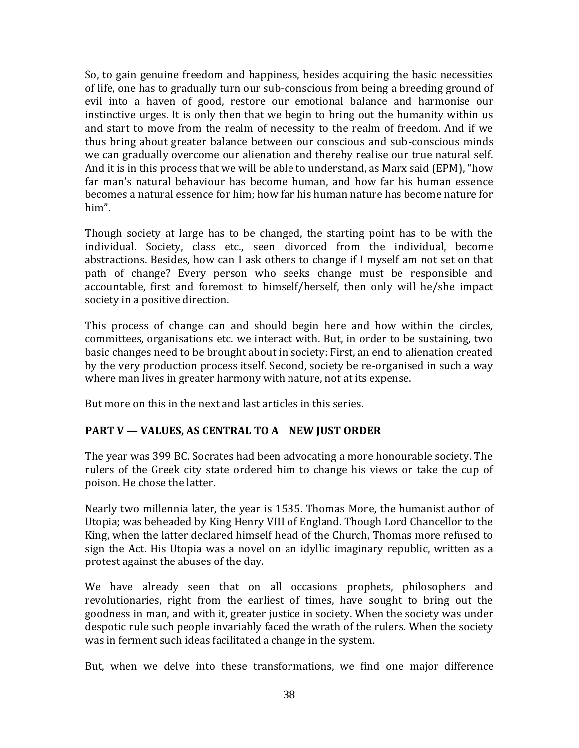So, to gain genuine freedom and happiness, besides acquiring the basic necessities of life, one has to gradually turn our sub-conscious from being a breeding ground of evil into a haven of good, restore our emotional balance and harmonise our instinctive urges. It is only then that we begin to bring out the humanity within us and start to move from the realm of necessity to the realm of freedom. And if we thus bring about greater balance between our conscious and sub-conscious minds we can gradually overcome our alienation and thereby realise our true natural self. And it is in this process that we will be able to understand, as Marx said (EPM), "how far man's natural behaviour has become human, and how far his human essence becomes a natural essence for him; how far his human nature has become nature for him".

Though society at large has to be changed, the starting point has to be with the individual. Society, class etc., seen divorced from the individual, become abstractions. Besides, how can I ask others to change if I myself am not set on that path of change? Every person who seeks change must be responsible and accountable, first and foremost to himself/herself, then only will he/she impact society in a positive direction.

This process of change can and should begin here and how within the circles, committees, organisations etc. we interact with. But, in order to be sustaining, two basic changes need to be brought about in society: First, an end to alienation created by the very production process itself. Second, society be re-organised in such a way where man lives in greater harmony with nature, not at its expense.

But more on this in the next and last articles in this series.

## PART V — VALUES, AS CENTRAL TO A NEW JUST ORDER

The year was 399 BC. Socrates had been advocating a more honourable society. The rulers of the Greek city state ordered him to change his views or take the cup of poison. He chose the latter.

Nearly two millennia later, the year is 1535. Thomas More, the humanist author of Utopia; was beheaded by King Henry VIII of England. Though Lord Chancellor to the King, when the latter declared himself head of the Church, Thomas more refused to sign the Act. His Utopia was a novel on an idyllic imaginary republic, written as a protest against the abuses of the day.

We have already seen that on all occasions prophets, philosophers and revolutionaries, right from the earliest of times, have sought to bring out the goodness in man, and with it, greater justice in society. When the society was under despotic rule such people invariably faced the wrath of the rulers. When the society was in ferment such ideas facilitated a change in the system.

But, when we delve into these transformations, we find one major difference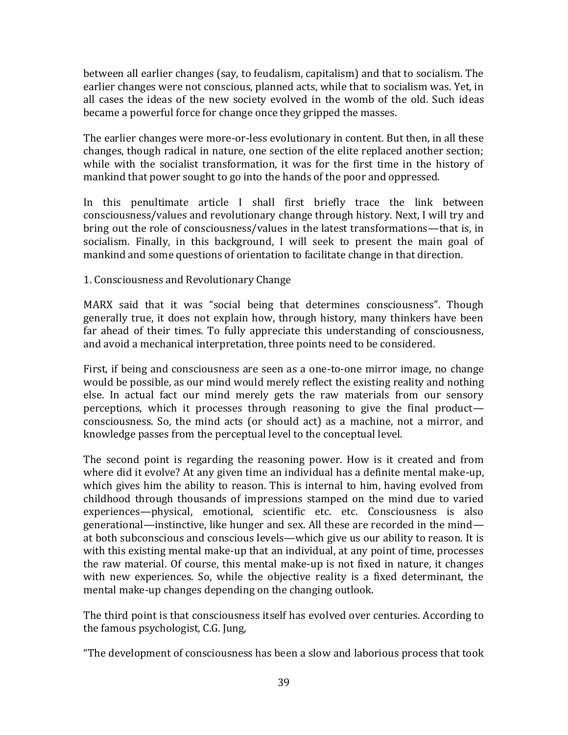between all earlier changes (say, to feudalism, capitalism) and that to socialism. The earlier changes were not conscious, planned acts, while that to socialism was. Yet, in all cases the ideas of the new society evolved in the womb of the old. Such ideas became a powerful force for change once they gripped the masses.

The earlier changes were more-or-less evolutionary in content. But then, in all these changes, though radical in nature, one section of the elite replaced another section; while with the socialist transformation, it was for the first time in the history of mankind that power sought to go into the hands of the poor and oppressed.

In this penultimate article I shall first briefly trace the link between consciousness/values and revolutionary change through history. Next, I will try and bring out the role of consciousness/values in the latest transformations—that is, in socialism. Finally, in this background, I will seek to present the main goal of mankind and some questions of orientation to facilitate change in that direction.

## 1. Consciousness and Revolutionary Change

MARX said that it was "social being that determines consciousness". Though generally true, it does not explain how, through history, many thinkers have been far ahead of their times. To fully appreciate this understanding of consciousness, and avoid a mechanical interpretation, three points need to be considered.

First, if being and consciousness are seen as a one-to-one mirror image, no change would be possible, as our mind would merely reflect the existing reality and nothing else. In actual fact our mind merely gets the raw materials from our sensory perceptions, which it processes through reasoning to give the final product—consciousness. So, the mind acts (or should act) as a machine, not a mirror, and knowledge passes from the perceptual level to the conceptual level.

The second point is regarding the reasoning power. How is it created and from where did it evolve? At any given time an individual has a definite mental make-up, which gives him the ability to reason. This is internal to him, having evolved from childhood through thousands of impressions stamped on the mind due to varied experiences—physical, emotional, scientific etc. etc. Consciousness is also generational—instinctive, like hunger and sex. All these are recorded in the mind—at both subconscious and conscious levels—which give us our ability to reason. It is with this existing mental make-up that an individual, at any point of time, processes the raw material. Of course, this mental make-up is not fixed in nature, it changes with new experiences. So, while the objective reality is a fixed determinant, the mental make-up changes depending on the changing outlook.

The third point is that consciousness itself has evolved over centuries. According to the famous psychologist, C.G. Jung,

"The development of consciousness has been a slow and laborious process that took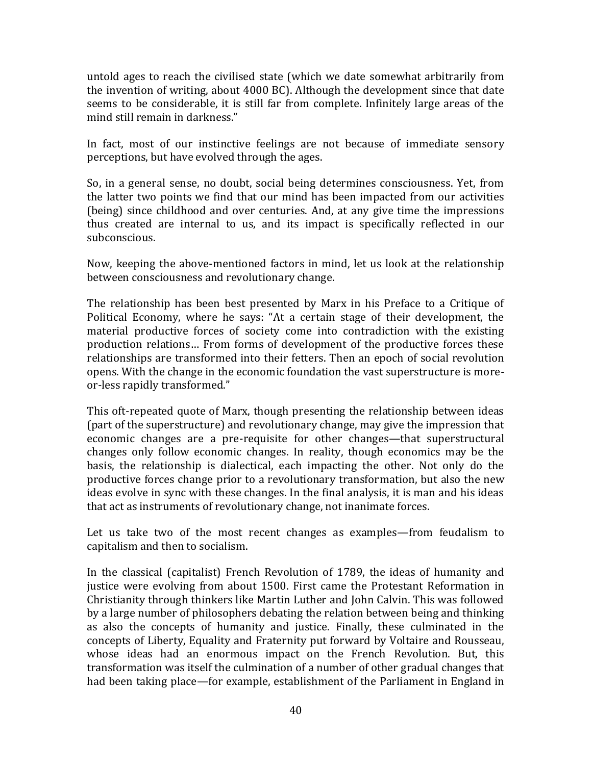untold ages to reach the civilised state (which we date somewhat arbitrarily from the invention of writing, about 4000 BC). Although the development since that date seems to be considerable, it is still far from complete. Infinitely large areas of the mind still remain in darkness."

In fact, most of our instinctive feelings are not because of immediate sensory perceptions, but have evolved through the ages.

So, in a general sense, no doubt, social being determines consciousness. Yet, from the latter two points we find that our mind has been impacted from our activities (being) since childhood and over centuries. And, at any give time the impressions thus created are internal to us, and its impact is specifically reflected in our subconscious.

Now, keeping the above-mentioned factors in mind, let us look at the relationship between consciousness and revolutionary change.

The relationship has been best presented by Marx in his Preface to a Critique of Political Economy, where he says: "At a certain stage of their development, the material productive forces of society come into contradiction with the existing production relations… From forms of development of the productive forces these relationships are transformed into their fetters. Then an epoch of social revolution opens. With the change in the economic foundation the vast superstructure is more-or-less rapidly transformed."

This oft-repeated quote of Marx, though presenting the relationship between ideas (part of the superstructure) and revolutionary change, may give the impression that economic changes are a pre-requisite for other changes—that superstructural changes only follow economic changes. In reality, though economics may be the basis, the relationship is dialectical, each impacting the other. Not only do the productive forces change prior to a revolutionary transformation, but also the new ideas evolve in sync with these changes. In the final analysis, it is man and his ideas that act as instruments of revolutionary change, not inanimate forces.

Let us take two of the most recent changes as examples—from feudalism to capitalism and then to socialism.

In the classical (capitalist) French Revolution of 1789, the ideas of humanity and justice were evolving from about 1500. First came the Protestant Reformation in Christianity through thinkers like Martin Luther and John Calvin. This was followed by a large number of philosophers debating the relation between being and thinking as also the concepts of humanity and justice. Finally, these culminated in the concepts of Liberty, Equality and Fraternity put forward by Voltaire and Rousseau, whose ideas had an enormous impact on the French Revolution. But, this transformation was itself the culmination of a number of other gradual changes that had been taking place—for example, establishment of the Parliament in England in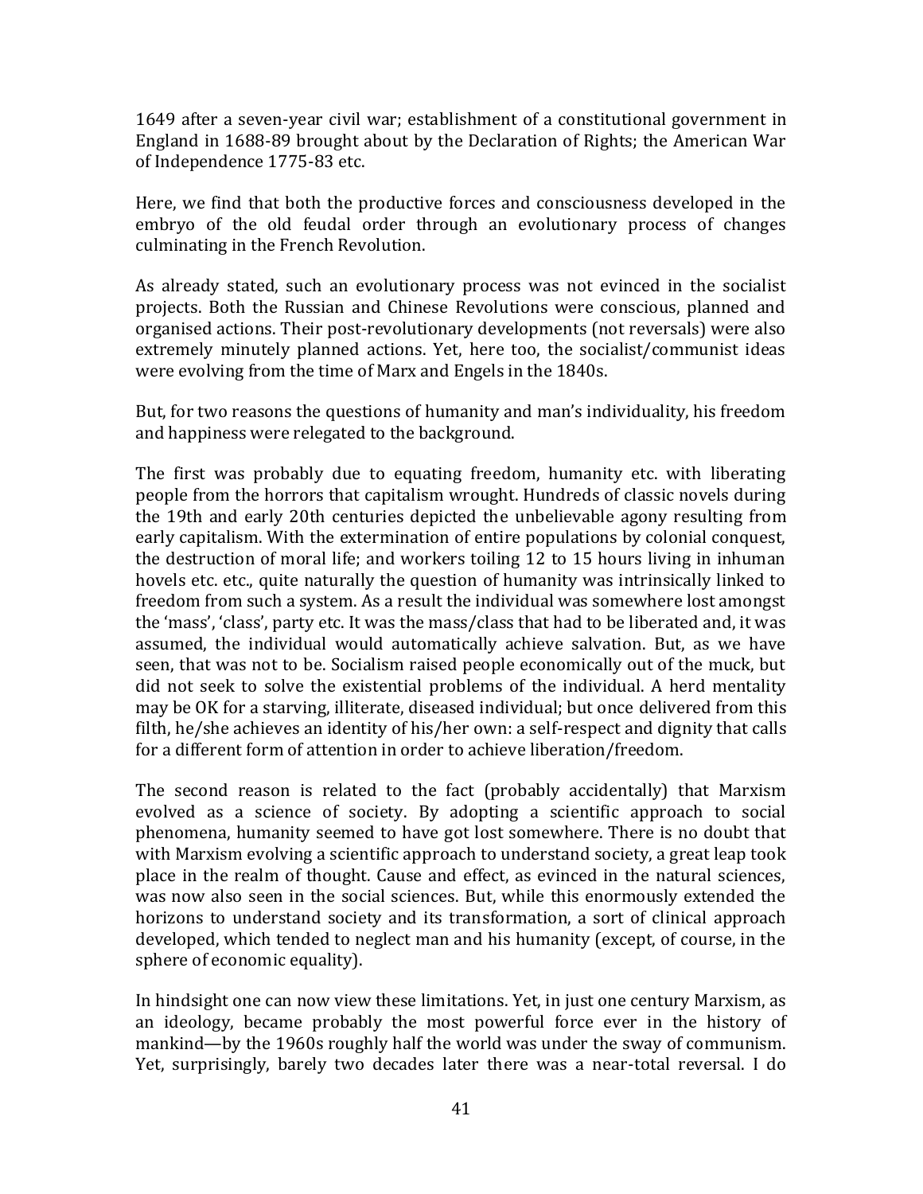1649 after a seven-year civil war; establishment of a constitutional government in England in 1688-89 brought about by the Declaration of Rights; the American War of Independence 1775-83 etc.

Here, we find that both the productive forces and consciousness developed in the embryo of the old feudal order through an evolutionary process of changes culminating in the French Revolution.

As already stated, such an evolutionary process was not evinced in the socialist projects. Both the Russian and Chinese Revolutions were conscious, planned and organised actions. Their post-revolutionary developments (not reversals) were also extremely minutely planned actions. Yet, here too, the socialist/communist ideas were evolving from the time of Marx and Engels in the 1840s.

But, for two reasons the questions of humanity and man's individuality, his freedom and happiness were relegated to the background.

The first was probably due to equating freedom, humanity etc. with liberating people from the horrors that capitalism wrought. Hundreds of classic novels during the 19th and early 20th centuries depicted the unbelievable agony resulting from early capitalism. With the extermination of entire populations by colonial conquest, the destruction of moral life; and workers toiling 12 to 15 hours living in inhuman hovels etc. etc., quite naturally the question of humanity was intrinsically linked to freedom from such a system. As a result the individual was somewhere lost amongst the 'mass', 'class', party etc. It was the mass/class that had to be liberated and, it was assumed, the individual would automatically achieve salvation. But, as we have seen, that was not to be. Socialism raised people economically out of the muck, but did not seek to solve the existential problems of the individual. A herd mentality may be OK for a starving, illiterate, diseased individual; but once delivered from this filth, he/she achieves an identity of his/her own: a self-respect and dignity that calls for a different form of attention in order to achieve liberation/freedom.

The second reason is related to the fact (probably accidentally) that Marxism evolved as a science of society. By adopting a scientific approach to social phenomena, humanity seemed to have got lost somewhere. There is no doubt that with Marxism evolving a scientific approach to understand society, a great leap took place in the realm of thought. Cause and effect, as evinced in the natural sciences, was now also seen in the social sciences. But, while this enormously extended the horizons to understand society and its transformation, a sort of clinical approach developed, which tended to neglect man and his humanity (except, of course, in the sphere of economic equality).

In hindsight one can now view these limitations. Yet, in just one century Marxism, as an ideology, became probably the most powerful force ever in the history of mankind—by the 1960s roughly half the world was under the sway of communism. Yet, surprisingly, barely two decades later there was a near-total reversal. I do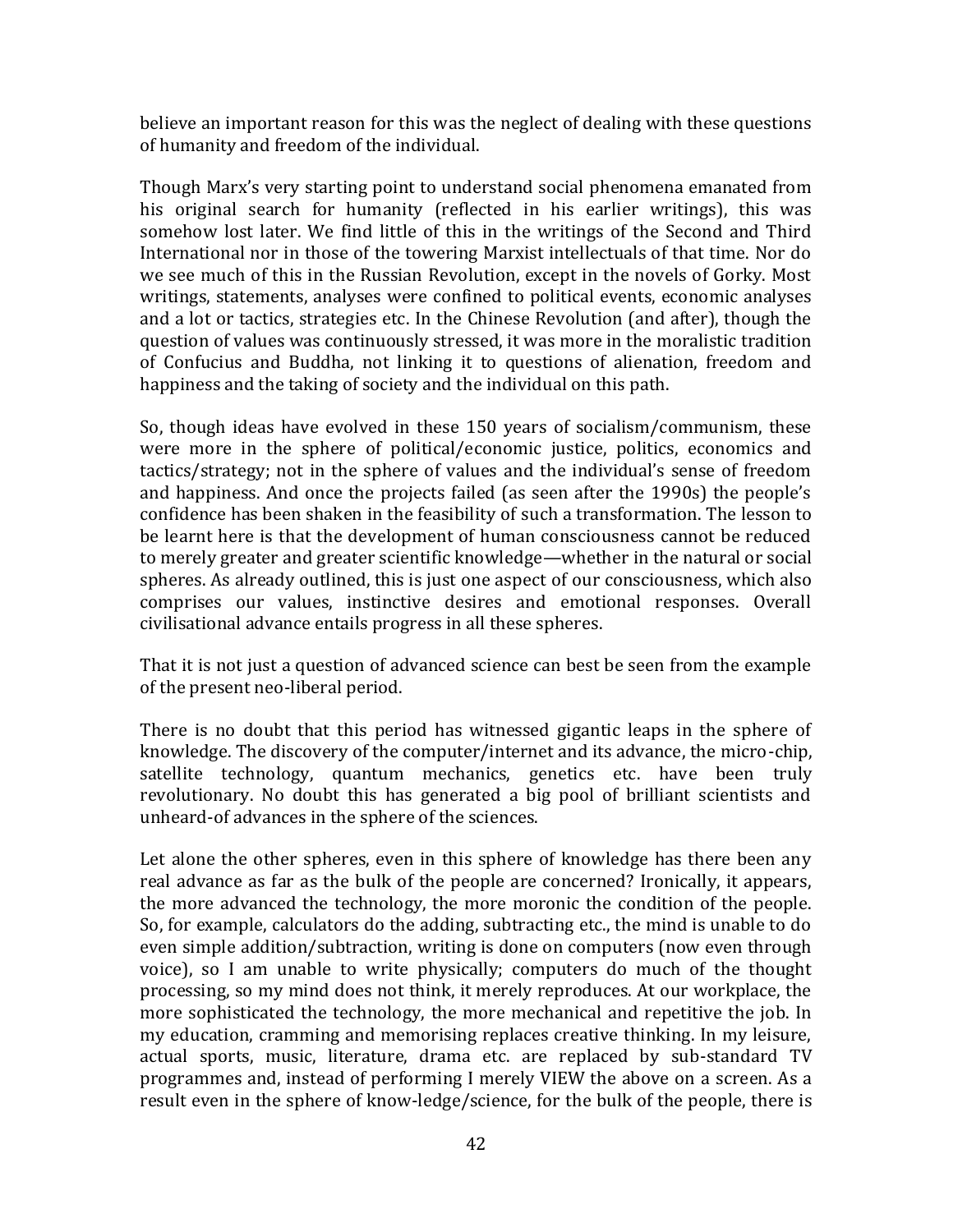believe an important reason for this was the neglect of dealing with these questions of humanity and freedom of the individual.

Though Marx's very starting point to understand social phenomena emanated from his original search for humanity (reflected in his earlier writings), this was somehow lost later. We find little of this in the writings of the Second and Third International nor in those of the towering Marxist intellectuals of that time. Nor do we see much of this in the Russian Revolution, except in the novels of Gorky. Most writings, statements, analyses were confined to political events, economic analyses and a lot or tactics, strategies etc. In the Chinese Revolution (and after), though the question of values was continuously stressed, it was more in the moralistic tradition of Confucius and Buddha, not linking it to questions of alienation, freedom and happiness and the taking of society and the individual on this path.

So, though ideas have evolved in these 150 years of socialism/communism, these were more in the sphere of political/economic justice, politics, economics and tactics/strategy; not in the sphere of values and the individual's sense of freedom and happiness. And once the projects failed (as seen after the 1990s) the people's confidence has been shaken in the feasibility of such a transformation. The lesson to be learnt here is that the development of human consciousness cannot be reduced to merely greater and greater scientific knowledge—whether in the natural or social spheres. As already outlined, this is just one aspect of our consciousness, which also comprises our values, instinctive desires and emotional responses. Overall civilisational advance entails progress in all these spheres.

That it is not just a question of advanced science can best be seen from the example of the present neo-liberal period.

There is no doubt that this period has witnessed gigantic leaps in the sphere of knowledge. The discovery of the computer/internet and its advance, the micro-chip, satellite technology, quantum mechanics, genetics etc. have been truly revolutionary. No doubt this has generated a big pool of brilliant scientists and unheard-of advances in the sphere of the sciences.

Let alone the other spheres, even in this sphere of knowledge has there been any real advance as far as the bulk of the people are concerned? Ironically, it appears, the more advanced the technology, the more moronic the condition of the people. So, for example, calculators do the adding, subtracting etc., the mind is unable to do even simple addition/subtraction, writing is done on computers (now even through voice), so I am unable to write physically; computers do much of the thought processing, so my mind does not think, it merely reproduces. At our workplace, the more sophisticated the technology, the more mechanical and repetitive the job. In my education, cramming and memorising replaces creative thinking. In my leisure, actual sports, music, literature, drama etc. are replaced by sub-standard TV programmes and, instead of performing I merely VIEW the above on a screen. As a result even in the sphere of know-ledge/science, for the bulk of the people, there is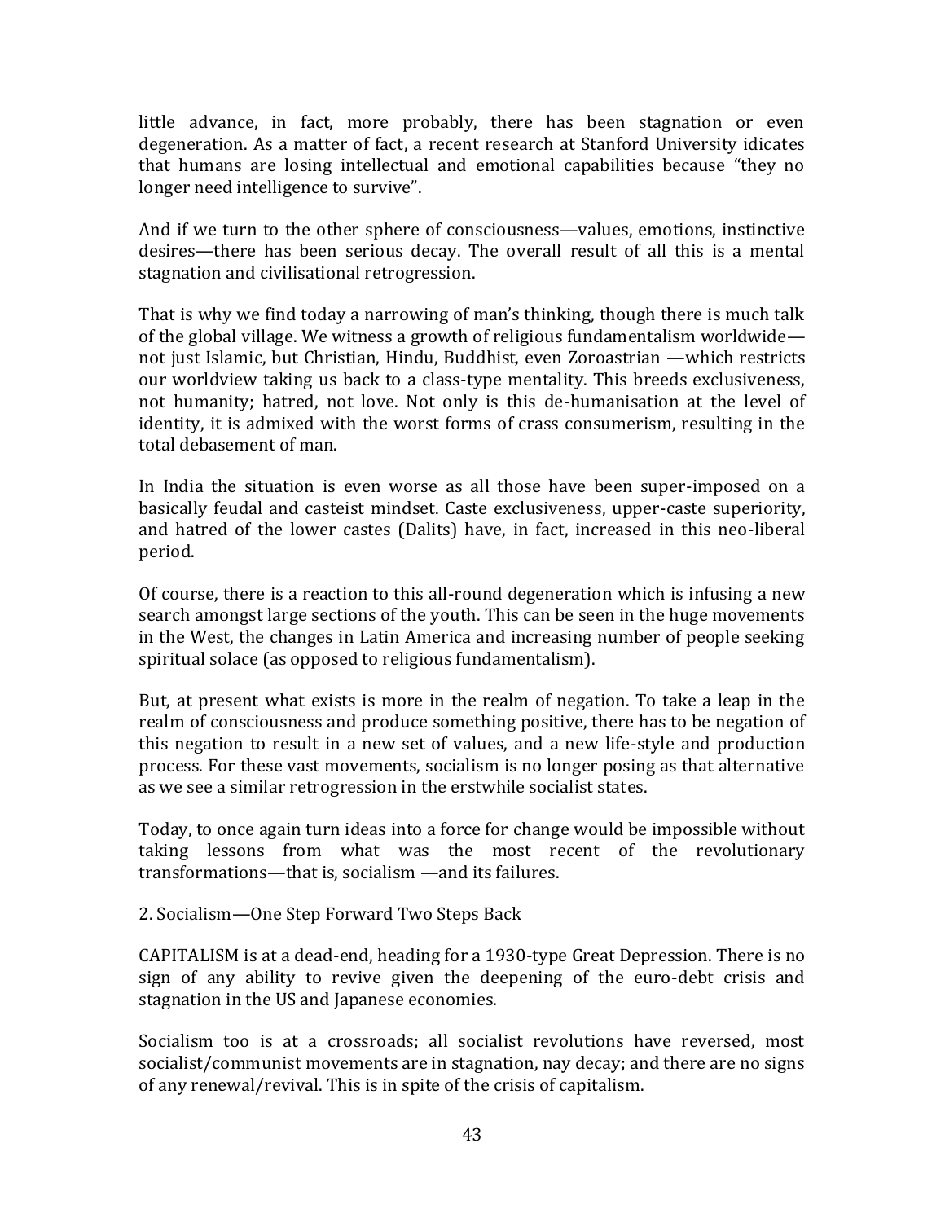little advance, in fact, more probably, there has been stagnation or even degeneration. As a matter of fact, a recent research at Stanford University idicates that humans are losing intellectual and emotional capabilities because “they no longer need intelligence to survive”.

And if we turn to the other sphere of consciousness—values, emotions, instinctive desires—there has been serious decay. The overall result of all this is a mental stagnation and civilisational retrogression.

That is why we find today a narrowing of man’s thinking, though there is much talk of the global village. We witness a growth of religious fundamentalism worldwide—not just Islamic, but Christian, Hindu, Buddhist, even Zoroastrian —which restricts our worldview taking us back to a class-type mentality. This breeds exclusiveness, not humanity; hatred, not love. Not only is this de-humanisation at the level of identity, it is admixed with the worst forms of crass consumerism, resulting in the total debasement of man.

In India the situation is even worse as all those have been super-imposed on a basically feudal and casteist mindset. Caste exclusiveness, upper-caste superiority, and hatred of the lower castes (Dalits) have, in fact, increased in this neo-liberal period.

Of course, there is a reaction to this all-round degeneration which is infusing a new search amongst large sections of the youth. This can be seen in the huge movements in the West, the changes in Latin America and increasing number of people seeking spiritual solace (as opposed to religious fundamentalism).

But, at present what exists is more in the realm of negation. To take a leap in the realm of consciousness and produce something positive, there has to be negation of this negation to result in a new set of values, and a new life-style and production process. For these vast movements, socialism is no longer posing as that alternative as we see a similar retrogression in the erstwhile socialist states.

Today, to once again turn ideas into a force for change would be impossible without taking lessons from what was the most recent of the revolutionary transformations—that is, socialism —and its failures.

## 2. Socialism—One Step Forward Two Steps Back

CAPITALISM is at a dead-end, heading for a 1930-type Great Depression. There is no sign of any ability to revive given the deepening of the euro-debt crisis and stagnation in the US and Japanese economies.

Socialism too is at a crossroads; all socialist revolutions have reversed, most socialist/communist movements are in stagnation, nay decay; and there are no signs of any renewal/revival. This is in spite of the crisis of capitalism.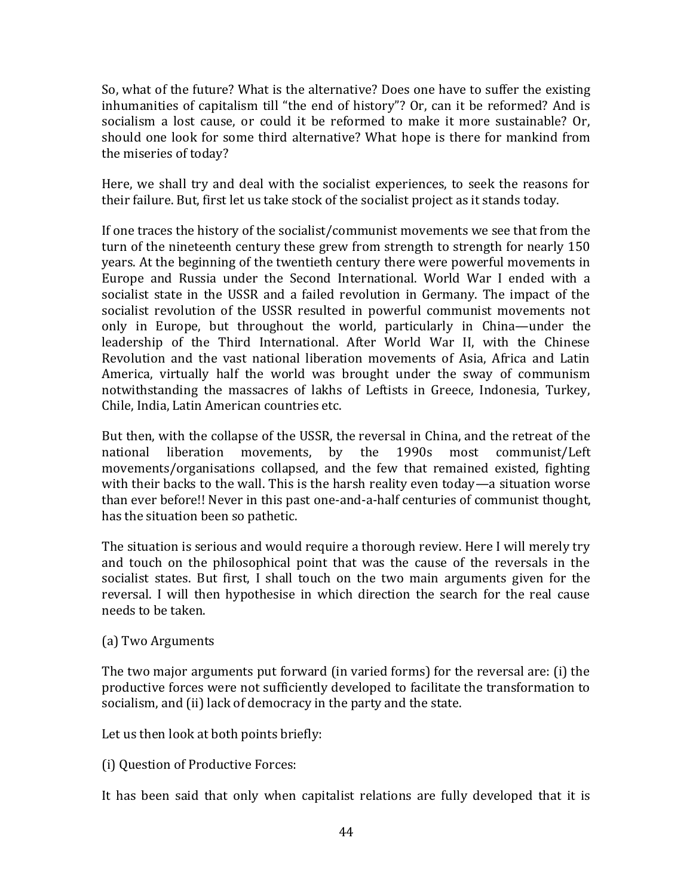So, what of the future? What is the alternative? Does one have to suffer the existing inhumanities of capitalism till "the end of history"? Or, can it be reformed? And is socialism a lost cause, or could it be reformed to make it more sustainable? Or, should one look for some third alternative? What hope is there for mankind from the miseries of today?

Here, we shall try and deal with the socialist experiences, to seek the reasons for their failure. But, first let us take stock of the socialist project as it stands today.

If one traces the history of the socialist/communist movements we see that from the turn of the nineteenth century these grew from strength to strength for nearly 150 years. At the beginning of the twentieth century there were powerful movements in Europe and Russia under the Second International. World War I ended with a socialist state in the USSR and a failed revolution in Germany. The impact of the socialist revolution of the USSR resulted in powerful communist movements not only in Europe, but throughout the world, particularly in China—under the leadership of the Third International. After World War II, with the Chinese Revolution and the vast national liberation movements of Asia, Africa and Latin America, virtually half the world was brought under the sway of communism notwithstanding the massacres of lakhs of Leftists in Greece, Indonesia, Turkey, Chile, India, Latin American countries etc.

But then, with the collapse of the USSR, the reversal in China, and the retreat of the national liberation movements, by the 1990s most communist/Left movements/organisations collapsed, and the few that remained existed, fighting with their backs to the wall. This is the harsh reality even today—a situation worse than ever before!! Never in this past one-and-a-half centuries of communist thought, has the situation been so pathetic.

The situation is serious and would require a thorough review. Here I will merely try and touch on the philosophical point that was the cause of the reversals in the socialist states. But first, I shall touch on the two main arguments given for the reversal. I will then hypothesise in which direction the search for the real cause needs to be taken.

(a) Two Arguments

The two major arguments put forward (in varied forms) for the reversal are: (i) the productive forces were not sufficiently developed to facilitate the transformation to socialism, and (ii) lack of democracy in the party and the state.

Let us then look at both points briefly:

(i) Question of Productive Forces:

It has been said that only when capitalist relations are fully developed that it is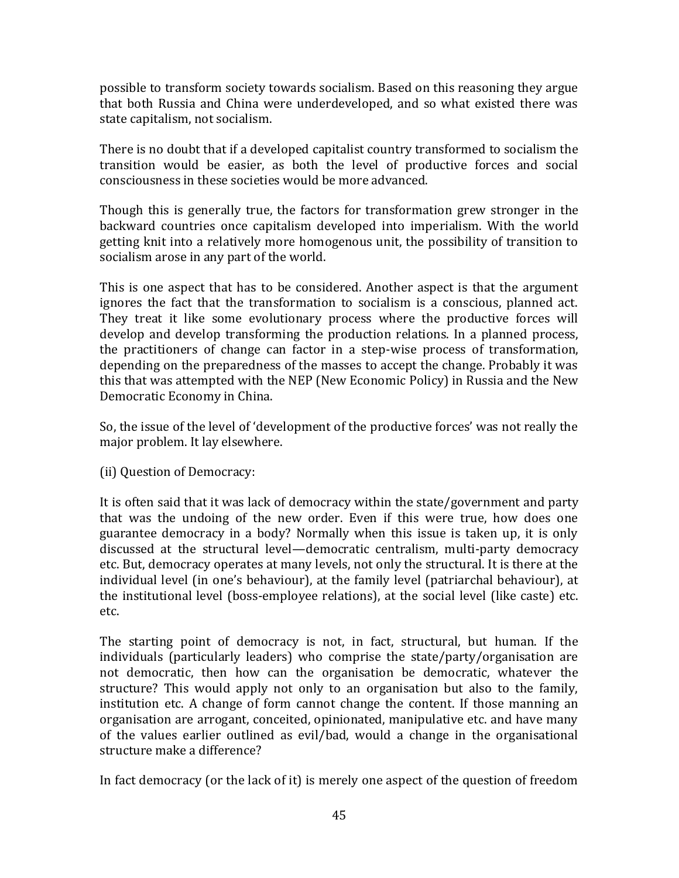possible to transform society towards socialism. Based on this reasoning they argue that both Russia and China were underdeveloped, and so what existed there was state capitalism, not socialism.

There is no doubt that if a developed capitalist country transformed to socialism the transition would be easier, as both the level of productive forces and social consciousness in these societies would be more advanced.

Though this is generally true, the factors for transformation grew stronger in the backward countries once capitalism developed into imperialism. With the world getting knit into a relatively more homogenous unit, the possibility of transition to socialism arose in any part of the world.

This is one aspect that has to be considered. Another aspect is that the argument ignores the fact that the transformation to socialism is a conscious, planned act. They treat it like some evolutionary process where the productive forces will develop and develop transforming the production relations. In a planned process, the practitioners of change can factor in a step-wise process of transformation, depending on the preparedness of the masses to accept the change. Probably it was this that was attempted with the NEP (New Economic Policy) in Russia and the New Democratic Economy in China.

So, the issue of the level of 'development of the productive forces' was not really the major problem. It lay elsewhere.

(ii) Question of Democracy:

It is often said that it was lack of democracy within the state/government and party that was the undoing of the new order. Even if this were true, how does one guarantee democracy in a body? Normally when this issue is taken up, it is only discussed at the structural level—democratic centralism, multi-party democracy etc. But, democracy operates at many levels, not only the structural. It is there at the individual level (in one's behaviour), at the family level (patriarchal behaviour), at the institutional level (boss-employee relations), at the social level (like caste) etc. etc.

The starting point of democracy is not, in fact, structural, but human. If the individuals (particularly leaders) who comprise the state/party/organisation are not democratic, then how can the organisation be democratic, whatever the structure? This would apply not only to an organisation but also to the family, institution etc. A change of form cannot change the content. If those manning an organisation are arrogant, conceited, opinionated, manipulative etc. and have many of the values earlier outlined as evil/bad, would a change in the organisational structure make a difference?

In fact democracy (or the lack of it) is merely one aspect of the question of freedom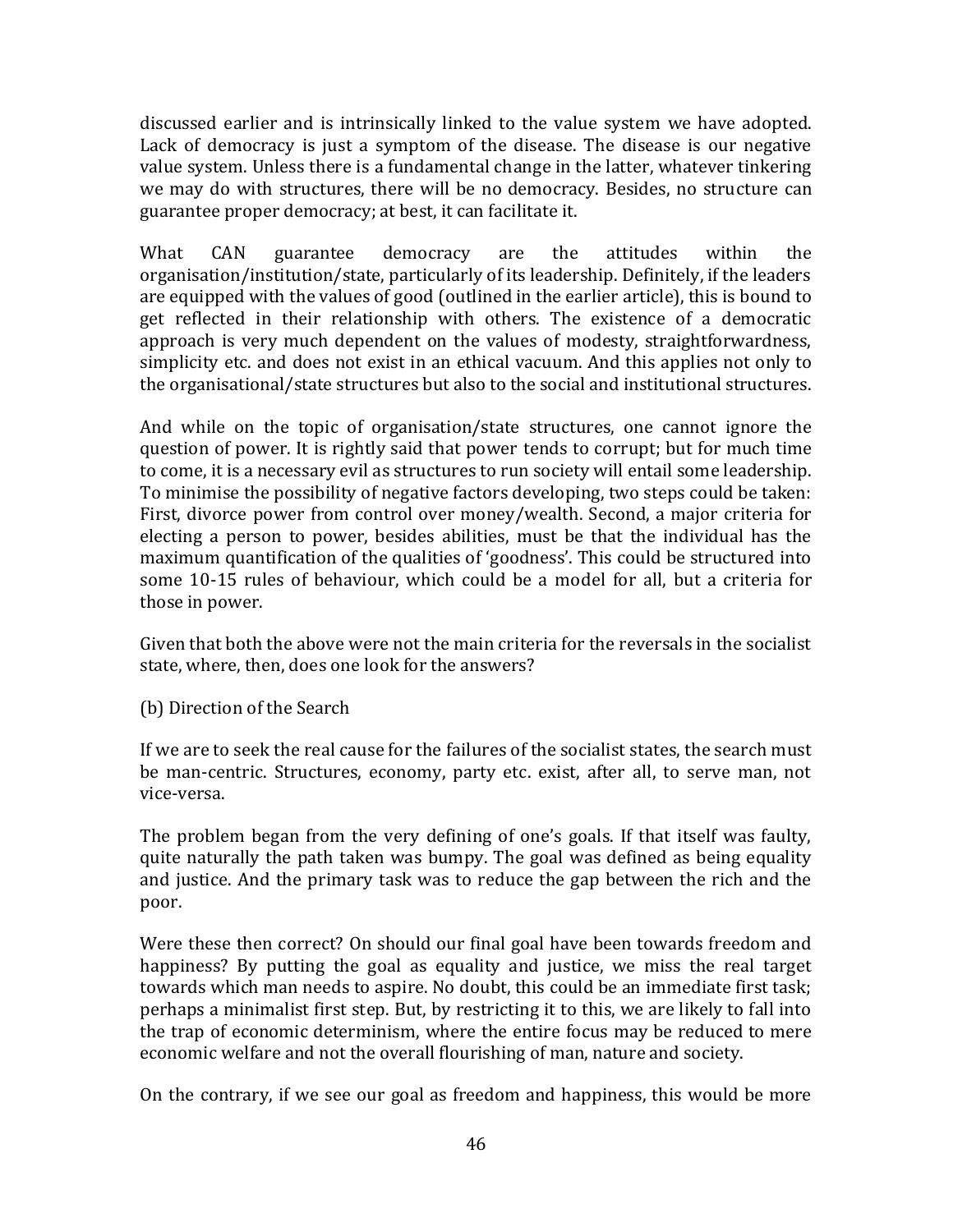discussed earlier and is intrinsically linked to the value system we have adopted. Lack of democracy is just a symptom of the disease. The disease is our negative value system. Unless there is a fundamental change in the latter, whatever tinkering we may do with structures, there will be no democracy. Besides, no structure can guarantee proper democracy; at best, it can facilitate it.

What CAN guarantee democracy are the attitudes within the organisation/institution/state, particularly of its leadership. Definitely, if the leaders are equipped with the values of good (outlined in the earlier article), this is bound to get reflected in their relationship with others. The existence of a democratic approach is very much dependent on the values of modesty, straightforwardness, simplicity etc. and does not exist in an ethical vacuum. And this applies not only to the organisational/state structures but also to the social and institutional structures.

And while on the topic of organisation/state structures, one cannot ignore the question of power. It is rightly said that power tends to corrupt; but for much time to come, it is a necessary evil as structures to run society will entail some leadership. To minimise the possibility of negative factors developing, two steps could be taken: First, divorce power from control over money/wealth. Second, a major criteria for electing a person to power, besides abilities, must be that the individual has the maximum quantification of the qualities of 'goodness'. This could be structured into some 10-15 rules of behaviour, which could be a model for all, but a criteria for those in power.

Given that both the above were not the main criteria for the reversals in the socialist state, where, then, does one look for the answers?

(b) Direction of the Search

If we are to seek the real cause for the failures of the socialist states, the search must be man-centric. Structures, economy, party etc. exist, after all, to serve man, not vice-versa.

The problem began from the very defining of one's goals. If that itself was faulty, quite naturally the path taken was bumpy. The goal was defined as being equality and justice. And the primary task was to reduce the gap between the rich and the poor.

Were these then correct? On should our final goal have been towards freedom and happiness? By putting the goal as equality and justice, we miss the real target towards which man needs to aspire. No doubt, this could be an immediate first task; perhaps a minimalist first step. But, by restricting it to this, we are likely to fall into the trap of economic determinism, where the entire focus may be reduced to mere economic welfare and not the overall flourishing of man, nature and society.

On the contrary, if we see our goal as freedom and happiness, this would be more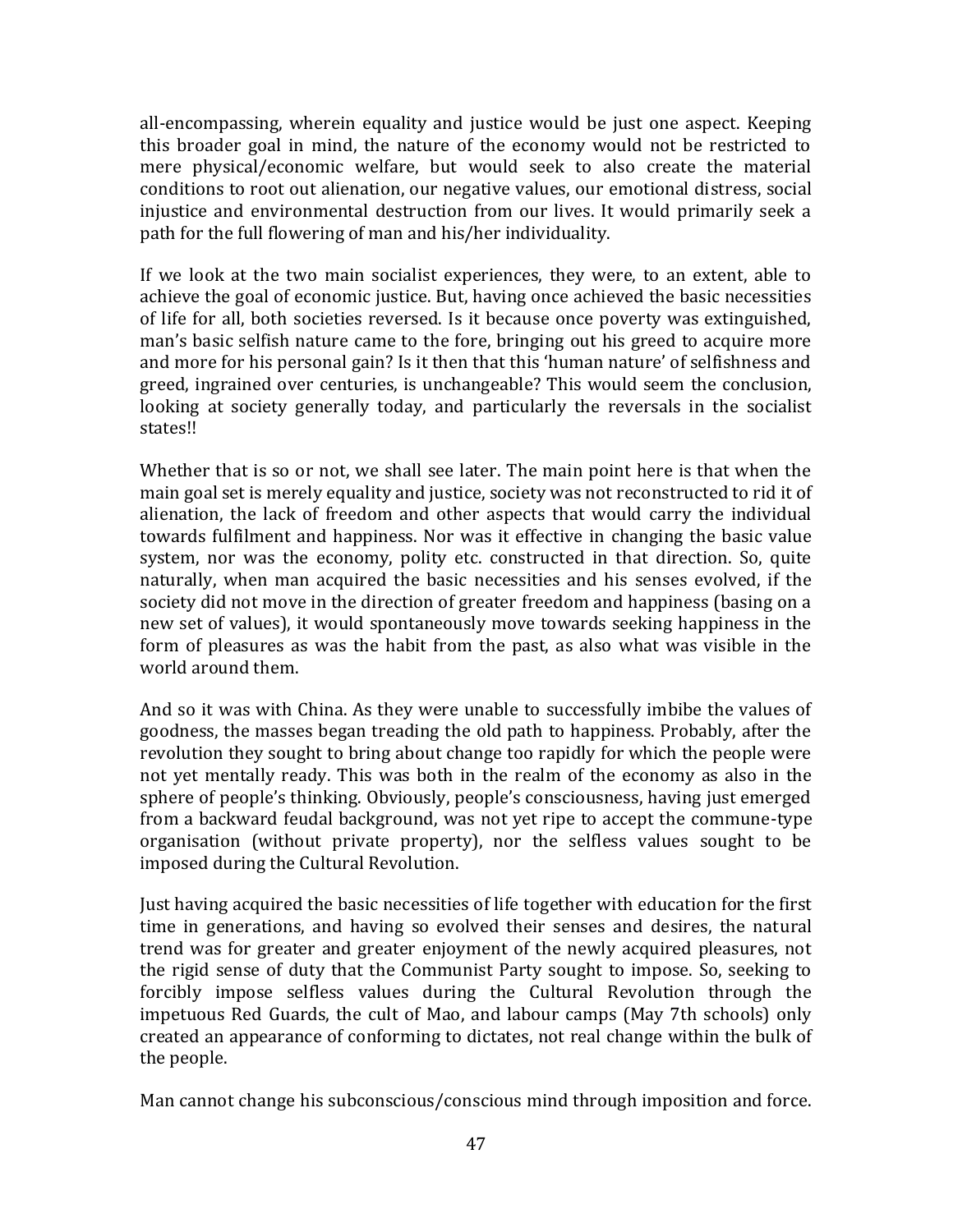all-encompassing, wherein equality and justice would be just one aspect. Keeping this broader goal in mind, the nature of the economy would not be restricted to mere physical/economic welfare, but would seek to also create the material conditions to root out alienation, our negative values, our emotional distress, social injustice and environmental destruction from our lives. It would primarily seek a path for the full flowering of man and his/her individuality.

If we look at the two main socialist experiences, they were, to an extent, able to achieve the goal of economic justice. But, having once achieved the basic necessities of life for all, both societies reversed. Is it because once poverty was extinguished, man's basic selfish nature came to the fore, bringing out his greed to acquire more and more for his personal gain? Is it then that this 'human nature' of selfishness and greed, ingrained over centuries, is unchangeable? This would seem the conclusion, looking at society generally today, and particularly the reversals in the socialist states!!

Whether that is so or not, we shall see later. The main point here is that when the main goal set is merely equality and justice, society was not reconstructed to rid it of alienation, the lack of freedom and other aspects that would carry the individual towards fulfilment and happiness. Nor was it effective in changing the basic value system, nor was the economy, polity etc. constructed in that direction. So, quite naturally, when man acquired the basic necessities and his senses evolved, if the society did not move in the direction of greater freedom and happiness (basing on a new set of values), it would spontaneously move towards seeking happiness in the form of pleasures as was the habit from the past, as also what was visible in the world around them.

And so it was with China. As they were unable to successfully imbibe the values of goodness, the masses began treading the old path to happiness. Probably, after the revolution they sought to bring about change too rapidly for which the people were not yet mentally ready. This was both in the realm of the economy as also in the sphere of people's thinking. Obviously, people's consciousness, having just emerged from a backward feudal background, was not yet ripe to accept the commune-type organisation (without private property), nor the selfless values sought to be imposed during the Cultural Revolution.

Just having acquired the basic necessities of life together with education for the first time in generations, and having so evolved their senses and desires, the natural trend was for greater and greater enjoyment of the newly acquired pleasures, not the rigid sense of duty that the Communist Party sought to impose. So, seeking to forcibly impose selfless values during the Cultural Revolution through the impetuous Red Guards, the cult of Mao, and labour camps (May 7th schools) only created an appearance of conforming to dictates, not real change within the bulk of the people.

Man cannot change his subconscious/conscious mind through imposition and force.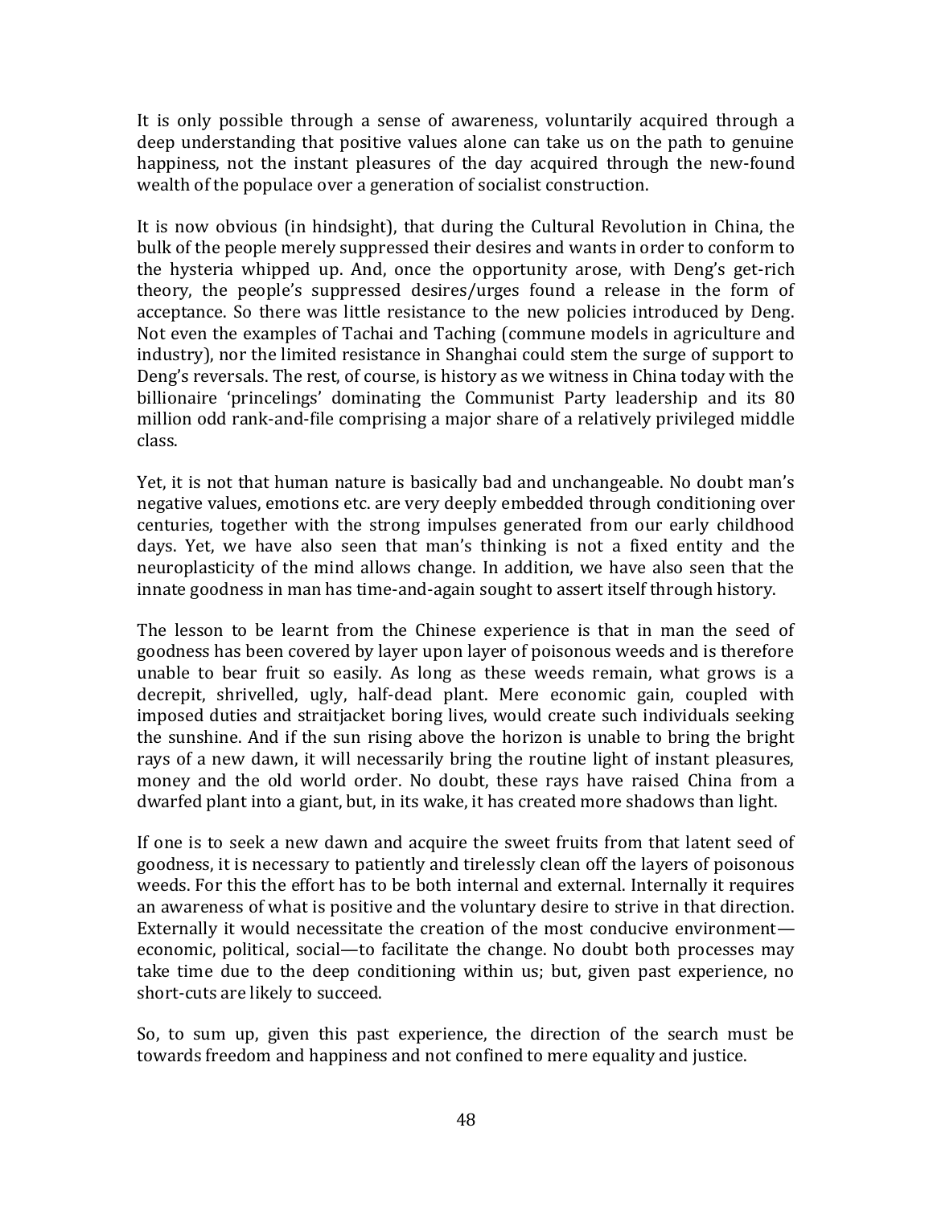It is only possible through a sense of awareness, voluntarily acquired through a deep understanding that positive values alone can take us on the path to genuine happiness, not the instant pleasures of the day acquired through the new-found wealth of the populace over a generation of socialist construction.

It is now obvious (in hindsight), that during the Cultural Revolution in China, the bulk of the people merely suppressed their desires and wants in order to conform to the hysteria whipped up. And, once the opportunity arose, with Deng's get-rich theory, the people's suppressed desires/urges found a release in the form of acceptance. So there was little resistance to the new policies introduced by Deng. Not even the examples of Tachai and Taching (commune models in agriculture and industry), nor the limited resistance in Shanghai could stem the surge of support to Deng's reversals. The rest, of course, is history as we witness in China today with the billionaire 'princelings' dominating the Communist Party leadership and its 80 million odd rank-and-file comprising a major share of a relatively privileged middle class.

Yet, it is not that human nature is basically bad and unchangeable. No doubt man's negative values, emotions etc. are very deeply embedded through conditioning over centuries, together with the strong impulses generated from our early childhood days. Yet, we have also seen that man's thinking is not a fixed entity and the neuroplasticity of the mind allows change. In addition, we have also seen that the innate goodness in man has time-and-again sought to assert itself through history.

The lesson to be learnt from the Chinese experience is that in man the seed of goodness has been covered by layer upon layer of poisonous weeds and is therefore unable to bear fruit so easily. As long as these weeds remain, what grows is a decrepit, shrivelled, ugly, half-dead plant. Mere economic gain, coupled with imposed duties and straitjacket boring lives, would create such individuals seeking the sunshine. And if the sun rising above the horizon is unable to bring the bright rays of a new dawn, it will necessarily bring the routine light of instant pleasures, money and the old world order. No doubt, these rays have raised China from a dwarfed plant into a giant, but, in its wake, it has created more shadows than light.

If one is to seek a new dawn and acquire the sweet fruits from that latent seed of goodness, it is necessary to patiently and tirelessly clean off the layers of poisonous weeds. For this the effort has to be both internal and external. Internally it requires an awareness of what is positive and the voluntary desire to strive in that direction. Externally it would necessitate the creation of the most conducive environment—economic, political, social—to facilitate the change. No doubt both processes may take time due to the deep conditioning within us; but, given past experience, no short-cuts are likely to succeed.

So, to sum up, given this past experience, the direction of the search must be towards freedom and happiness and not confined to mere equality and justice.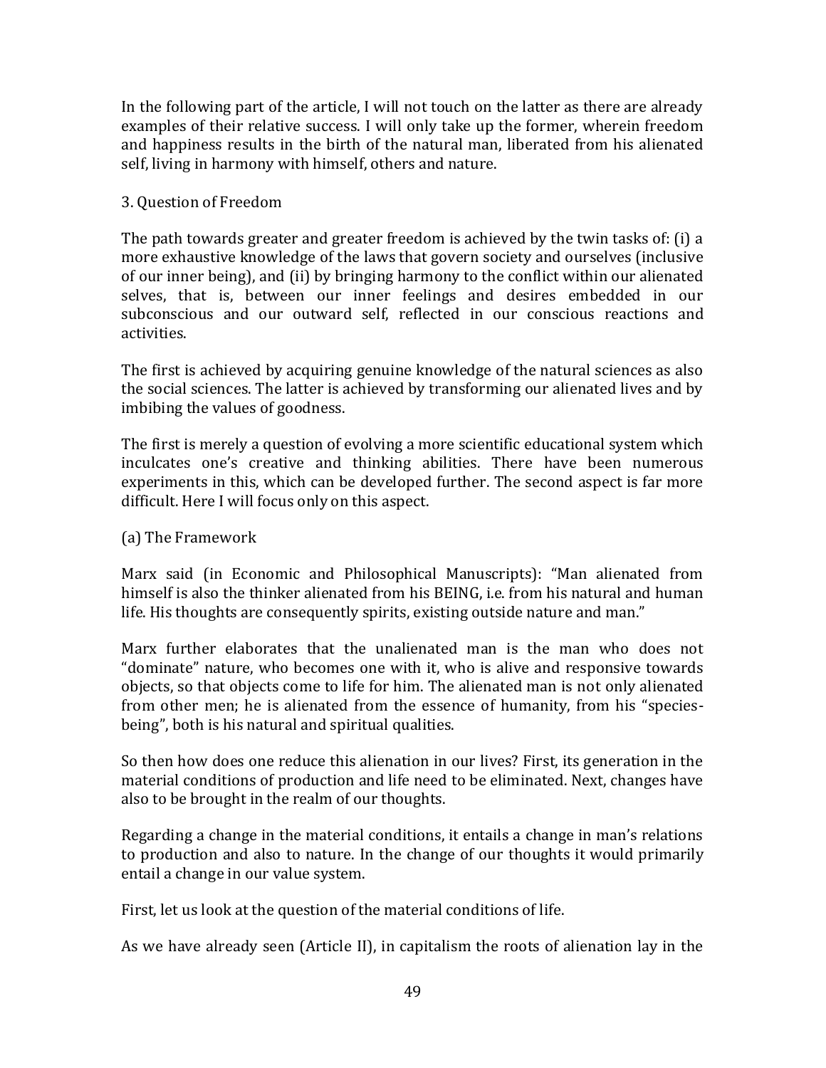In the following part of the article, I will not touch on the latter as there are already examples of their relative success. I will only take up the former, wherein freedom and happiness results in the birth of the natural man, liberated from his alienated self, living in harmony with himself, others and nature.

## 3. Question of Freedom

The path towards greater and greater freedom is achieved by the twin tasks of: (i) a more exhaustive knowledge of the laws that govern society and ourselves (inclusive of our inner being), and (ii) by bringing harmony to the conflict within our alienated selves, that is, between our inner feelings and desires embedded in our subconscious and our outward self, reflected in our conscious reactions and activities.

The first is achieved by acquiring genuine knowledge of the natural sciences as also the social sciences. The latter is achieved by transforming our alienated lives and by imbibing the values of goodness.

The first is merely a question of evolving a more scientific educational system which inculcates one's creative and thinking abilities. There have been numerous experiments in this, which can be developed further. The second aspect is far more difficult. Here I will focus only on this aspect.

### (a) The Framework

Marx said (in Economic and Philosophical Manuscripts): "Man alienated from himself is also the thinker alienated from his BEING, i.e. from his natural and human life. His thoughts are consequently spirits, existing outside nature and man."

Marx further elaborates that the unalienated man is the man who does not "dominate" nature, who becomes one with it, who is alive and responsive towards objects, so that objects come to life for him. The alienated man is not only alienated from other men; he is alienated from the essence of humanity, from his "species-being", both is his natural and spiritual qualities.

So then how does one reduce this alienation in our lives? First, its generation in the material conditions of production and life need to be eliminated. Next, changes have also to be brought in the realm of our thoughts.

Regarding a change in the material conditions, it entails a change in man's relations to production and also to nature. In the change of our thoughts it would primarily entail a change in our value system.

First, let us look at the question of the material conditions of life.

As we have already seen (Article II), in capitalism the roots of alienation lay in the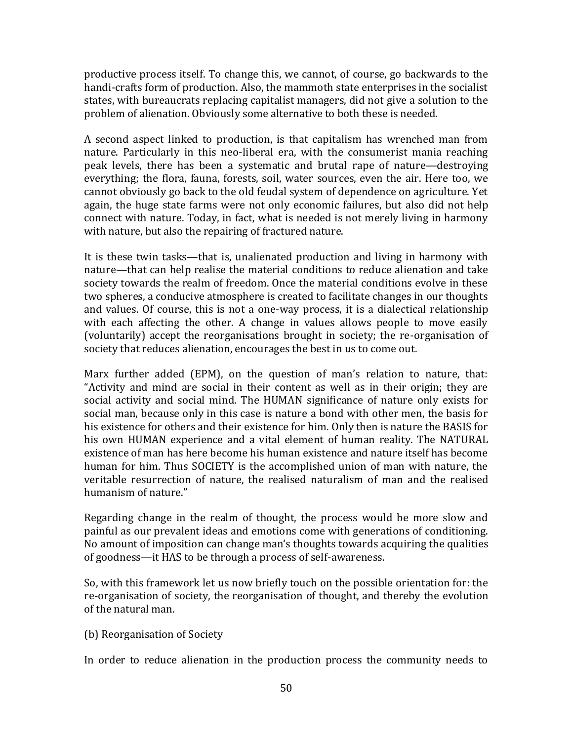productive process itself. To change this, we cannot, of course, go backwards to the handi-crafts form of production. Also, the mammoth state enterprises in the socialist states, with bureaucrats replacing capitalist managers, did not give a solution to the problem of alienation. Obviously some alternative to both these is needed.

A second aspect linked to production, is that capitalism has wrenched man from nature. Particularly in this neo-liberal era, with the consumerist mania reaching peak levels, there has been a systematic and brutal rape of nature—destroying everything; the flora, fauna, forests, soil, water sources, even the air. Here too, we cannot obviously go back to the old feudal system of dependence on agriculture. Yet again, the huge state farms were not only economic failures, but also did not help connect with nature. Today, in fact, what is needed is not merely living in harmony with nature, but also the repairing of fractured nature.

It is these twin tasks—that is, unalienated production and living in harmony with nature—that can help realise the material conditions to reduce alienation and take society towards the realm of freedom. Once the material conditions evolve in these two spheres, a conducive atmosphere is created to facilitate changes in our thoughts and values. Of course, this is not a one-way process, it is a dialectical relationship with each affecting the other. A change in values allows people to move easily (voluntarily) accept the reorganisations brought in society; the re-organisation of society that reduces alienation, encourages the best in us to come out.

Marx further added (EPM), on the question of man's relation to nature, that: "Activity and mind are social in their content as well as in their origin; they are social activity and social mind. The HUMAN significance of nature only exists for social man, because only in this case is nature a bond with other men, the basis for his existence for others and their existence for him. Only then is nature the BASIS for his own HUMAN experience and a vital element of human reality. The NATURAL existence of man has here become his human existence and nature itself has become human for him. Thus SOCIETY is the accomplished union of man with nature, the veritable resurrection of nature, the realised naturalism of man and the realised humanism of nature."

Regarding change in the realm of thought, the process would be more slow and painful as our prevalent ideas and emotions come with generations of conditioning. No amount of imposition can change man's thoughts towards acquiring the qualities of goodness—it HAS to be through a process of self-awareness.

So, with this framework let us now briefly touch on the possible orientation for: the re-organisation of society, the reorganisation of thought, and thereby the evolution of the natural man.

(b) Reorganisation of Society

In order to reduce alienation in the production process the community needs to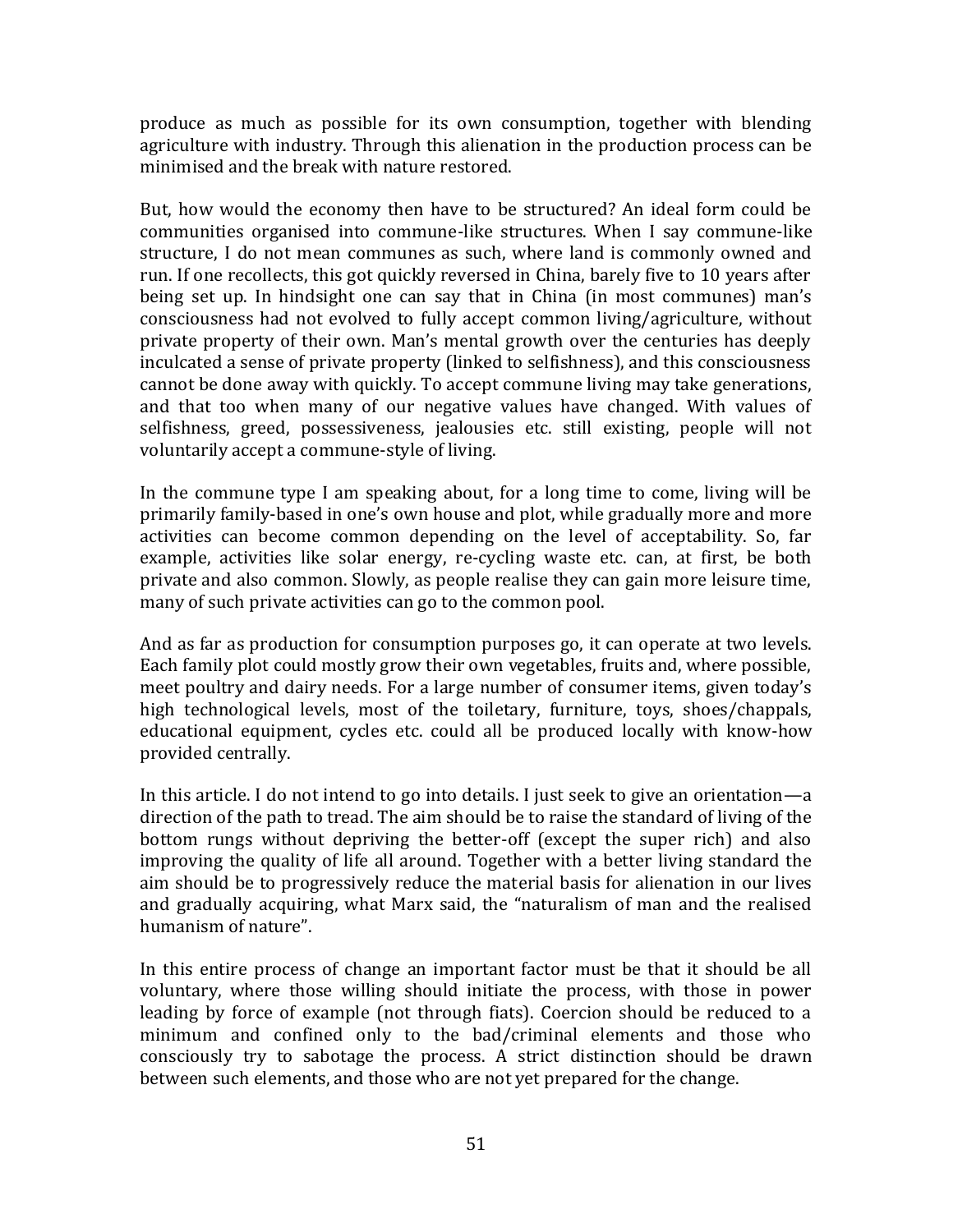produce as much as possible for its own consumption, together with blending agriculture with industry. Through this alienation in the production process can be minimised and the break with nature restored.

But, how would the economy then have to be structured? An ideal form could be communities organised into commune-like structures. When I say commune-like structure, I do not mean communes as such, where land is commonly owned and run. If one recollects, this got quickly reversed in China, barely five to 10 years after being set up. In hindsight one can say that in China (in most communes) man's consciousness had not evolved to fully accept common living/agriculture, without private property of their own. Man's mental growth over the centuries has deeply inculcated a sense of private property (linked to selfishness), and this consciousness cannot be done away with quickly. To accept commune living may take generations, and that too when many of our negative values have changed. With values of selfishness, greed, possessiveness, jealousies etc. still existing, people will not voluntarily accept a commune-style of living.

In the commune type I am speaking about, for a long time to come, living will be primarily family-based in one's own house and plot, while gradually more and more activities can become common depending on the level of acceptability. So, far example, activities like solar energy, re-cycling waste etc. can, at first, be both private and also common. Slowly, as people realise they can gain more leisure time, many of such private activities can go to the common pool.

And as far as production for consumption purposes go, it can operate at two levels. Each family plot could mostly grow their own vegetables, fruits and, where possible, meet poultry and dairy needs. For a large number of consumer items, given today's high technological levels, most of the toiletary, furniture, toys, shoes/chappals, educational equipment, cycles etc. could all be produced locally with know-how provided centrally.

In this article. I do not intend to go into details. I just seek to give an orientation—a direction of the path to tread. The aim should be to raise the standard of living of the bottom rungs without depriving the better-off (except the super rich) and also improving the quality of life all around. Together with a better living standard the aim should be to progressively reduce the material basis for alienation in our lives and gradually acquiring, what Marx said, the "naturalism of man and the realised humanism of nature".

In this entire process of change an important factor must be that it should be all voluntary, where those willing should initiate the process, with those in power leading by force of example (not through fiats). Coercion should be reduced to a minimum and confined only to the bad/criminal elements and those who consciously try to sabotage the process. A strict distinction should be drawn between such elements, and those who are not yet prepared for the change.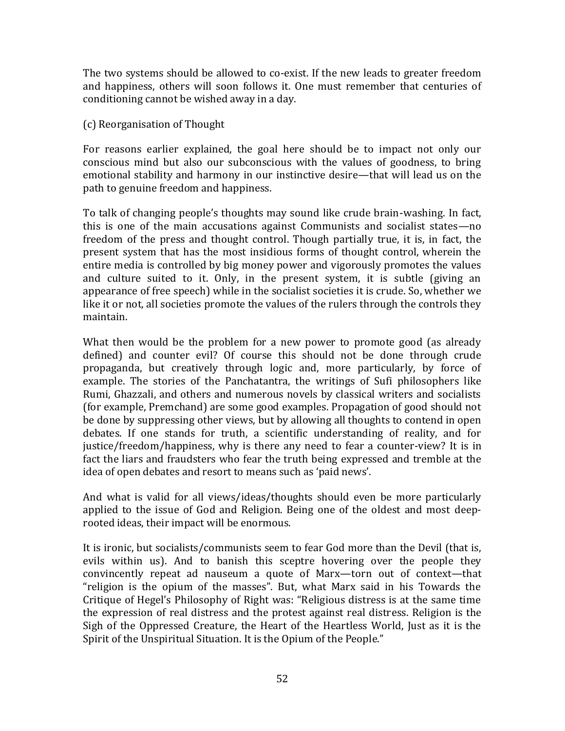The two systems should be allowed to co-exist. If the new leads to greater freedom and happiness, others will soon follows it. One must remember that centuries of conditioning cannot be wished away in a day.

(c) Reorganisation of Thought

For reasons earlier explained, the goal here should be to impact not only our conscious mind but also our subconscious with the values of goodness, to bring emotional stability and harmony in our instinctive desire—that will lead us on the path to genuine freedom and happiness.

To talk of changing people's thoughts may sound like crude brain-washing. In fact, this is one of the main accusations against Communists and socialist states—no freedom of the press and thought control. Though partially true, it is, in fact, the present system that has the most insidious forms of thought control, wherein the entire media is controlled by big money power and vigorously promotes the values and culture suited to it. Only, in the present system, it is subtle (giving an appearance of free speech) while in the socialist societies it is crude. So, whether we like it or not, all societies promote the values of the rulers through the controls they maintain.

What then would be the problem for a new power to promote good (as already defined) and counter evil? Of course this should not be done through crude propaganda, but creatively through logic and, more particularly, by force of example. The stories of the Panchatantra, the writings of Sufi philosophers like Rumi, Ghazzali, and others and numerous novels by classical writers and socialists (for example, Premchand) are some good examples. Propagation of good should not be done by suppressing other views, but by allowing all thoughts to contend in open debates. If one stands for truth, a scientific understanding of reality, and for justice/freedom/happiness, why is there any need to fear a counter-view? It is in fact the liars and fraudsters who fear the truth being expressed and tremble at the idea of open debates and resort to means such as 'paid news'.

And what is valid for all views/ideas/thoughts should even be more particularly applied to the issue of God and Religion. Being one of the oldest and most deep-rooted ideas, their impact will be enormous.

It is ironic, but socialists/communists seem to fear God more than the Devil (that is, evils within us). And to banish this sceptre hovering over the people they convincently repeat ad nauseum a quote of Marx—torn out of context—that "religion is the opium of the masses". But, what Marx said in his Towards the Critique of Hegel's Philosophy of Right was: "Religious distress is at the same time the expression of real distress and the protest against real distress. Religion is the Sigh of the Oppressed Creature, the Heart of the Heartless World, Just as it is the Spirit of the Unspiritual Situation. It is the Opium of the People."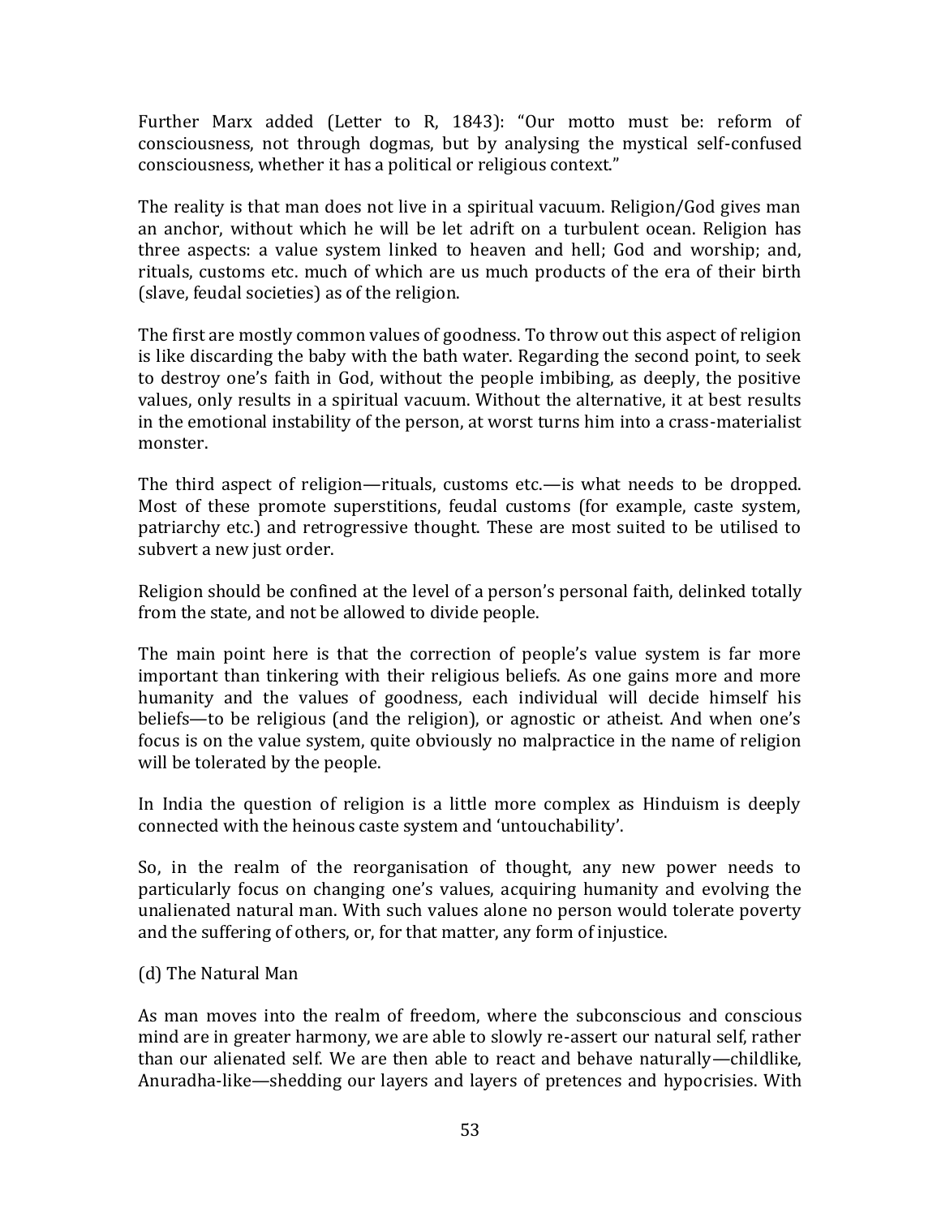Further Marx added (Letter to R, 1843): "Our motto must be: reform of consciousness, not through dogmas, but by analysing the mystical self-confused consciousness, whether it has a political or religious context."

The reality is that man does not live in a spiritual vacuum. Religion/God gives man an anchor, without which he will be let adrift on a turbulent ocean. Religion has three aspects: a value system linked to heaven and hell; God and worship; and, rituals, customs etc. much of which are us much products of the era of their birth (slave, feudal societies) as of the religion.

The first are mostly common values of goodness. To throw out this aspect of religion is like discarding the baby with the bath water. Regarding the second point, to seek to destroy one's faith in God, without the people imbibing, as deeply, the positive values, only results in a spiritual vacuum. Without the alternative, it at best results in the emotional instability of the person, at worst turns him into a crass-materialist monster.

The third aspect of religion—rituals, customs etc.—is what needs to be dropped. Most of these promote superstitions, feudal customs (for example, caste system, patriarchy etc.) and retrogressive thought. These are most suited to be utilised to subvert a new just order.

Religion should be confined at the level of a person's personal faith, delinked totally from the state, and not be allowed to divide people.

The main point here is that the correction of people's value system is far more important than tinkering with their religious beliefs. As one gains more and more humanity and the values of goodness, each individual will decide himself his beliefs—to be religious (and the religion), or agnostic or atheist. And when one's focus is on the value system, quite obviously no malpractice in the name of religion will be tolerated by the people.

In India the question of religion is a little more complex as Hinduism is deeply connected with the heinous caste system and 'untouchability'.

So, in the realm of the reorganisation of thought, any new power needs to particularly focus on changing one's values, acquiring humanity and evolving the unalienated natural man. With such values alone no person would tolerate poverty and the suffering of others, or, for that matter, any form of injustice.

### (d) The Natural Man

As man moves into the realm of freedom, where the subconscious and conscious mind are in greater harmony, we are able to slowly re-assert our natural self, rather than our alienated self. We are then able to react and behave naturally—childlike, Anuradha-like—shedding our layers and layers of pretences and hypocrisies. With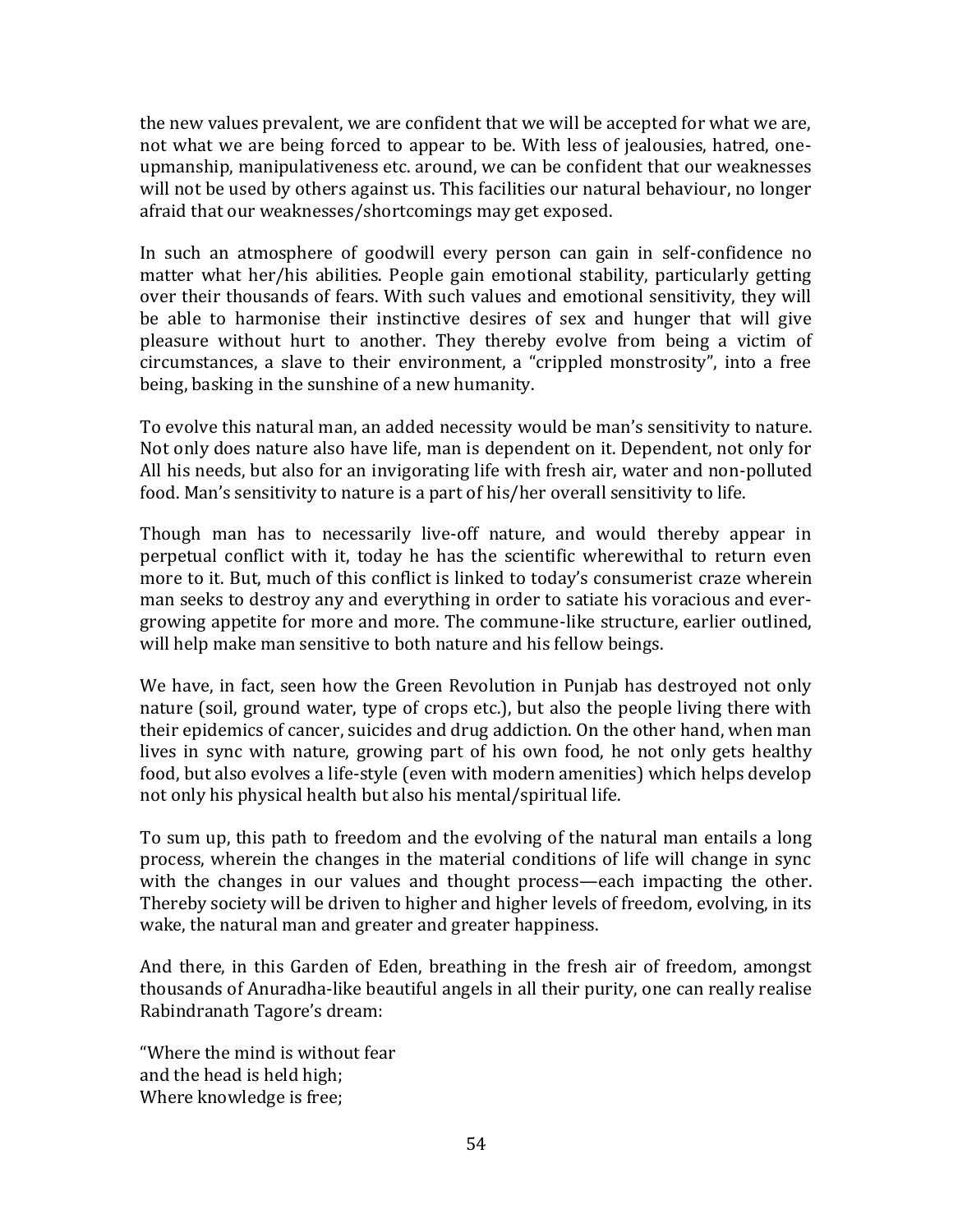the new values prevalent, we are confident that we will be accepted for what we are, not what we are being forced to appear to be. With less of jealousies, hatred, one-upmanship, manipulativeness etc. around, we can be confident that our weaknesses will not be used by others against us. This facilities our natural behaviour, no longer afraid that our weaknesses/shortcomings may get exposed.

In such an atmosphere of goodwill every person can gain in self-confidence no matter what her/his abilities. People gain emotional stability, particularly getting over their thousands of fears. With such values and emotional sensitivity, they will be able to harmonise their instinctive desires of sex and hunger that will give pleasure without hurt to another. They thereby evolve from being a victim of circumstances, a slave to their environment, a "crippled monstrosity", into a free being, basking in the sunshine of a new humanity.

To evolve this natural man, an added necessity would be man's sensitivity to nature. Not only does nature also have life, man is dependent on it. Dependent, not only for All his needs, but also for an invigorating life with fresh air, water and non-polluted food. Man's sensitivity to nature is a part of his/her overall sensitivity to life.

Though man has to necessarily live-off nature, and would thereby appear in perpetual conflict with it, today he has the scientific wherewithal to return even more to it. But, much of this conflict is linked to today's consumerist craze wherein man seeks to destroy any and everything in order to satiate his voracious and ever-growing appetite for more and more. The commune-like structure, earlier outlined, will help make man sensitive to both nature and his fellow beings.

We have, in fact, seen how the Green Revolution in Punjab has destroyed not only nature (soil, ground water, type of crops etc.), but also the people living there with their epidemics of cancer, suicides and drug addiction. On the other hand, when man lives in sync with nature, growing part of his own food, he not only gets healthy food, but also evolves a life-style (even with modern amenities) which helps develop not only his physical health but also his mental/spiritual life.

To sum up, this path to freedom and the evolving of the natural man entails a long process, wherein the changes in the material conditions of life will change in sync with the changes in our values and thought process—each impacting the other. Thereby society will be driven to higher and higher levels of freedom, evolving, in its wake, the natural man and greater and greater happiness.

And there, in this Garden of Eden, breathing in the fresh air of freedom, amongst thousands of Anuradha-like beautiful angels in all their purity, one can really realise Rabindranath Tagore's dream:

"Where the mind is without fear  
and the head is held high;  
Where knowledge is free;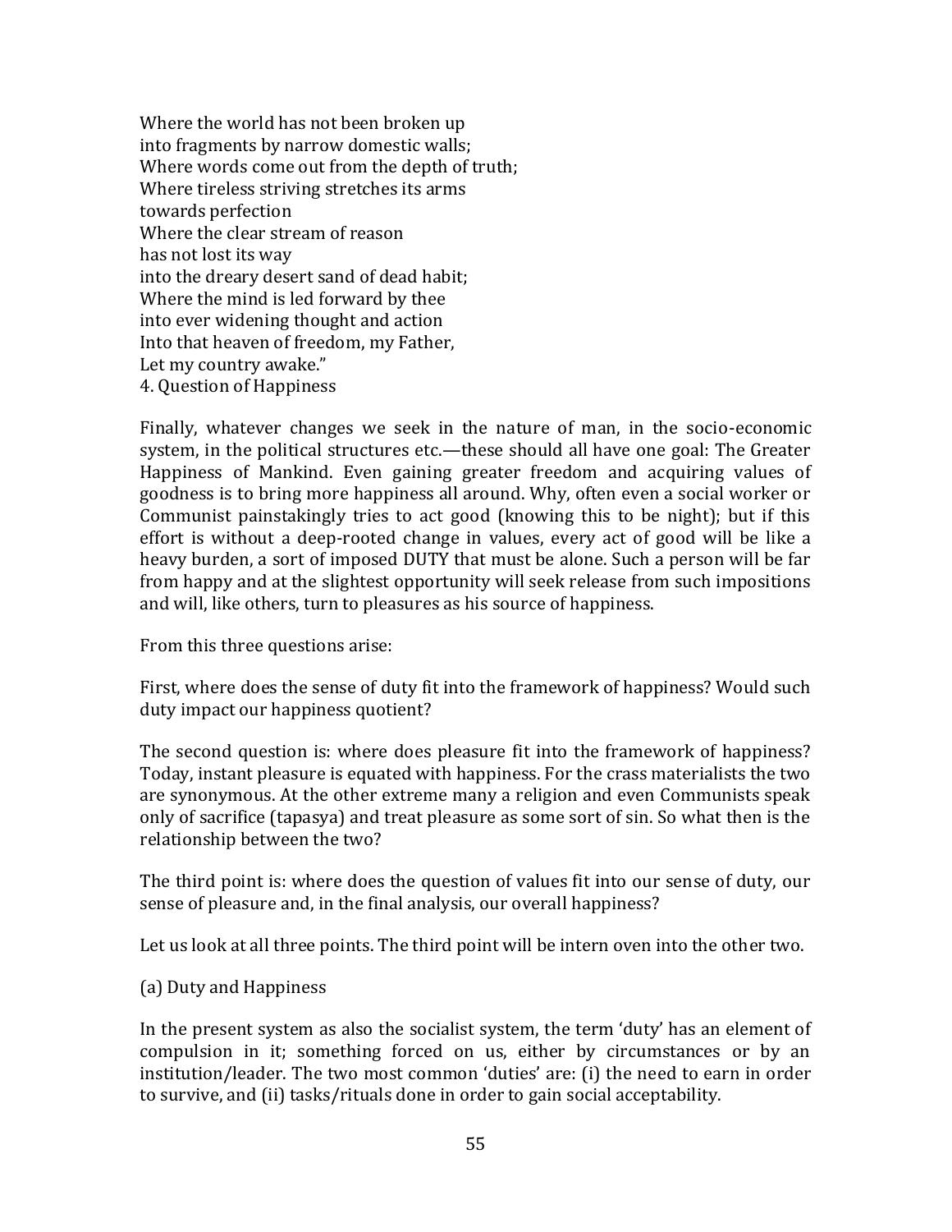Where the world has not been broken up
into fragments by narrow domestic walls;
Where words come out from the depth of truth;
Where tireless striving stretches its arms
towards perfection
Where the clear stream of reason
has not lost its way
into the dreary desert sand of dead habit;
Where the mind is led forward by thee
into ever widening thought and action
Into that heaven of freedom, my Father,
Let my country awake."

## 4. Question of Happiness

Finally, whatever changes we seek in the nature of man, in the socio-economic system, in the political structures etc.—these should all have one goal: The Greater Happiness of Mankind. Even gaining greater freedom and acquiring values of goodness is to bring more happiness all around. Why, often even a social worker or Communist painstakingly tries to act good (knowing this to be night); but if this effort is without a deep-rooted change in values, every act of good will be like a heavy burden, a sort of imposed DUTY that must be alone. Such a person will be far from happy and at the slightest opportunity will seek release from such impositions and will, like others, turn to pleasures as his source of happiness.

From this three questions arise:

First, where does the sense of duty fit into the framework of happiness? Would such duty impact our happiness quotient?

The second question is: where does pleasure fit into the framework of happiness? Today, instant pleasure is equated with happiness. For the crass materialists the two are synonymous. At the other extreme many a religion and even Communists speak only of sacrifice (tapasya) and treat pleasure as some sort of sin. So what then is the relationship between the two?

The third point is: where does the question of values fit into our sense of duty, our sense of pleasure and, in the final analysis, our overall happiness?

Let us look at all three points. The third point will be intern oven into the other two.

### (a) Duty and Happiness

In the present system as also the socialist system, the term 'duty' has an element of compulsion in it; something forced on us, either by circumstances or by an institution/leader. The two most common 'duties' are: (i) the need to earn in order to survive, and (ii) tasks/rituals done in order to gain social acceptability.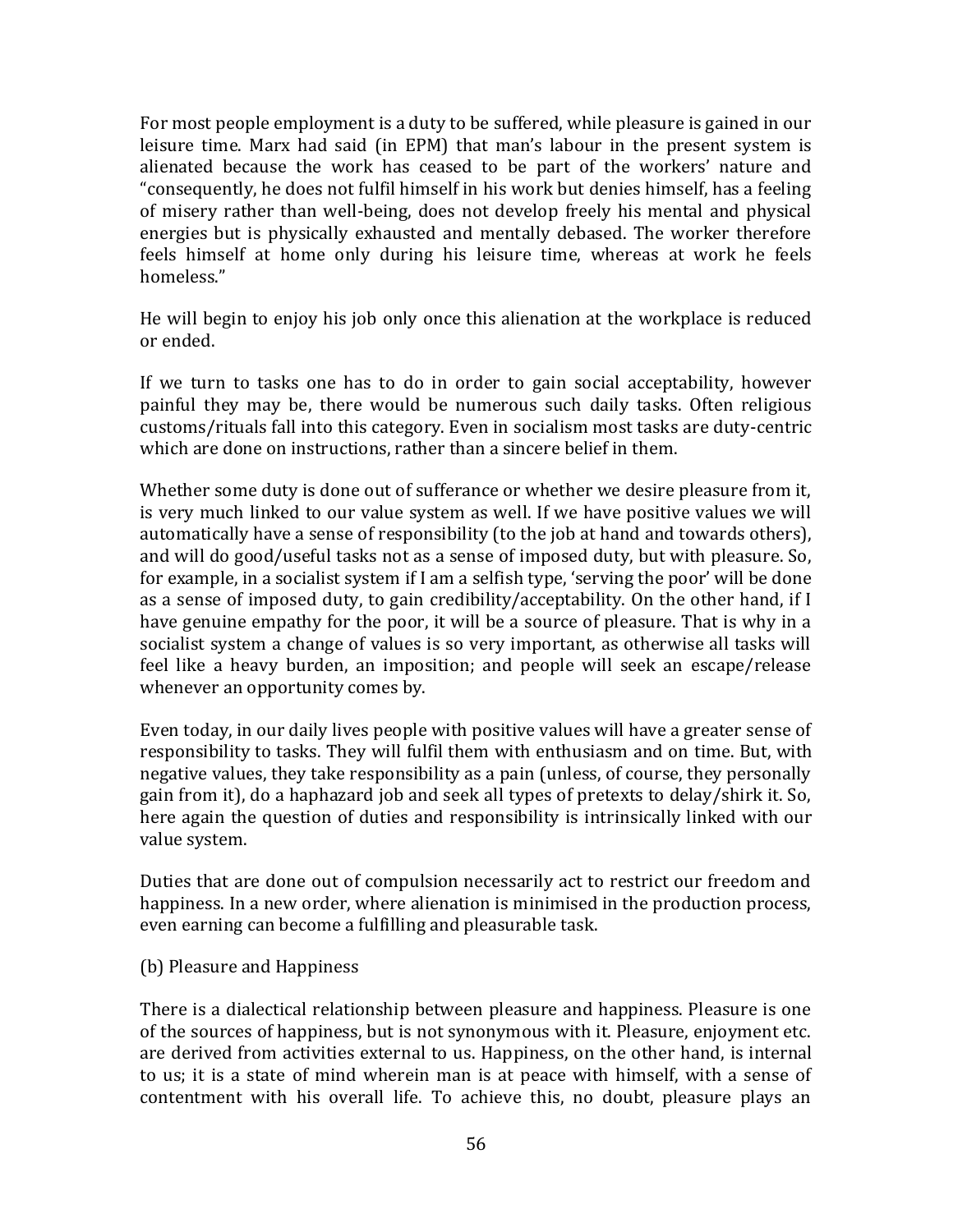For most people employment is a duty to be suffered, while pleasure is gained in our leisure time. Marx had said (in EPM) that man's labour in the present system is alienated because the work has ceased to be part of the workers' nature and "consequently, he does not fulfil himself in his work but denies himself, has a feeling of misery rather than well-being, does not develop freely his mental and physical energies but is physically exhausted and mentally debased. The worker therefore feels himself at home only during his leisure time, whereas at work he feels homeless."

He will begin to enjoy his job only once this alienation at the workplace is reduced or ended.

If we turn to tasks one has to do in order to gain social acceptability, however painful they may be, there would be numerous such daily tasks. Often religious customs/rituals fall into this category. Even in socialism most tasks are duty-centric which are done on instructions, rather than a sincere belief in them.

Whether some duty is done out of sufferance or whether we desire pleasure from it, is very much linked to our value system as well. If we have positive values we will automatically have a sense of responsibility (to the job at hand and towards others), and will do good/useful tasks not as a sense of imposed duty, but with pleasure. So, for example, in a socialist system if I am a selfish type, 'serving the poor' will be done as a sense of imposed duty, to gain credibility/acceptability. On the other hand, if I have genuine empathy for the poor, it will be a source of pleasure. That is why in a socialist system a change of values is so very important, as otherwise all tasks will feel like a heavy burden, an imposition; and people will seek an escape/release whenever an opportunity comes by.

Even today, in our daily lives people with positive values will have a greater sense of responsibility to tasks. They will fulfil them with enthusiasm and on time. But, with negative values, they take responsibility as a pain (unless, of course, they personally gain from it), do a haphazard job and seek all types of pretexts to delay/shirk it. So, here again the question of duties and responsibility is intrinsically linked with our value system.

Duties that are done out of compulsion necessarily act to restrict our freedom and happiness. In a new order, where alienation is minimised in the production process, even earning can become a fulfilling and pleasurable task.

(b) Pleasure and Happiness

There is a dialectical relationship between pleasure and happiness. Pleasure is one of the sources of happiness, but is not synonymous with it. Pleasure, enjoyment etc. are derived from activities external to us. Happiness, on the other hand, is internal to us; it is a state of mind wherein man is at peace with himself, with a sense of contentment with his overall life. To achieve this, no doubt, pleasure plays an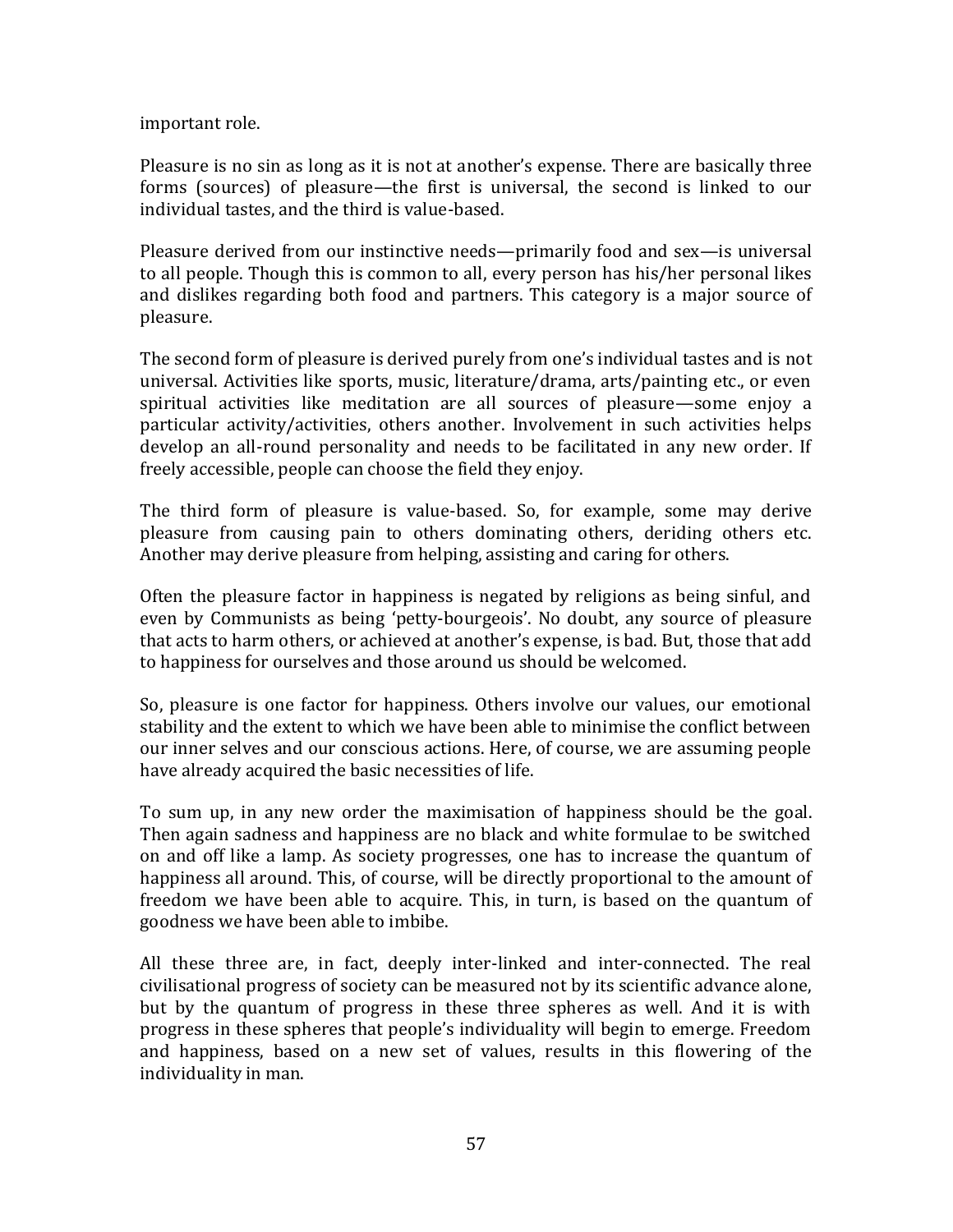important role.

Pleasure is no sin as long as it is not at another's expense. There are basically three forms (sources) of pleasure—the first is universal, the second is linked to our individual tastes, and the third is value-based.

Pleasure derived from our instinctive needs—primarily food and sex—is universal to all people. Though this is common to all, every person has his/her personal likes and dislikes regarding both food and partners. This category is a major source of pleasure.

The second form of pleasure is derived purely from one's individual tastes and is not universal. Activities like sports, music, literature/drama, arts/painting etc., or even spiritual activities like meditation are all sources of pleasure—some enjoy a particular activity/activities, others another. Involvement in such activities helps develop an all-round personality and needs to be facilitated in any new order. If freely accessible, people can choose the field they enjoy.

The third form of pleasure is value-based. So, for example, some may derive pleasure from causing pain to others dominating others, deriding others etc. Another may derive pleasure from helping, assisting and caring for others.

Often the pleasure factor in happiness is negated by religions as being sinful, and even by Communists as being 'petty-bourgeois'. No doubt, any source of pleasure that acts to harm others, or achieved at another's expense, is bad. But, those that add to happiness for ourselves and those around us should be welcomed.

So, pleasure is one factor for happiness. Others involve our values, our emotional stability and the extent to which we have been able to minimise the conflict between our inner selves and our conscious actions. Here, of course, we are assuming people have already acquired the basic necessities of life.

To sum up, in any new order the maximisation of happiness should be the goal. Then again sadness and happiness are no black and white formulae to be switched on and off like a lamp. As society progresses, one has to increase the quantum of happiness all around. This, of course, will be directly proportional to the amount of freedom we have been able to acquire. This, in turn, is based on the quantum of goodness we have been able to imbibe.

All these three are, in fact, deeply inter-linked and inter-connected. The real civilisational progress of society can be measured not by its scientific advance alone, but by the quantum of progress in these three spheres as well. And it is with progress in these spheres that people's individuality will begin to emerge. Freedom and happiness, based on a new set of values, results in this flowering of the individuality in man.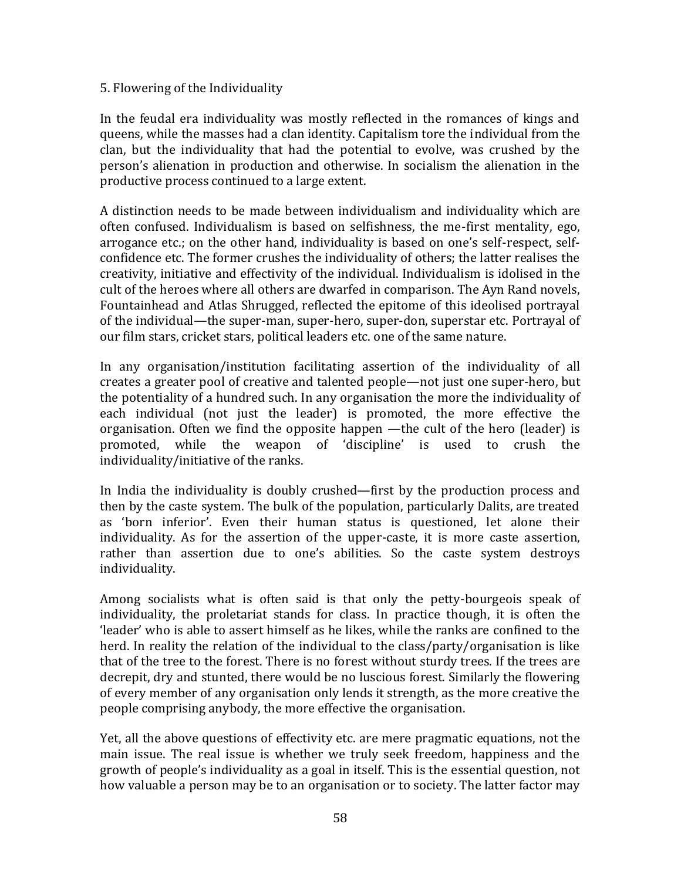## 5. Flowering of the Individuality

In the feudal era individuality was mostly reflected in the romances of kings and queens, while the masses had a clan identity. Capitalism tore the individual from the clan, but the individuality that had the potential to evolve, was crushed by the person's alienation in production and otherwise. In socialism the alienation in the productive process continued to a large extent.

A distinction needs to be made between individualism and individuality which are often confused. Individualism is based on selfishness, the me-first mentality, ego, arrogance etc.; on the other hand, individuality is based on one's self-respect, self-confidence etc. The former crushes the individuality of others; the latter realises the creativity, initiative and effectivity of the individual. Individualism is idolised in the cult of the heroes where all others are dwarfed in comparison. The Ayn Rand novels, Fountainhead and Atlas Shrugged, reflected the epitome of this ideolised portrayal of the individual—the super-man, super-hero, super-don, superstar etc. Portrayal of our film stars, cricket stars, political leaders etc. one of the same nature.

In any organisation/institution facilitating assertion of the individuality of all creates a greater pool of creative and talented people—not just one super-hero, but the potentiality of a hundred such. In any organisation the more the individuality of each individual (not just the leader) is promoted, the more effective the organisation. Often we find the opposite happen —the cult of the hero (leader) is promoted, while the weapon of 'discipline' is used to crush the individuality/initiative of the ranks.

In India the individuality is doubly crushed—first by the production process and then by the caste system. The bulk of the population, particularly Dalits, are treated as 'born inferior'. Even their human status is questioned, let alone their individuality. As for the assertion of the upper-caste, it is more caste assertion, rather than assertion due to one's abilities. So the caste system destroys individuality.

Among socialists what is often said is that only the petty-bourgeois speak of individuality, the proletariat stands for class. In practice though, it is often the 'leader' who is able to assert himself as he likes, while the ranks are confined to the herd. In reality the relation of the individual to the class/party/organisation is like that of the tree to the forest. There is no forest without sturdy trees. If the trees are decrepit, dry and stunted, there would be no luscious forest. Similarly the flowering of every member of any organisation only lends it strength, as the more creative the people comprising anybody, the more effective the organisation.

Yet, all the above questions of effectivity etc. are mere pragmatic equations, not the main issue. The real issue is whether we truly seek freedom, happiness and the growth of people's individuality as a goal in itself. This is the essential question, not how valuable a person may be to an organisation or to society. The latter factor may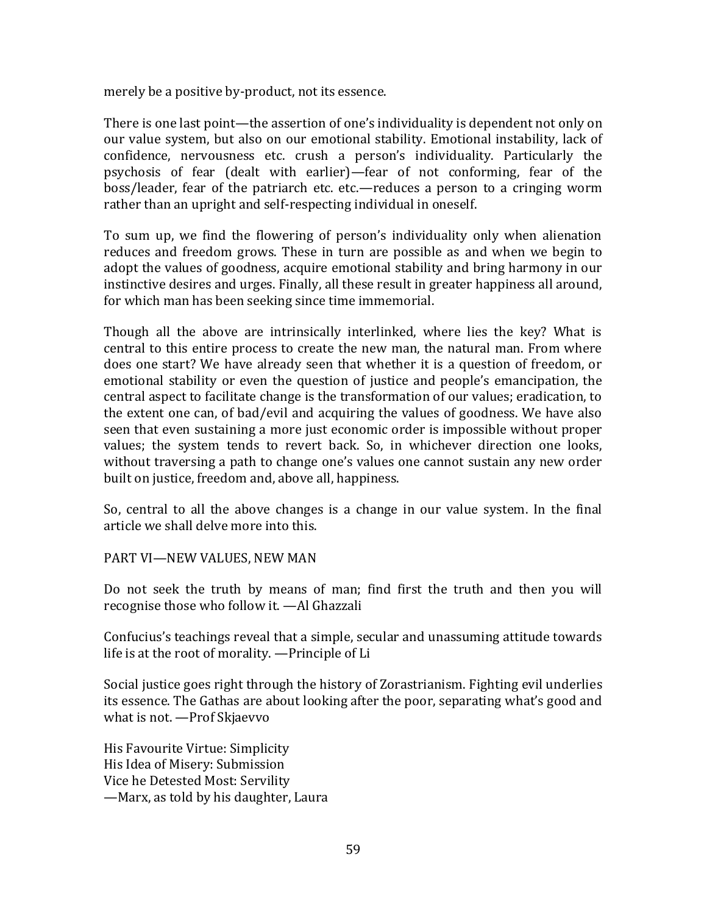merely be a positive by-product, not its essence.

There is one last point—the assertion of one's individuality is dependent not only on our value system, but also on our emotional stability. Emotional instability, lack of confidence, nervousness etc. crush a person's individuality. Particularly the psychosis of fear (dealt with earlier)—fear of not conforming, fear of the boss/leader, fear of the patriarch etc. etc.—reduces a person to a cringing worm rather than an upright and self-respecting individual in oneself.

To sum up, we find the flowering of person's individuality only when alienation reduces and freedom grows. These in turn are possible as and when we begin to adopt the values of goodness, acquire emotional stability and bring harmony in our instinctive desires and urges. Finally, all these result in greater happiness all around, for which man has been seeking since time immemorial.

Though all the above are intrinsically interlinked, where lies the key? What is central to this entire process to create the new man, the natural man. From where does one start? We have already seen that whether it is a question of freedom, or emotional stability or even the question of justice and people's emancipation, the central aspect to facilitate change is the transformation of our values; eradication, to the extent one can, of bad/evil and acquiring the values of goodness. We have also seen that even sustaining a more just economic order is impossible without proper values; the system tends to revert back. So, in whichever direction one looks, without traversing a path to change one's values one cannot sustain any new order built on justice, freedom and, above all, happiness.

So, central to all the above changes is a change in our value system. In the final article we shall delve more into this.

## PART VI—NEW VALUES, NEW MAN

Do not seek the truth by means of man; find first the truth and then you will recognise those who follow it. —Al Ghazzali

Confucius's teachings reveal that a simple, secular and unassuming attitude towards life is at the root of morality. —Principle of Li

Social justice goes right through the history of Zorastrianism. Fighting evil underlies its essence. The Gathas are about looking after the poor, separating what's good and what is not. —Prof Skjaevvo

His Favourite Virtue: Simplicity
His Idea of Misery: Submission
Vice he Detested Most: Servility
—Marx, as told by his daughter, Laura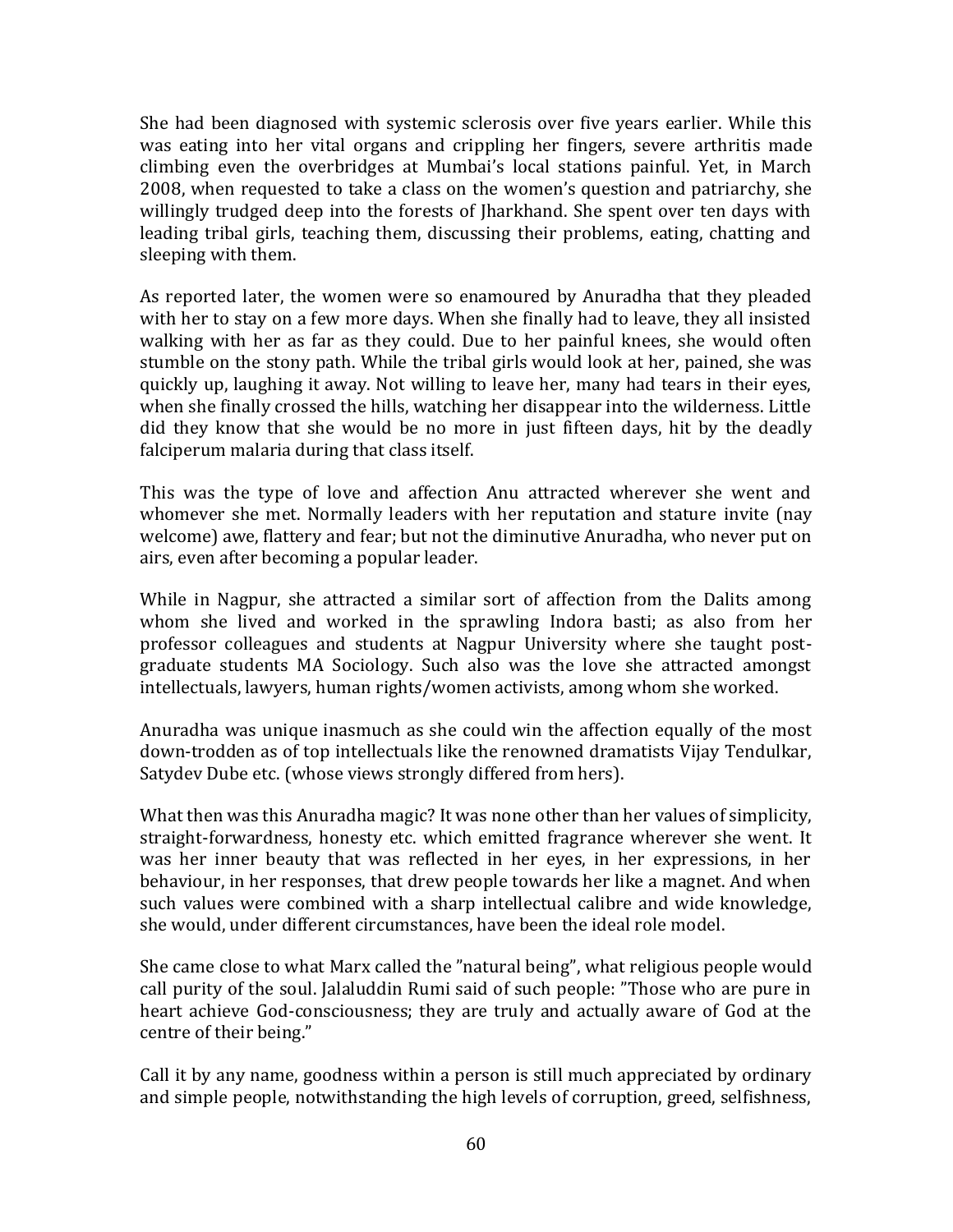She had been diagnosed with systemic sclerosis over five years earlier. While this was eating into her vital organs and crippling her fingers, severe arthritis made climbing even the overbridges at Mumbai's local stations painful. Yet, in March 2008, when requested to take a class on the women's question and patriarchy, she willingly trudged deep into the forests of Jharkhand. She spent over ten days with leading tribal girls, teaching them, discussing their problems, eating, chatting and sleeping with them.

As reported later, the women were so enamoured by Anuradha that they pleaded with her to stay on a few more days. When she finally had to leave, they all insisted walking with her as far as they could. Due to her painful knees, she would often stumble on the stony path. While the tribal girls would look at her, pained, she was quickly up, laughing it away. Not willing to leave her, many had tears in their eyes, when she finally crossed the hills, watching her disappear into the wilderness. Little did they know that she would be no more in just fifteen days, hit by the deadly falciperum malaria during that class itself.

This was the type of love and affection Anu attracted wherever she went and whomever she met. Normally leaders with her reputation and stature invite (nay welcome) awe, flattery and fear; but not the diminutive Anuradha, who never put on airs, even after becoming a popular leader.

While in Nagpur, she attracted a similar sort of affection from the Dalits among whom she lived and worked in the sprawling Indora basti; as also from her professor colleagues and students at Nagpur University where she taught post-graduate students MA Sociology. Such also was the love she attracted amongst intellectuals, lawyers, human rights/women activists, among whom she worked.

Anuradha was unique inasmuch as she could win the affection equally of the most down-trodden as of top intellectuals like the renowned dramatists Vijay Tendulkar, Satydev Dube etc. (whose views strongly differed from hers).

What then was this Anuradha magic? It was none other than her values of simplicity, straight-forwardness, honesty etc. which emitted fragrance wherever she went. It was her inner beauty that was reflected in her eyes, in her expressions, in her behaviour, in her responses, that drew people towards her like a magnet. And when such values were combined with a sharp intellectual calibre and wide knowledge, she would, under different circumstances, have been the ideal role model.

She came close to what Marx called the "natural being", what religious people would call purity of the soul. Jalaluddin Rumi said of such people: "Those who are pure in heart achieve God-consciousness; they are truly and actually aware of God at the centre of their being."

Call it by any name, goodness within a person is still much appreciated by ordinary and simple people, notwithstanding the high levels of corruption, greed, selfishness,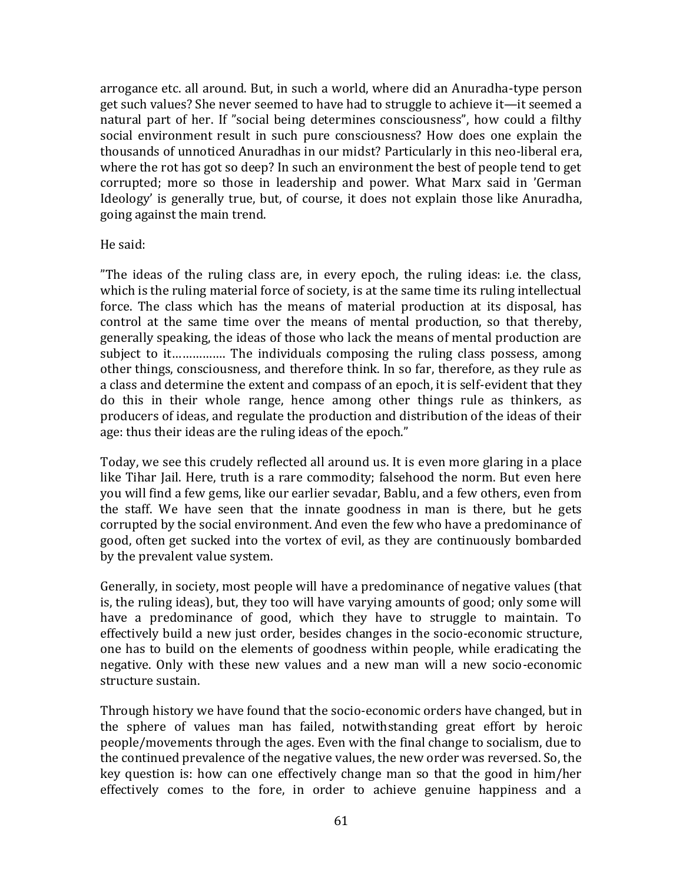arrogance etc. all around. But, in such a world, where did an Anuradha-type person get such values? She never seemed to have had to struggle to achieve it—it seemed a natural part of her. If "social being determines consciousness", how could a filthy social environment result in such pure consciousness? How does one explain the thousands of unnoticed Anuradhas in our midst? Particularly in this neo-liberal era, where the rot has got so deep? In such an environment the best of people tend to get corrupted; more so those in leadership and power. What Marx said in 'German Ideology' is generally true, but, of course, it does not explain those like Anuradha, going against the main trend.

He said:

"The ideas of the ruling class are, in every epoch, the ruling ideas: i.e. the class, which is the ruling material force of society, is at the same time its ruling intellectual force. The class which has the means of material production at its disposal, has control at the same time over the means of mental production, so that thereby, generally speaking, the ideas of those who lack the means of mental production are subject to it……………. The individuals composing the ruling class possess, among other things, consciousness, and therefore think. In so far, therefore, as they rule as a class and determine the extent and compass of an epoch, it is self-evident that they do this in their whole range, hence among other things rule as thinkers, as producers of ideas, and regulate the production and distribution of the ideas of their age: thus their ideas are the ruling ideas of the epoch."

Today, we see this crudely reflected all around us. It is even more glaring in a place like Tihar Jail. Here, truth is a rare commodity; falsehood the norm. But even here you will find a few gems, like our earlier sevadar, Bablu, and a few others, even from the staff. We have seen that the innate goodness in man is there, but he gets corrupted by the social environment. And even the few who have a predominance of good, often get sucked into the vortex of evil, as they are continuously bombarded by the prevalent value system.

Generally, in society, most people will have a predominance of negative values (that is, the ruling ideas), but, they too will have varying amounts of good; only some will have a predominance of good, which they have to struggle to maintain. To effectively build a new just order, besides changes in the socio-economic structure, one has to build on the elements of goodness within people, while eradicating the negative. Only with these new values and a new man will a new socio-economic structure sustain.

Through history we have found that the socio-economic orders have changed, but in the sphere of values man has failed, notwithstanding great effort by heroic people/movements through the ages. Even with the final change to socialism, due to the continued prevalence of the negative values, the new order was reversed. So, the key question is: how can one effectively change man so that the good in him/her effectively comes to the fore, in order to achieve genuine happiness and a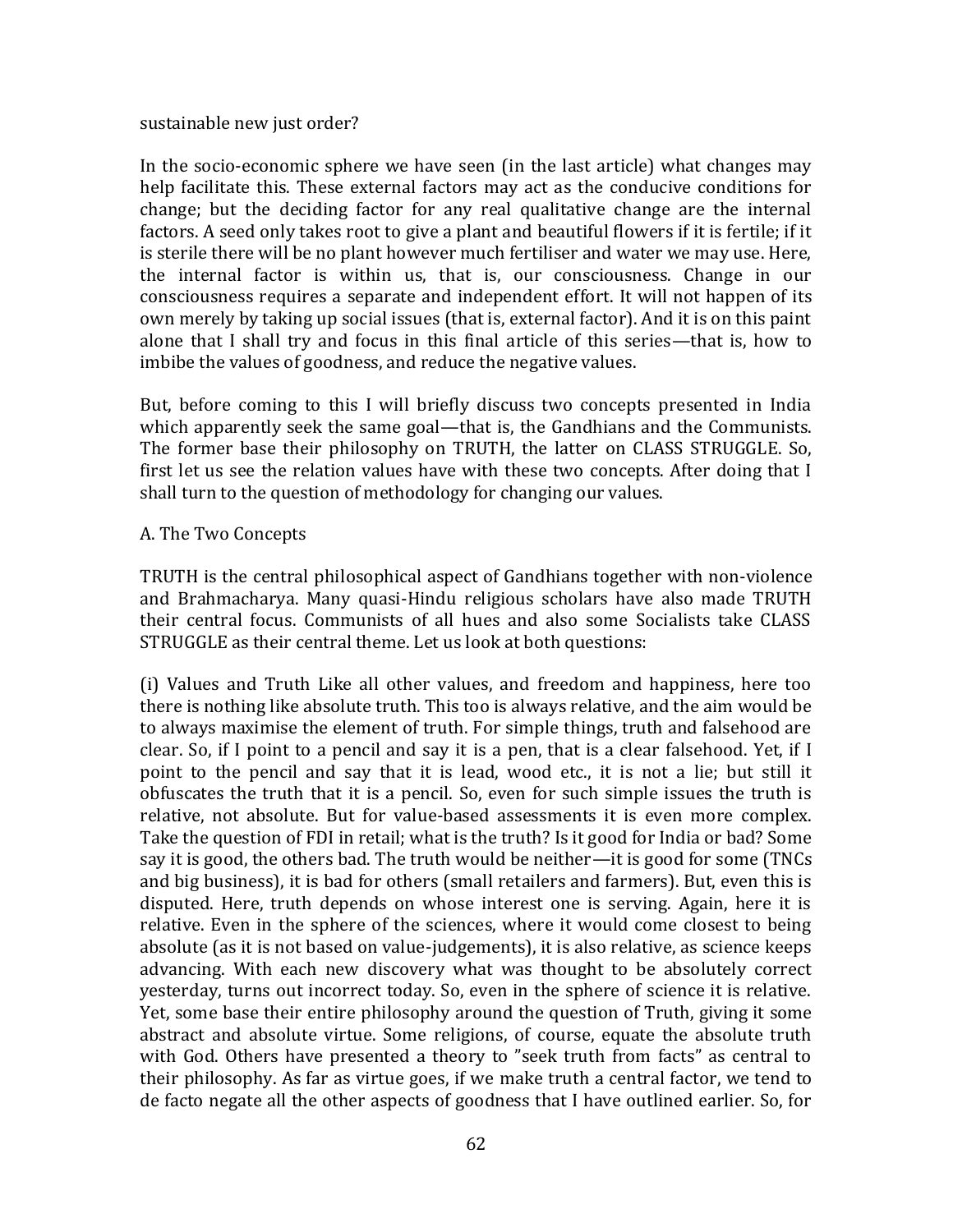sustainable new just order?

In the socio-economic sphere we have seen (in the last article) what changes may help facilitate this. These external factors may act as the conducive conditions for change; but the deciding factor for any real qualitative change are the internal factors. A seed only takes root to give a plant and beautiful flowers if it is fertile; if it is sterile there will be no plant however much fertiliser and water we may use. Here, the internal factor is within us, that is, our consciousness. Change in our consciousness requires a separate and independent effort. It will not happen of its own merely by taking up social issues (that is, external factor). And it is on this paint alone that I shall try and focus in this final article of this series—that is, how to imbibe the values of goodness, and reduce the negative values.

But, before coming to this I will briefly discuss two concepts presented in India which apparently seek the same goal—that is, the Gandhians and the Communists. The former base their philosophy on TRUTH, the latter on CLASS STRUGGLE. So, first let us see the relation values have with these two concepts. After doing that I shall turn to the question of methodology for changing our values.

## A. The Two Concepts

TRUTH is the central philosophical aspect of Gandhians together with non-violence and Brahmacharya. Many quasi-Hindu religious scholars have also made TRUTH their central focus. Communists of all hues and also some Socialists take CLASS STRUGGLE as their central theme. Let us look at both questions:

(i) Values and Truth Like all other values, and freedom and happiness, here too there is nothing like absolute truth. This too is always relative, and the aim would be to always maximise the element of truth. For simple things, truth and falsehood are clear. So, if I point to a pencil and say it is a pen, that is a clear falsehood. Yet, if I point to the pencil and say that it is lead, wood etc., it is not a lie; but still it obfuscates the truth that it is a pencil. So, even for such simple issues the truth is relative, not absolute. But for value-based assessments it is even more complex. Take the question of FDI in retail; what is the truth? Is it good for India or bad? Some say it is good, the others bad. The truth would be neither—it is good for some (TNCs and big business), it is bad for others (small retailers and farmers). But, even this is disputed. Here, truth depends on whose interest one is serving. Again, here it is relative. Even in the sphere of the sciences, where it would come closest to being absolute (as it is not based on value-judgements), it is also relative, as science keeps advancing. With each new discovery what was thought to be absolutely correct yesterday, turns out incorrect today. So, even in the sphere of science it is relative. Yet, some base their entire philosophy around the question of Truth, giving it some abstract and absolute virtue. Some religions, of course, equate the absolute truth with God. Others have presented a theory to "seek truth from facts" as central to their philosophy. As far as virtue goes, if we make truth a central factor, we tend to de facto negate all the other aspects of goodness that I have outlined earlier. So, for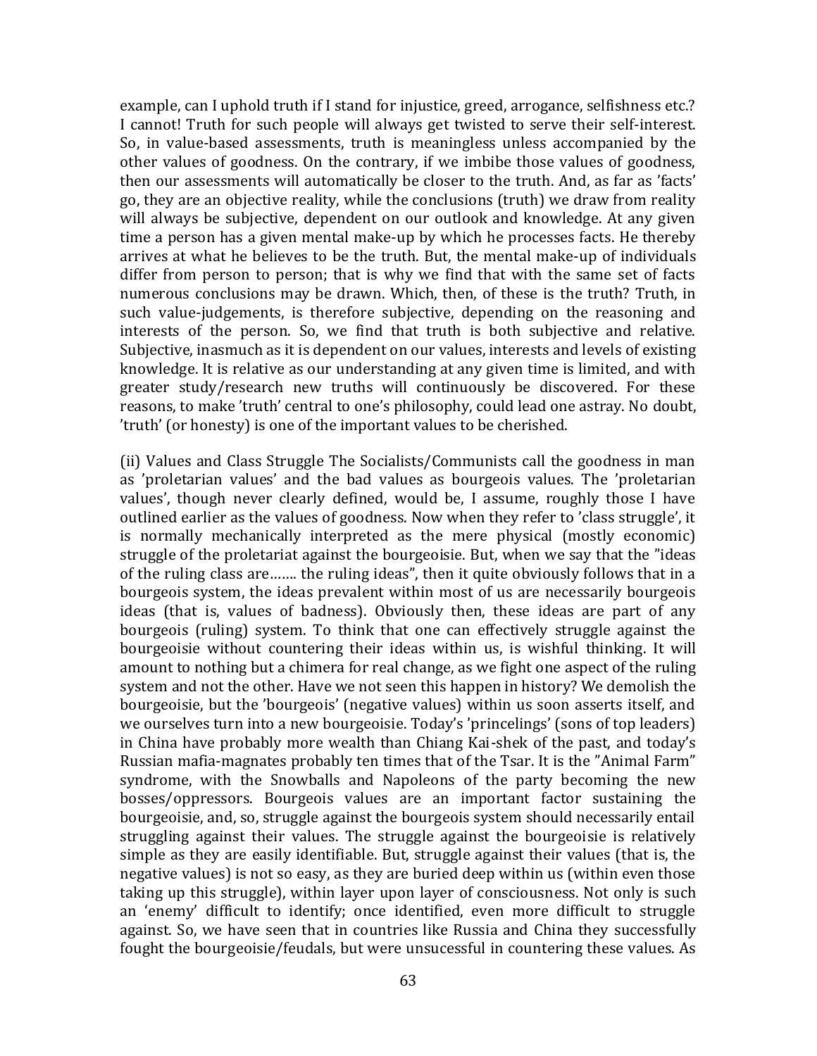example, can I uphold truth if I stand for injustice, greed, arrogance, selfishness etc.? I cannot! Truth for such people will always get twisted to serve their self-interest. So, in value-based assessments, truth is meaningless unless accompanied by the other values of goodness. On the contrary, if we imbibe those values of goodness, then our assessments will automatically be closer to the truth. And, as far as 'facts' go, they are an objective reality, while the conclusions (truth) we draw from reality will always be subjective, dependent on our outlook and knowledge. At any given time a person has a given mental make-up by which he processes facts. He thereby arrives at what he believes to be the truth. But, the mental make-up of individuals differ from person to person; that is why we find that with the same set of facts numerous conclusions may be drawn. Which, then, of these is the truth? Truth, in such value-judgements, is therefore subjective, depending on the reasoning and interests of the person. So, we find that truth is both subjective and relative. Subjective, inasmuch as it is dependent on our values, interests and levels of existing knowledge. It is relative as our understanding at any given time is limited, and with greater study/research new truths will continuously be discovered. For these reasons, to make 'truth' central to one's philosophy, could lead one astray. No doubt, 'truth' (or honesty) is one of the important values to be cherished.

(ii) Values and Class Struggle The Socialists/Communists call the goodness in man as 'proletarian values' and the bad values as bourgeois values. The 'proletarian values', though never clearly defined, would be, I assume, roughly those I have outlined earlier as the values of goodness. Now when they refer to 'class struggle', it is normally mechanically interpreted as the mere physical (mostly economic) struggle of the proletariat against the bourgeoisie. But, when we say that the "ideas of the ruling class are……. the ruling ideas", then it quite obviously follows that in a bourgeois system, the ideas prevalent within most of us are necessarily bourgeois ideas (that is, values of badness). Obviously then, these ideas are part of any bourgeois (ruling) system. To think that one can effectively struggle against the bourgeoisie without countering their ideas within us, is wishful thinking. It will amount to nothing but a chimera for real change, as we fight one aspect of the ruling system and not the other. Have we not seen this happen in history? We demolish the bourgeoisie, but the 'bourgeois' (negative values) within us soon asserts itself, and we ourselves turn into a new bourgeoisie. Today's 'princelings' (sons of top leaders) in China have probably more wealth than Chiang Kai-shek of the past, and today's Russian mafia-magnates probably ten times that of the Tsar. It is the "Animal Farm" syndrome, with the Snowballs and Napoleons of the party becoming the new bosses/oppressors. Bourgeois values are an important factor sustaining the bourgeoisie, and, so, struggle against the bourgeois system should necessarily entail struggling against their values. The struggle against the bourgeoisie is relatively simple as they are easily identifiable. But, struggle against their values (that is, the negative values) is not so easy, as they are buried deep within us (within even those taking up this struggle), within layer upon layer of consciousness. Not only is such an 'enemy' difficult to identify; once identified, even more difficult to struggle against. So, we have seen that in countries like Russia and China they successfully fought the bourgeoisie/feudals, but were unsucessful in countering these values. As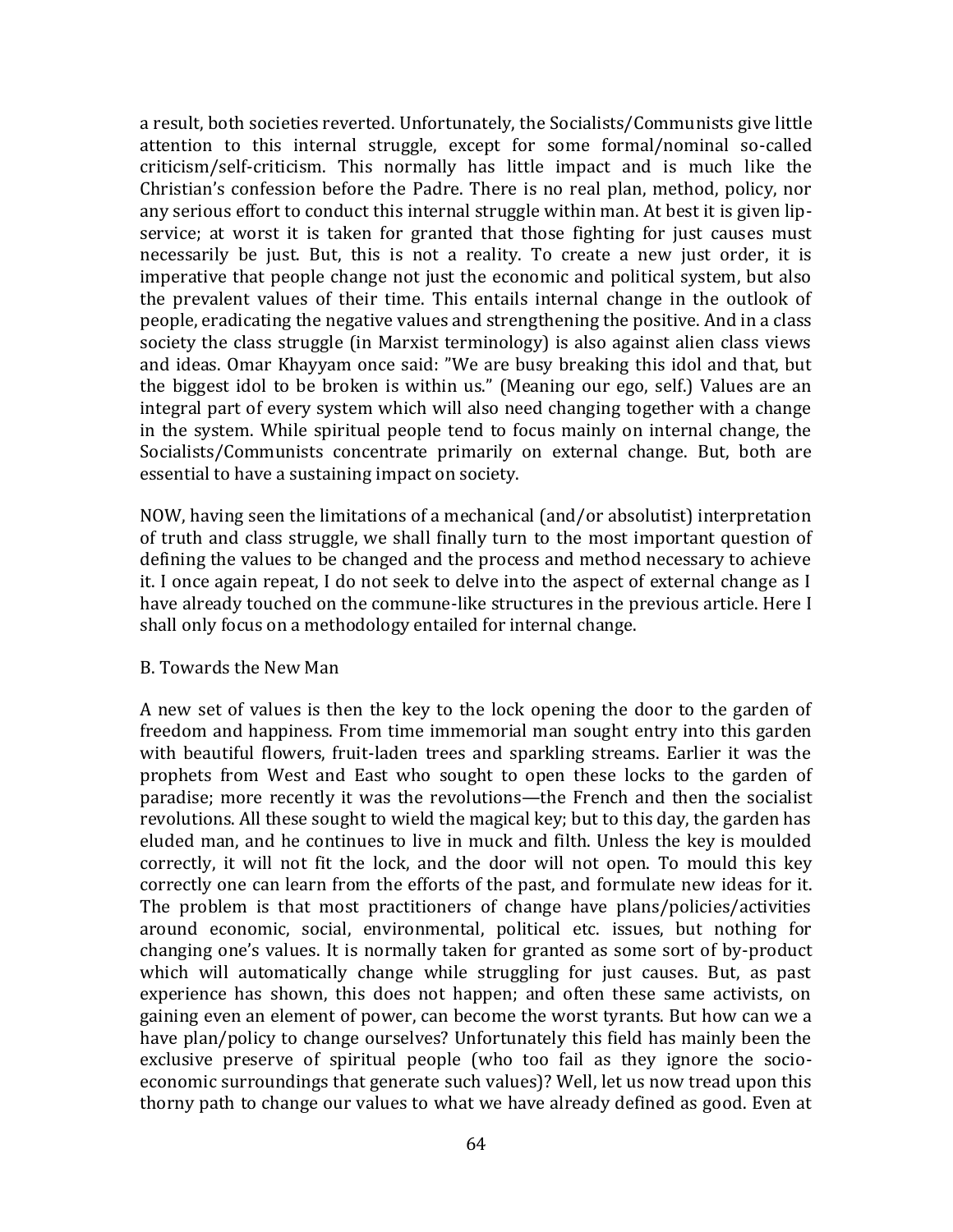a result, both societies reverted. Unfortunately, the Socialists/Communists give little attention to this internal struggle, except for some formal/nominal so-called criticism/self-criticism. This normally has little impact and is much like the Christian's confession before the Padre. There is no real plan, method, policy, nor any serious effort to conduct this internal struggle within man. At best it is given lip-service; at worst it is taken for granted that those fighting for just causes must necessarily be just. But, this is not a reality. To create a new just order, it is imperative that people change not just the economic and political system, but also the prevalent values of their time. This entails internal change in the outlook of people, eradicating the negative values and strengthening the positive. And in a class society the class struggle (in Marxist terminology) is also against alien class views and ideas. Omar Khayyam once said: "We are busy breaking this idol and that, but the biggest idol to be broken is within us." (Meaning our ego, self.) Values are an integral part of every system which will also need changing together with a change in the system. While spiritual people tend to focus mainly on internal change, the Socialists/Communists concentrate primarily on external change. But, both are essential to have a sustaining impact on society.

NOW, having seen the limitations of a mechanical (and/or absolutist) interpretation of truth and class struggle, we shall finally turn to the most important question of defining the values to be changed and the process and method necessary to achieve it. I once again repeat, I do not seek to delve into the aspect of external change as I have already touched on the commune-like structures in the previous article. Here I shall only focus on a methodology entailed for internal change.

## B. Towards the New Man

A new set of values is then the key to the lock opening the door to the garden of freedom and happiness. From time immemorial man sought entry into this garden with beautiful flowers, fruit-laden trees and sparkling streams. Earlier it was the prophets from West and East who sought to open these locks to the garden of paradise; more recently it was the revolutions—the French and then the socialist revolutions. All these sought to wield the magical key; but to this day, the garden has eluded man, and he continues to live in muck and filth. Unless the key is moulded correctly, it will not fit the lock, and the door will not open. To mould this key correctly one can learn from the efforts of the past, and formulate new ideas for it. The problem is that most practitioners of change have plans/policies/activities around economic, social, environmental, political etc. issues, but nothing for changing one's values. It is normally taken for granted as some sort of by-product which will automatically change while struggling for just causes. But, as past experience has shown, this does not happen; and often these same activists, on gaining even an element of power, can become the worst tyrants. But how can we a have plan/policy to change ourselves? Unfortunately this field has mainly been the exclusive preserve of spiritual people (who too fail as they ignore the socio-economic surroundings that generate such values)? Well, let us now tread upon this thorny path to change our values to what we have already defined as good. Even at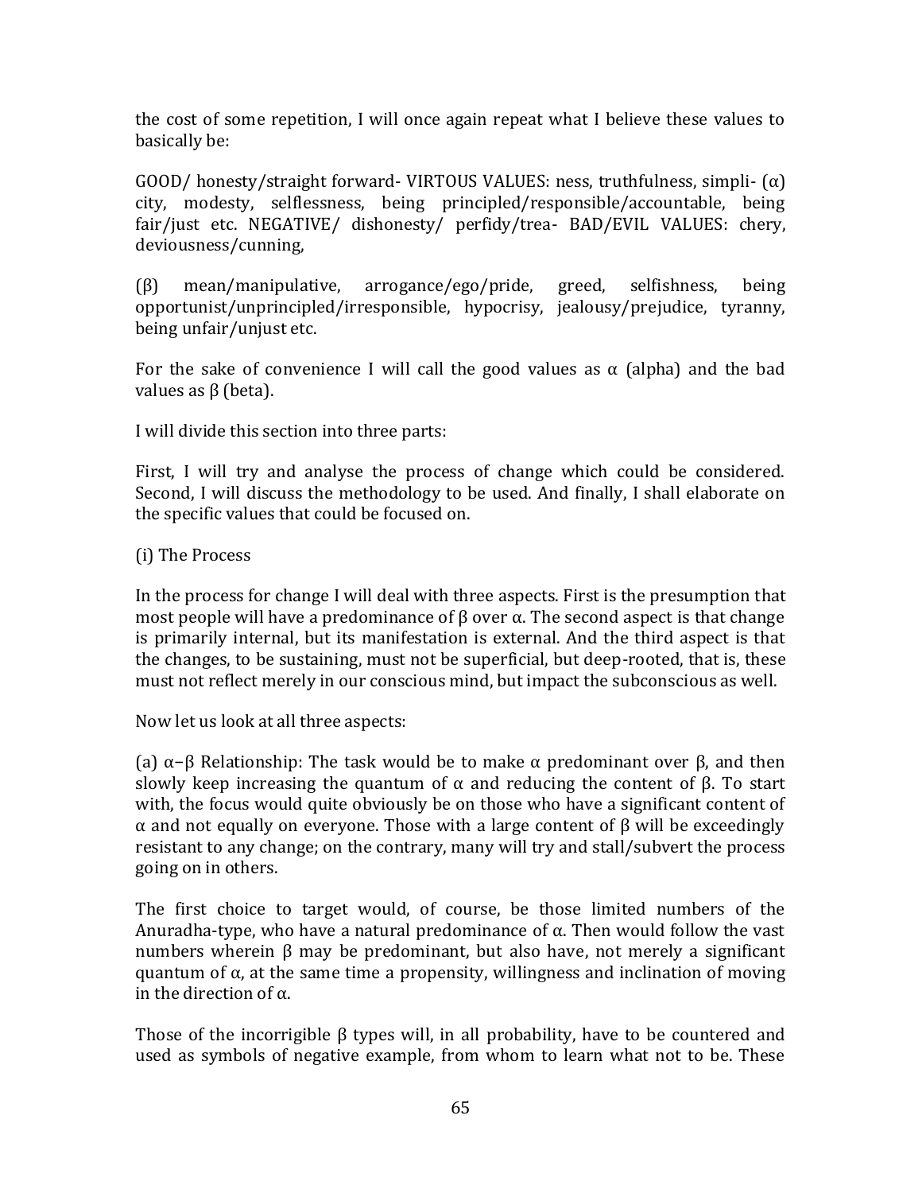the cost of some repetition, I will once again repeat what I believe these values to basically be:

GOOD/ honesty/straight forward- VIRTOUS VALUES: ness, truthfulness, simpli- (α) city, modesty, selflessness, being principled/responsible/accountable, being fair/just etc. NEGATIVE/ dishonesty/ perfidy/trea- BAD/EVIL VALUES: chery, deviousness/cunning,

(β) mean/manipulative, arrogance/ego/pride, greed, selfishness, being opportunist/unprincipled/irresponsible, hypocrisy, jealousy/prejudice, tyranny, being unfair/unjust etc.

For the sake of convenience I will call the good values as α (alpha) and the bad values as β (beta).

I will divide this section into three parts:

First, I will try and analyse the process of change which could be considered. Second, I will discuss the methodology to be used. And finally, I shall elaborate on the specific values that could be focused on.

(i) The Process

In the process for change I will deal with three aspects. First is the presumption that most people will have a predominance of β over α. The second aspect is that change is primarily internal, but its manifestation is external. And the third aspect is that the changes, to be sustaining, must not be superficial, but deep-rooted, that is, these must not reflect merely in our conscious mind, but impact the subconscious as well.

Now let us look at all three aspects:

(a) α−β Relationship: The task would be to make α predominant over β, and then slowly keep increasing the quantum of α and reducing the content of β. To start with, the focus would quite obviously be on those who have a significant content of α and not equally on everyone. Those with a large content of β will be exceedingly resistant to any change; on the contrary, many will try and stall/subvert the process going on in others.

The first choice to target would, of course, be those limited numbers of the Anuradha-type, who have a natural predominance of α. Then would follow the vast numbers wherein β may be predominant, but also have, not merely a significant quantum of α, at the same time a propensity, willingness and inclination of moving in the direction of α.

Those of the incorrigible β types will, in all probability, have to be countered and used as symbols of negative example, from whom to learn what not to be. These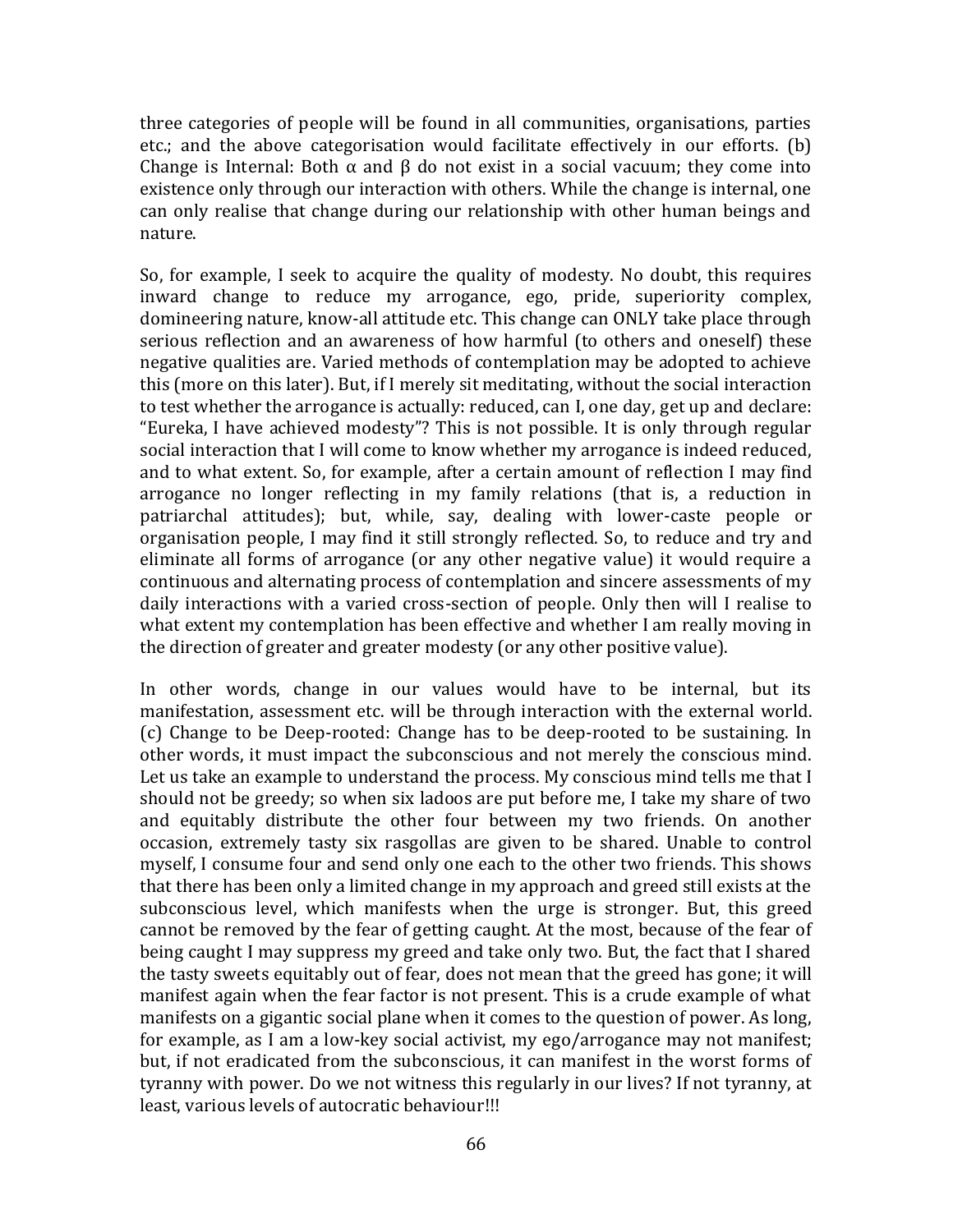three categories of people will be found in all communities, organisations, parties etc.; and the above categorisation would facilitate effectively in our efforts. (b) Change is Internal: Both α and β do not exist in a social vacuum; they come into existence only through our interaction with others. While the change is internal, one can only realise that change during our relationship with other human beings and nature.

So, for example, I seek to acquire the quality of modesty. No doubt, this requires inward change to reduce my arrogance, ego, pride, superiority complex, domineering nature, know-all attitude etc. This change can ONLY take place through serious reflection and an awareness of how harmful (to others and oneself) these negative qualities are. Varied methods of contemplation may be adopted to achieve this (more on this later). But, if I merely sit meditating, without the social interaction to test whether the arrogance is actually: reduced, can I, one day, get up and declare: "Eureka, I have achieved modesty"? This is not possible. It is only through regular social interaction that I will come to know whether my arrogance is indeed reduced, and to what extent. So, for example, after a certain amount of reflection I may find arrogance no longer reflecting in my family relations (that is, a reduction in patriarchal attitudes); but, while, say, dealing with lower-caste people or organisation people, I may find it still strongly reflected. So, to reduce and try and eliminate all forms of arrogance (or any other negative value) it would require a continuous and alternating process of contemplation and sincere assessments of my daily interactions with a varied cross-section of people. Only then will I realise to what extent my contemplation has been effective and whether I am really moving in the direction of greater and greater modesty (or any other positive value).

In other words, change in our values would have to be internal, but its manifestation, assessment etc. will be through interaction with the external world. (c) Change to be Deep-rooted: Change has to be deep-rooted to be sustaining. In other words, it must impact the subconscious and not merely the conscious mind. Let us take an example to understand the process. My conscious mind tells me that I should not be greedy; so when six ladoos are put before me, I take my share of two and equitably distribute the other four between my two friends. On another occasion, extremely tasty six rasgollas are given to be shared. Unable to control myself, I consume four and send only one each to the other two friends. This shows that there has been only a limited change in my approach and greed still exists at the subconscious level, which manifests when the urge is stronger. But, this greed cannot be removed by the fear of getting caught. At the most, because of the fear of being caught I may suppress my greed and take only two. But, the fact that I shared the tasty sweets equitably out of fear, does not mean that the greed has gone; it will manifest again when the fear factor is not present. This is a crude example of what manifests on a gigantic social plane when it comes to the question of power. As long, for example, as I am a low-key social activist, my ego/arrogance may not manifest; but, if not eradicated from the subconscious, it can manifest in the worst forms of tyranny with power. Do we not witness this regularly in our lives? If not tyranny, at least, various levels of autocratic behaviour!!!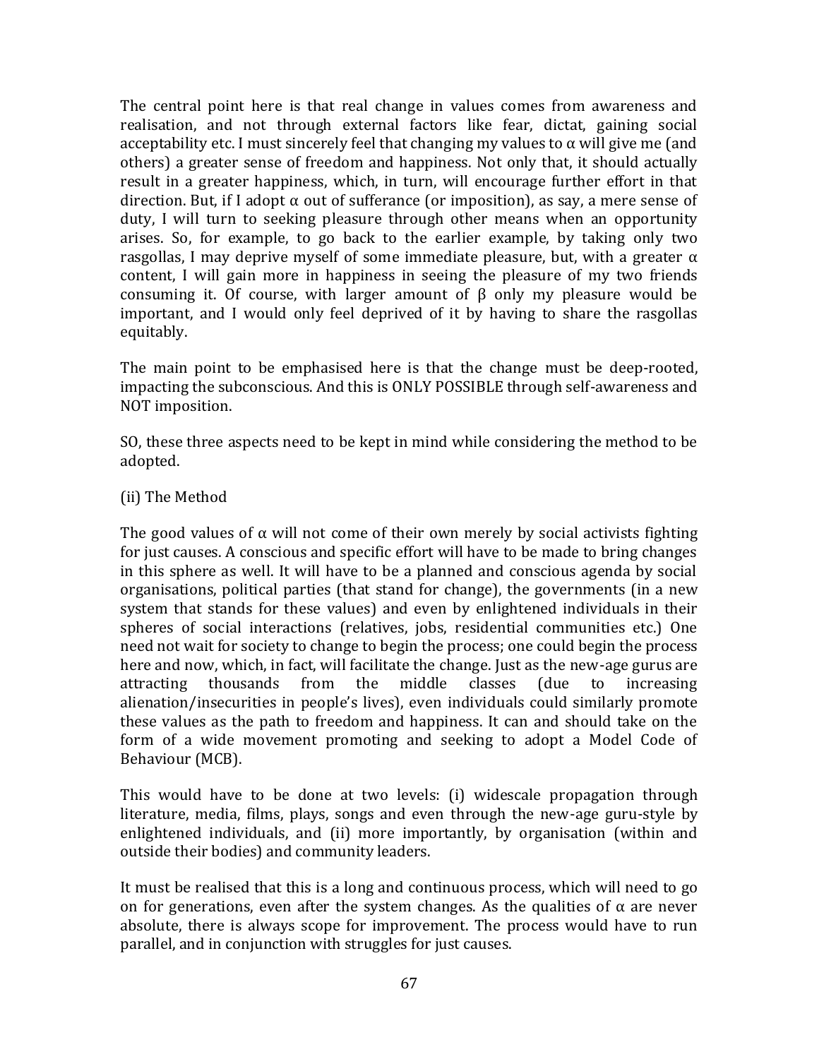The central point here is that real change in values comes from awareness and realisation, and not through external factors like fear, dictat, gaining social acceptability etc. I must sincerely feel that changing my values to α will give me (and others) a greater sense of freedom and happiness. Not only that, it should actually result in a greater happiness, which, in turn, will encourage further effort in that direction. But, if I adopt α out of sufferance (or imposition), as say, a mere sense of duty, I will turn to seeking pleasure through other means when an opportunity arises. So, for example, to go back to the earlier example, by taking only two rasgollas, I may deprive myself of some immediate pleasure, but, with a greater α content, I will gain more in happiness in seeing the pleasure of my two friends consuming it. Of course, with larger amount of β only my pleasure would be important, and I would only feel deprived of it by having to share the rasgollas equitably.

The main point to be emphasised here is that the change must be deep-rooted, impacting the subconscious. And this is ONLY POSSIBLE through self-awareness and NOT imposition.

SO, these three aspects need to be kept in mind while considering the method to be adopted.

(ii) The Method

The good values of α will not come of their own merely by social activists fighting for just causes. A conscious and specific effort will have to be made to bring changes in this sphere as well. It will have to be a planned and conscious agenda by social organisations, political parties (that stand for change), the governments (in a new system that stands for these values) and even by enlightened individuals in their spheres of social interactions (relatives, jobs, residential communities etc.) One need not wait for society to change to begin the process; one could begin the process here and now, which, in fact, will facilitate the change. Just as the new-age gurus are attracting thousands from the middle classes (due to increasing alienation/insecurities in people's lives), even individuals could similarly promote these values as the path to freedom and happiness. It can and should take on the form of a wide movement promoting and seeking to adopt a Model Code of Behaviour (MCB).

This would have to be done at two levels: (i) widescale propagation through literature, media, films, plays, songs and even through the new-age guru-style by enlightened individuals, and (ii) more importantly, by organisation (within and outside their bodies) and community leaders.

It must be realised that this is a long and continuous process, which will need to go on for generations, even after the system changes. As the qualities of α are never absolute, there is always scope for improvement. The process would have to run parallel, and in conjunction with struggles for just causes.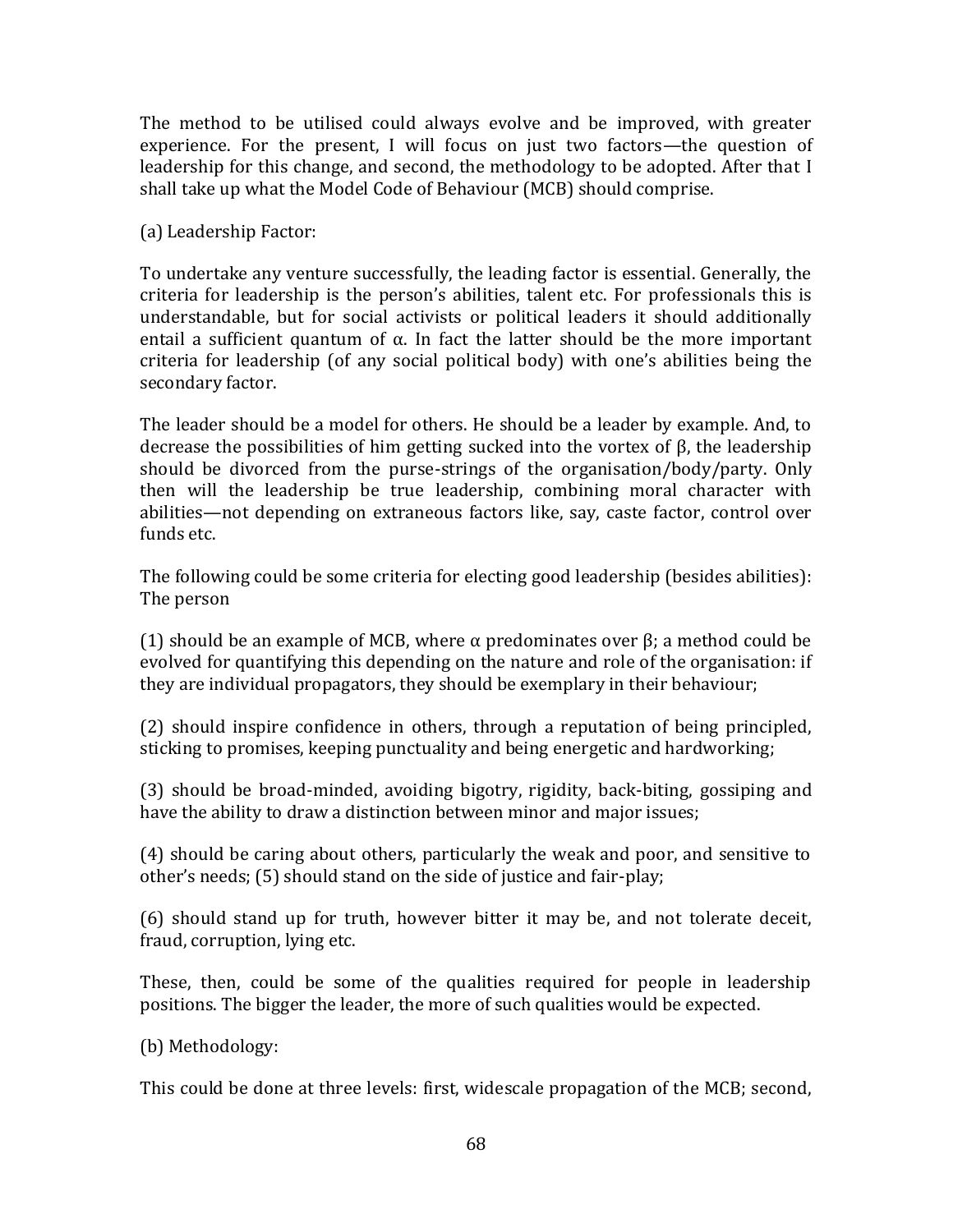The method to be utilised could always evolve and be improved, with greater experience. For the present, I will focus on just two factors—the question of leadership for this change, and second, the methodology to be adopted. After that I shall take up what the Model Code of Behaviour (MCB) should comprise.

(a) Leadership Factor:

To undertake any venture successfully, the leading factor is essential. Generally, the criteria for leadership is the person's abilities, talent etc. For professionals this is understandable, but for social activists or political leaders it should additionally entail a sufficient quantum of $\alpha$. In fact the latter should be the more important criteria for leadership (of any social political body) with one's abilities being the secondary factor.

The leader should be a model for others. He should be a leader by example. And, to decrease the possibilities of him getting sucked into the vortex of $\beta$, the leadership should be divorced from the purse-strings of the organisation/body/party. Only then will the leadership be true leadership, combining moral character with abilities—not depending on extraneous factors like, say, caste factor, control over funds etc.

The following could be some criteria for electing good leadership (besides abilities): The person

(1) should be an example of MCB, where $\alpha$ predominates over $\beta$; a method could be evolved for quantifying this depending on the nature and role of the organisation: if they are individual propagators, they should be exemplary in their behaviour;

(2) should inspire confidence in others, through a reputation of being principled, sticking to promises, keeping punctuality and being energetic and hardworking;

(3) should be broad-minded, avoiding bigotry, rigidity, back-biting, gossiping and have the ability to draw a distinction between minor and major issues;

(4) should be caring about others, particularly the weak and poor, and sensitive to other's needs; (5) should stand on the side of justice and fair-play;

(6) should stand up for truth, however bitter it may be, and not tolerate deceit, fraud, corruption, lying etc.

These, then, could be some of the qualities required for people in leadership positions. The bigger the leader, the more of such qualities would be expected.

(b) Methodology:

This could be done at three levels: first, widescale propagation of the MCB; second,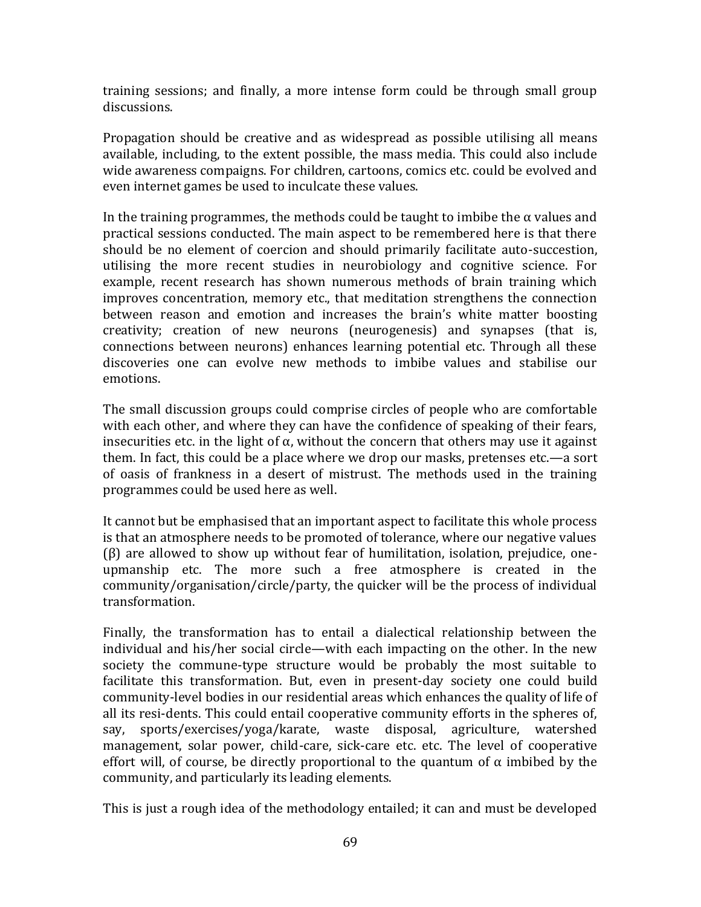training sessions; and finally, a more intense form could be through small group discussions.

Propagation should be creative and as widespread as possible utilising all means available, including, to the extent possible, the mass media. This could also include wide awareness compaigns. For children, cartoons, comics etc. could be evolved and even internet games be used to inculcate these values.

In the training programmes, the methods could be taught to imbibe the α values and practical sessions conducted. The main aspect to be remembered here is that there should be no element of coercion and should primarily facilitate auto-succestion, utilising the more recent studies in neurobiology and cognitive science. For example, recent research has shown numerous methods of brain training which improves concentration, memory etc., that meditation strengthens the connection between reason and emotion and increases the brain's white matter boosting creativity; creation of new neurons (neurogenesis) and synapses (that is, connections between neurons) enhances learning potential etc. Through all these discoveries one can evolve new methods to imbibe values and stabilise our emotions.

The small discussion groups could comprise circles of people who are comfortable with each other, and where they can have the confidence of speaking of their fears, insecurities etc. in the light of α, without the concern that others may use it against them. In fact, this could be a place where we drop our masks, pretenses etc.—a sort of oasis of frankness in a desert of mistrust. The methods used in the training programmes could be used here as well.

It cannot but be emphasised that an important aspect to facilitate this whole process is that an atmosphere needs to be promoted of tolerance, where our negative values (β) are allowed to show up without fear of humilitation, isolation, prejudice, one-upmanship etc. The more such a free atmosphere is created in the community/organisation/circle/party, the quicker will be the process of individual transformation.

Finally, the transformation has to entail a dialectical relationship between the individual and his/her social circle—with each impacting on the other. In the new society the commune-type structure would be probably the most suitable to facilitate this transformation. But, even in present-day society one could build community-level bodies in our residential areas which enhances the quality of life of all its resi-dents. This could entail cooperative community efforts in the spheres of, say, sports/exercises/yoga/karate, waste disposal, agriculture, watershed management, solar power, child-care, sick-care etc. etc. The level of cooperative effort will, of course, be directly proportional to the quantum of α imbibed by the community, and particularly its leading elements.

This is just a rough idea of the methodology entailed; it can and must be developed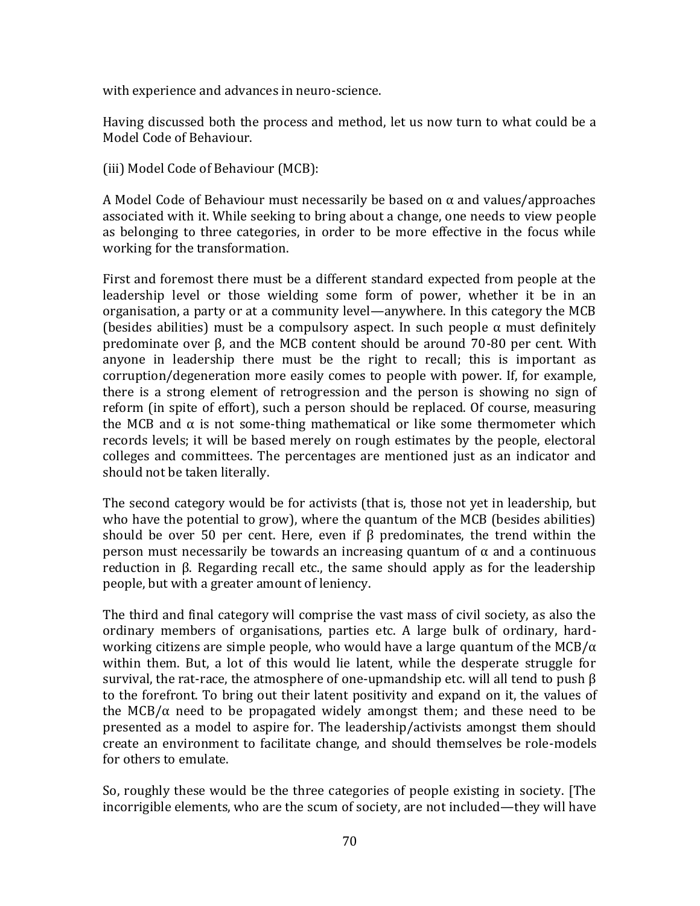with experience and advances in neuro-science.

Having discussed both the process and method, let us now turn to what could be a Model Code of Behaviour.

(iii) Model Code of Behaviour (MCB):

A Model Code of Behaviour must necessarily be based on α and values/approaches associated with it. While seeking to bring about a change, one needs to view people as belonging to three categories, in order to be more effective in the focus while working for the transformation.

First and foremost there must be a different standard expected from people at the leadership level or those wielding some form of power, whether it be in an organisation, a party or at a community level—anywhere. In this category the MCB (besides abilities) must be a compulsory aspect. In such people α must definitely predominate over β, and the MCB content should be around 70-80 per cent. With anyone in leadership there must be the right to recall; this is important as corruption/degeneration more easily comes to people with power. If, for example, there is a strong element of retrogression and the person is showing no sign of reform (in spite of effort), such a person should be replaced. Of course, measuring the MCB and α is not some-thing mathematical or like some thermometer which records levels; it will be based merely on rough estimates by the people, electoral colleges and committees. The percentages are mentioned just as an indicator and should not be taken literally.

The second category would be for activists (that is, those not yet in leadership, but who have the potential to grow), where the quantum of the MCB (besides abilities) should be over 50 per cent. Here, even if β predominates, the trend within the person must necessarily be towards an increasing quantum of α and a continuous reduction in β. Regarding recall etc., the same should apply as for the leadership people, but with a greater amount of leniency.

The third and final category will comprise the vast mass of civil society, as also the ordinary members of organisations, parties etc. A large bulk of ordinary, hard-working citizens are simple people, who would have a large quantum of the MCB/α within them. But, a lot of this would lie latent, while the desperate struggle for survival, the rat-race, the atmosphere of one-upmandship etc. will all tend to push β to the forefront. To bring out their latent positivity and expand on it, the values of the MCB/α need to be propagated widely amongst them; and these need to be presented as a model to aspire for. The leadership/activists amongst them should create an environment to facilitate change, and should themselves be role-models for others to emulate.

So, roughly these would be the three categories of people existing in society. [The incorrigible elements, who are the scum of society, are not included—they will have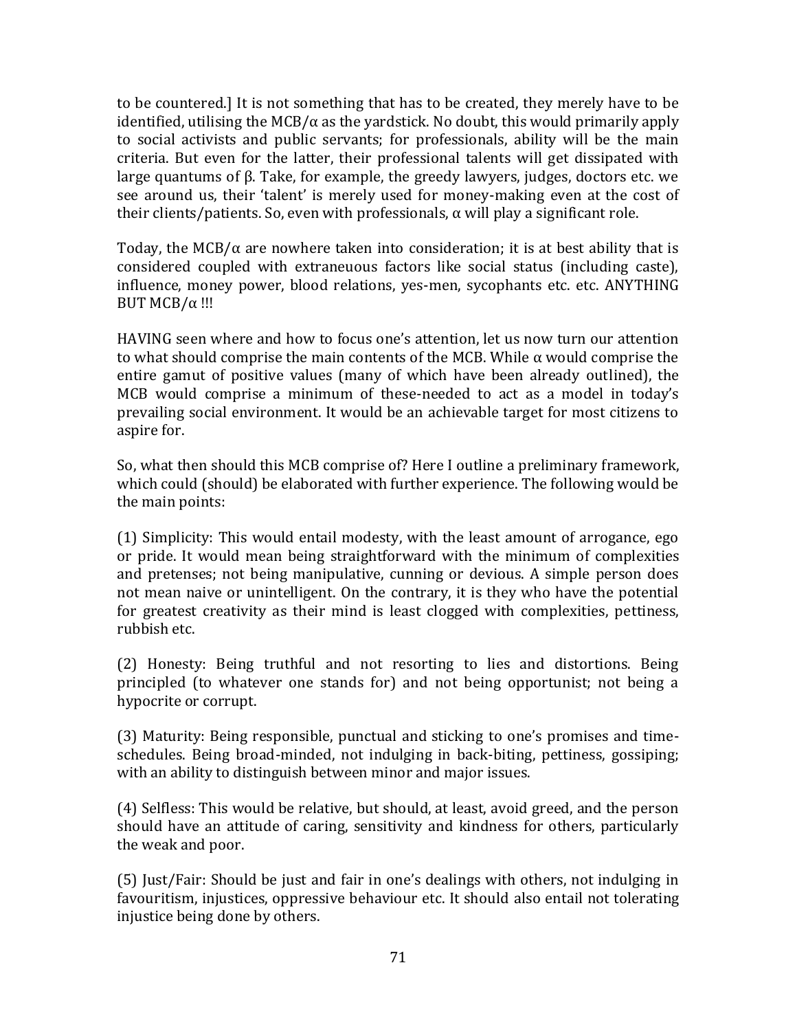to be countered.] It is not something that has to be created, they merely have to be identified, utilising the MCB/$\alpha$ as the yardstick. No doubt, this would primarily apply to social activists and public servants; for professionals, ability will be the main criteria. But even for the latter, their professional talents will get dissipated with large quantums of $\beta$. Take, for example, the greedy lawyers, judges, doctors etc. we see around us, their 'talent' is merely used for money-making even at the cost of their clients/patients. So, even with professionals, $\alpha$ will play a significant role.

Today, the MCB/$\alpha$ are nowhere taken into consideration; it is at best ability that is considered coupled with extraneuous factors like social status (including caste), influence, money power, blood relations, yes-men, sycophants etc. etc. ANYTHING BUT MCB/$\alpha$ !!!

HAVING seen where and how to focus one's attention, let us now turn our attention to what should comprise the main contents of the MCB. While $\alpha$ would comprise the entire gamut of positive values (many of which have been already outlined), the MCB would comprise a minimum of these-needed to act as a model in today's prevailing social environment. It would be an achievable target for most citizens to aspire for.

So, what then should this MCB comprise of? Here I outline a preliminary framework, which could (should) be elaborated with further experience. The following would be the main points:

(1) Simplicity: This would entail modesty, with the least amount of arrogance, ego or pride. It would mean being straightforward with the minimum of complexities and pretenses; not being manipulative, cunning or devious. A simple person does not mean naive or unintelligent. On the contrary, it is they who have the potential for greatest creativity as their mind is least clogged with complexities, pettiness, rubbish etc.

(2) Honesty: Being truthful and not resorting to lies and distortions. Being principled (to whatever one stands for) and not being opportunist; not being a hypocrite or corrupt.

(3) Maturity: Being responsible, punctual and sticking to one's promises and time-schedules. Being broad-minded, not indulging in back-biting, pettiness, gossiping; with an ability to distinguish between minor and major issues.

(4) Selfless: This would be relative, but should, at least, avoid greed, and the person should have an attitude of caring, sensitivity and kindness for others, particularly the weak and poor.

(5) Just/Fair: Should be just and fair in one's dealings with others, not indulging in favouritism, injustices, oppressive behaviour etc. It should also entail not tolerating injustice being done by others.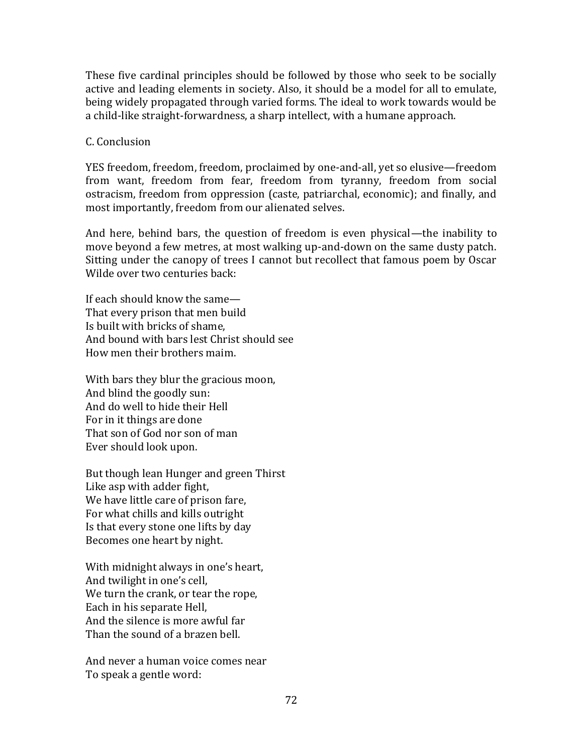These five cardinal principles should be followed by those who seek to be socially active and leading elements in society. Also, it should be a model for all to emulate, being widely propagated through varied forms. The ideal to work towards would be a child-like straight-forwardness, a sharp intellect, with a humane approach.

## C. Conclusion

YES freedom, freedom, freedom, proclaimed by one-and-all, yet so elusive—freedom from want, freedom from fear, freedom from tyranny, freedom from social ostracism, freedom from oppression (caste, patriarchal, economic); and finally, and most importantly, freedom from our alienated selves.

And here, behind bars, the question of freedom is even physical—the inability to move beyond a few metres, at most walking up-and-down on the same dusty patch. Sitting under the canopy of trees I cannot but recollect that famous poem by Oscar Wilde over two centuries back:

If each should know the same—  
That every prison that men build  
Is built with bricks of shame,  
And bound with bars lest Christ should see  
How men their brothers maim.

With bars they blur the gracious moon,  
And blind the goodly sun:  
And do well to hide their Hell  
For in it things are done  
That son of God nor son of man  
Ever should look upon.

But though lean Hunger and green Thirst  
Like asp with adder fight,  
We have little care of prison fare,  
For what chills and kills outright  
Is that every stone one lifts by day  
Becomes one heart by night.

With midnight always in one's heart,  
And twilight in one's cell,  
We turn the crank, or tear the rope,  
Each in his separate Hell,  
And the silence is more awful far  
Than the sound of a brazen bell.

And never a human voice comes near  
To speak a gentle word: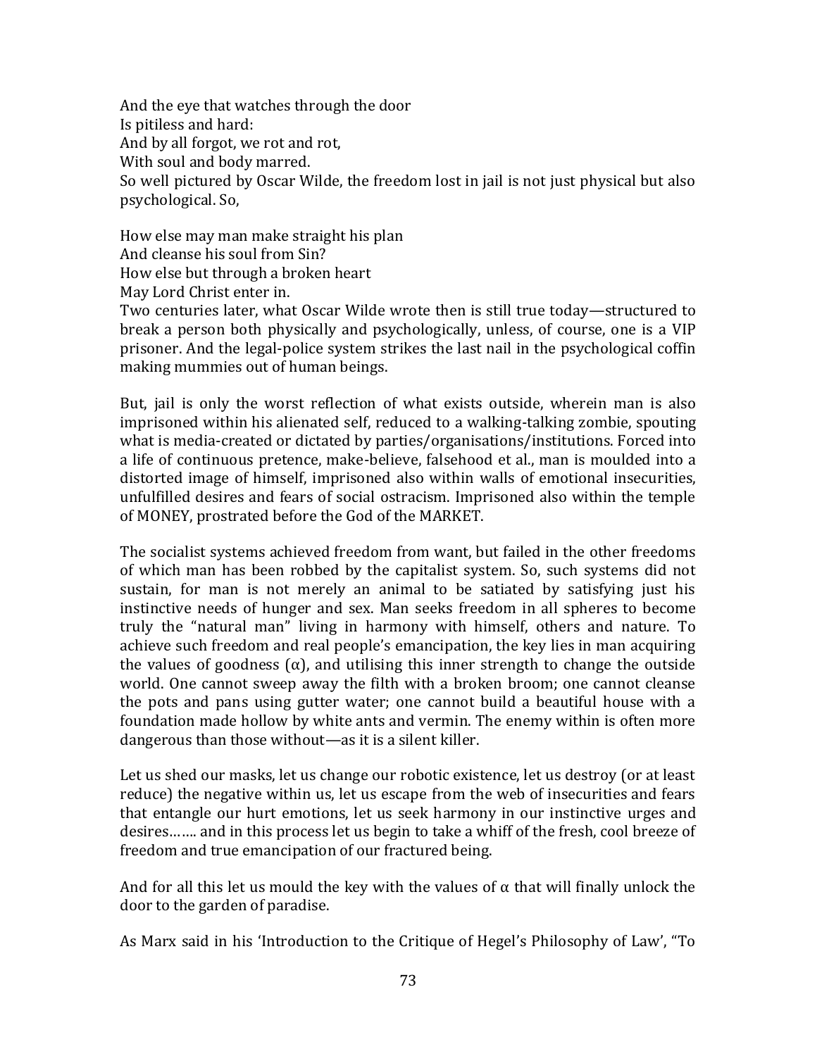And the eye that watches through the door
Is pitiless and hard:
And by all forgot, we rot and rot,
With soul and body marred.

So well pictured by Oscar Wilde, the freedom lost in jail is not just physical but also psychological. So,

How else may man make straight his plan
And cleanse his soul from Sin?
How else but through a broken heart
May Lord Christ enter in.

Two centuries later, what Oscar Wilde wrote then is still true today—structured to break a person both physically and psychologically, unless, of course, one is a VIP prisoner. And the legal-police system strikes the last nail in the psychological coffin making mummies out of human beings.

But, jail is only the worst reflection of what exists outside, wherein man is also imprisoned within his alienated self, reduced to a walking-talking zombie, spouting what is media-created or dictated by parties/organisations/institutions. Forced into a life of continuous pretence, make-believe, falsehood et al., man is moulded into a distorted image of himself, imprisoned also within walls of emotional insecurities, unfulfilled desires and fears of social ostracism. Imprisoned also within the temple of MONEY, prostrated before the God of the MARKET.

The socialist systems achieved freedom from want, but failed in the other freedoms of which man has been robbed by the capitalist system. So, such systems did not sustain, for man is not merely an animal to be satiated by satisfying just his instinctive needs of hunger and sex. Man seeks freedom in all spheres to become truly the "natural man" living in harmony with himself, others and nature. To achieve such freedom and real people's emancipation, the key lies in man acquiring the values of goodness (α), and utilising this inner strength to change the outside world. One cannot sweep away the filth with a broken broom; one cannot cleanse the pots and pans using gutter water; one cannot build a beautiful house with a foundation made hollow by white ants and vermin. The enemy within is often more dangerous than those without—as it is a silent killer.

Let us shed our masks, let us change our robotic existence, let us destroy (or at least reduce) the negative within us, let us escape from the web of insecurities and fears that entangle our hurt emotions, let us seek harmony in our instinctive urges and desires……. and in this process let us begin to take a whiff of the fresh, cool breeze of freedom and true emancipation of our fractured being.

And for all this let us mould the key with the values of α that will finally unlock the door to the garden of paradise.

As Marx said in his 'Introduction to the Critique of Hegel's Philosophy of Law', "To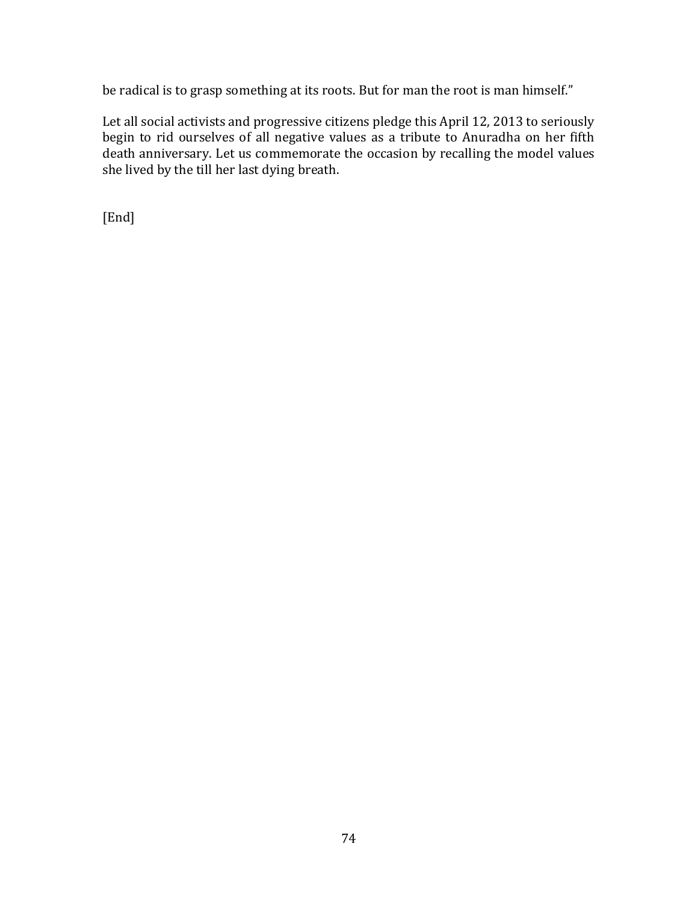be radical is to grasp something at its roots. But for man the root is man himself."

Let all social activists and progressive citizens pledge this April 12, 2013 to seriously begin to rid ourselves of all negative values as a tribute to Anuradha on her fifth death anniversary. Let us commemorate the occasion by recalling the model values she lived by the till her last dying breath.

[End]